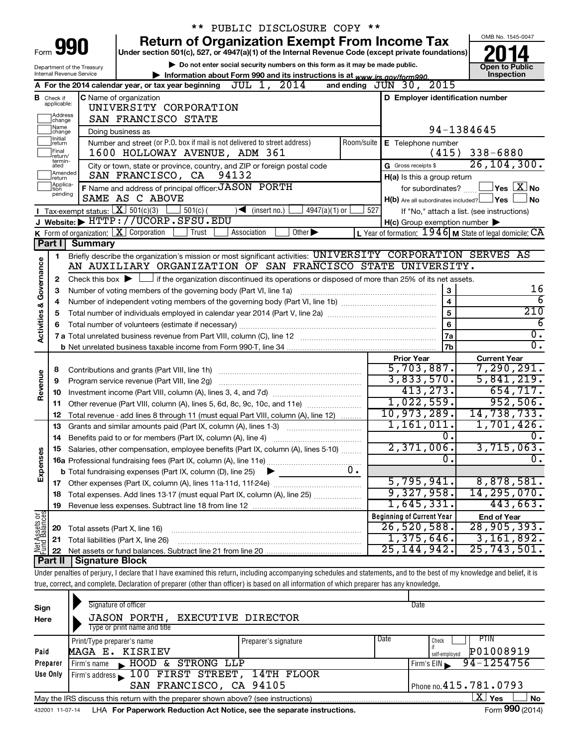** PUBLIC DISCLOSURE COPY **

# Form 990 — Return of Organization Exempt From Income Tax

Under section 501(c), 527, or 4947(a)(1) of the Internal Revenue Code (except private foundations)

▶ Do not enter social security numbers on this form as it may be made public.

▶ Information about Form 990 and its instructions is at www.irs.gov/form990.

Department of the Treasury
Internal Revenue Service

OMB No. 1545-0047

**2014**

**Open to Public Inspection**

**A** For the 2014 calendar year, or tax year beginning JUL 1, 2014 and ending JUN 30, 2015

**B** Check if applicable: Address change / Name change / Initial return / Final return/terminated / Amended return / Application pending

**C** Name of organization
UNIVERSITY CORPORATION
SAN FRANCISCO STATE

Doing business as

Number and street (or P.O. box if mail is not delivered to street address) Room/suite
1600 HOLLOWAY AVENUE, ADM 361

City or town, state or province, country, and ZIP or foreign postal code
SAN FRANCISCO, CA 94132

**D** Employer identification number: 94-1384645

**E** Telephone number: (415) 338-6880

**G** Gross receipts $ 26,104,300.

**F** Name and address of principal officer: JASON PORTH
SAME AS C ABOVE

**H(a)** Is this a group return for subordinates? ☐ Yes ☒ No

**H(b)** Are all subordinates included? ☐ Yes ☐ No
If "No," attach a list. (see instructions)

**H(c)** Group exemption number ▶

**I** Tax-exempt status: ☒ 501(c)(3) ☐ 501(c) ( ) ◀ (insert no.) ☐ 4947(a)(1) or ☐ 527

**J** Website: ▶ HTTP://UCORP.SFSU.EDU

**K** Form of organization: ☒ Corporation ☐ Trust ☐ Association ☐ Other ▶

**L** Year of formation: 1946 **M** State of legal domicile: CA

## Part I Summary

**Activities & Governance**

1. Briefly describe the organization's mission or most significant activities: UNIVERSITY CORPORATION SERVES AS AN AUXILIARY ORGANIZATION OF SAN FRANCISCO STATE UNIVERSITY.
2. Check this box ▶ ☐ if the organization discontinued its operations or disposed of more than 25% of its net assets.

| Line | Description | | Value |
|---|---|---|---|
| 3 | Number of voting members of the governing body (Part VI, line 1a) | 3 | 16 |
| 4 | Number of independent voting members of the governing body (Part VI, line 1b) | 4 | 6 |
| 5 | Total number of individuals employed in calendar year 2014 (Part V, line 2a) | 5 | 210 |
| 6 | Total number of volunteers (estimate if necessary) | 6 | 6 |
| 7a | Total unrelated business revenue from Part VIII, column (C), line 12 | 7a | 0. |
| 7b | Net unrelated business taxable income from Form 990-T, line 34 | 7b | 0. |

| Line | Description | Prior Year | Current Year |
|---|---|---|---|
| **Revenue** | | | |
| 8 | Contributions and grants (Part VIII, line 1h) | 5,703,887. | 7,290,291. |
| 9 | Program service revenue (Part VIII, line 2g) | 3,833,570. | 5,841,219. |
| 10 | Investment income (Part VIII, column (A), lines 3, 4, and 7d) | 413,273. | 654,717. |
| 11 | Other revenue (Part VIII, column (A), lines 5, 6d, 8c, 9c, 10c, and 11e) | 1,022,559. | 952,506. |
| 12 | Total revenue - add lines 8 through 11 (must equal Part VIII, column (A), line 12) | 10,973,289. | 14,738,733. |
| **Expenses** | | | |
| 13 | Grants and similar amounts paid (Part IX, column (A), lines 1-3) | 1,161,011. | 1,701,426. |
| 14 | Benefits paid to or for members (Part IX, column (A), line 4) | 0. | 0. |
| 15 | Salaries, other compensation, employee benefits (Part IX, column (A), lines 5-10) | 2,371,006. | 3,715,063. |
| 16a | Professional fundraising fees (Part IX, column (A), line 11e) | 0. | 0. |
| b | Total fundraising expenses (Part IX, column (D), line 25) ▶ 0. | | |
| 17 | Other expenses (Part IX, column (A), lines 11a-11d, 11f-24e) | 5,795,941. | 8,878,581. |
| 18 | Total expenses. Add lines 13-17 (must equal Part IX, column (A), line 25) | 9,327,958. | 14,295,070. |
| 19 | Revenue less expenses. Subtract line 18 from line 12 | 1,645,331. | 443,663. |

| Line | Net Assets or Fund Balances | Beginning of Current Year | End of Year |
|---|---|---|---|
| 20 | Total assets (Part X, line 16) | 26,520,588. | 28,905,393. |
| 21 | Total liabilities (Part X, line 26) | 1,375,646. | 3,161,892. |
| 22 | Net assets or fund balances. Subtract line 21 from line 20 | 25,144,942. | 25,743,501. |

## Part II Signature Block

Under penalties of perjury, I declare that I have examined this return, including accompanying schedules and statements, and to the best of my knowledge and belief, it is true, correct, and complete. Declaration of preparer (other than officer) is based on all information of which preparer has any knowledge.

**Sign Here**

Signature of officer | Date

JASON PORTH, EXECUTIVE DIRECTOR
Type or print name and title

**Paid Preparer Use Only**

| Print/Type preparer's name | Preparer's signature | Date | Check ☐ if self-employed | PTIN |
|---|---|---|---|---|
| MAGA E. KISRIEV | | | | P01008919 |

Firm's name ▶ HOOD & STRONG LLP — Firm's EIN ▶ 94-1254756

Firm's address ▶ 100 FIRST STREET, 14TH FLOOR, SAN FRANCISCO, CA 94105 — Phone no. 415.781.0793

May the IRS discuss this return with the preparer shown above? (see instructions) ☒ Yes ☐ No

432001 11-07-14 LHA For Paperwork Reduction Act Notice, see the separate instructions. Form 990 (2014)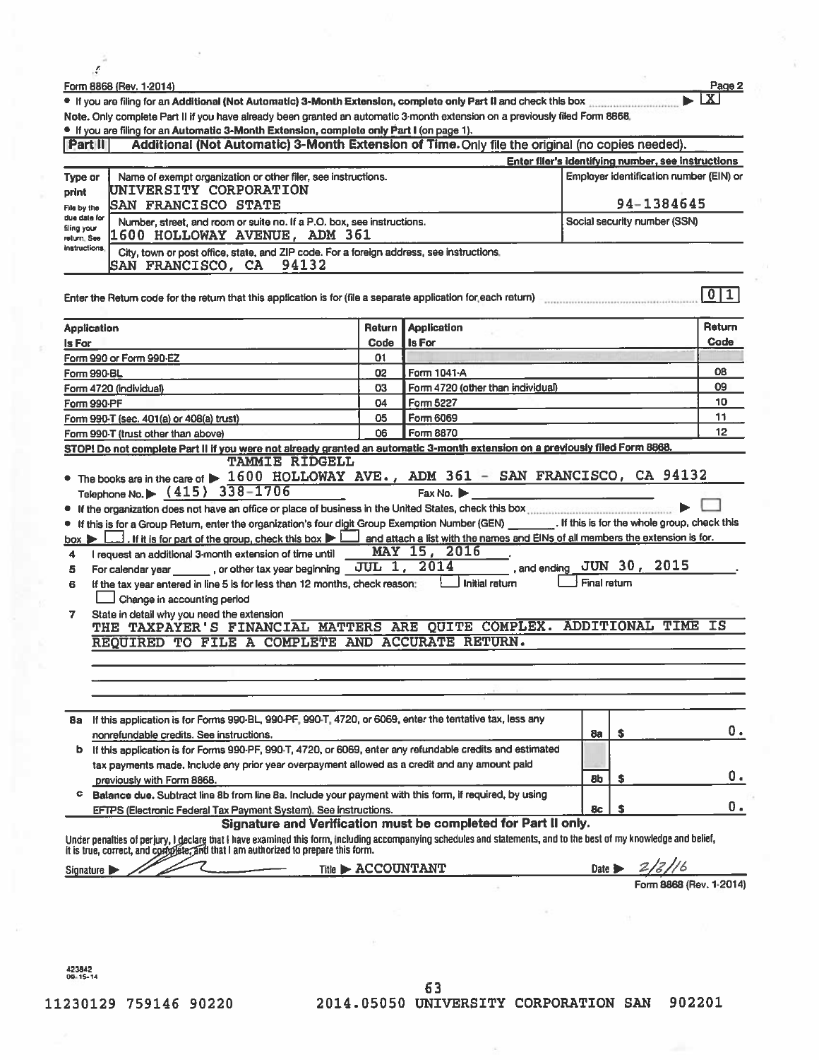Form 8868 (Rev. 1-2014)

- If you are filing for an **Additional (Not Automatic) 3-Month Extension, complete only Part II** and check this box ▶ [X]

**Note.** Only complete Part II if you have already been granted an automatic 3-month extension on a previously filed Form 8868.

- If you are filing for an **Automatic 3-Month Extension, complete only Part I** (on page 1).

## Part II — Additional (Not Automatic) 3-Month Extension of Time. Only file the original (no copies needed).

**Enter filer's identifying number, see instructions**

| Type or print | Name of exempt organization or other filer, see instructions. | Employer identification number (EIN) or |
|---|---|---|
| File by the due date for filing your return. See instructions. | UNIVERSITY CORPORATION SAN FRANCISCO STATE | 94-1384645 |
| | Number, street, and room or suite no. If a P.O. box, see instructions. 1600 HOLLOWAY AVENUE, ADM 361 | Social security number (SSN) |
| | City, town or post office, state, and ZIP code. For a foreign address, see instructions. SAN FRANCISCO, CA 94132 | |

Enter the Return code for the return that this application is for (file a separate application for each return) 0 1

| Application Is For | Return Code | Application Is For | Return Code |
|---|---|---|---|
| Form 990 or Form 990-EZ | 01 | | |
| Form 990-BL | 02 | Form 1041-A | 08 |
| Form 4720 (individual) | 03 | Form 4720 (other than individual) | 09 |
| Form 990-PF | 04 | Form 5227 | 10 |
| Form 990-T (sec. 401(a) or 408(a) trust) | 05 | Form 6069 | 11 |
| Form 990-T (trust other than above) | 06 | Form 8870 | 12 |

**STOP! Do not complete Part II if you were not already granted an automatic 3-month extension on a previously filed Form 8868.**

- The books are in the care of ▶ TAMMIE RIDGELL 1600 HOLLOWAY AVE., ADM 361 - SAN FRANCISCO, CA 94132

  Telephone No. ▶ (415) 338-1706 Fax No. ▶
- If the organization does not have an office or place of business in the United States, check this box ▶ [ ]
- If this is for a Group Return, enter the organization's four digit Group Exemption Number (GEN) ______. If this is for the whole group, check this box ▶ [ ]. If it is for part of the group, check this box ▶ [ ] and attach a list with the names and EINs of all members the extension is for.

4. I request an additional 3-month extension of time until MAY 15, 2016.
5. For calendar year ______, or other tax year beginning JUL 1, 2014, and ending JUN 30, 2015.
6. If the tax year entered in line 5 is for less than 12 months, check reason: [ ] Initial return [ ] Final return [ ] Change in accounting period
7. State in detail why you need the extension THE TAXPAYER'S FINANCIAL MATTERS ARE QUITE COMPLEX. ADDITIONAL TIME IS REQUIRED TO FILE A COMPLETE AND ACCURATE RETURN.

| | | | |
|---|---|---|---|
| **8a** | If this application is for Forms 990-BL, 990-PF, 990-T, 4720, or 6069, enter the tentative tax, less any nonrefundable credits. See instructions. | 8a | $ 0. |
| **b** | If this application is for Forms 990-PF, 990-T, 4720, or 6069, enter any refundable credits and estimated tax payments made. Include any prior year overpayment allowed as a credit and any amount paid previously with Form 8868. | 8b | $ 0. |
| **c** | **Balance due.** Subtract line 8b from line 8a. Include your payment with this form, if required, by using EFTPS (Electronic Federal Tax Payment System). See instructions. | 8c | $ 0. |

**Signature and Verification must be completed for Part II only.**

Under penalties of perjury, I declare that I have examined this form, including accompanying schedules and statements, and to the best of my knowledge and belief, it is true, correct, and complete, and that I am authorized to prepare this form.

Signature ▶ Title ▶ ACCOUNTANT Date ▶ 2/8/16

Form 8868 (Rev. 1-2014)

423842 09-15-14

11230129 759146 90220 2014.05050 UNIVERSITY CORPORATION SAN 902201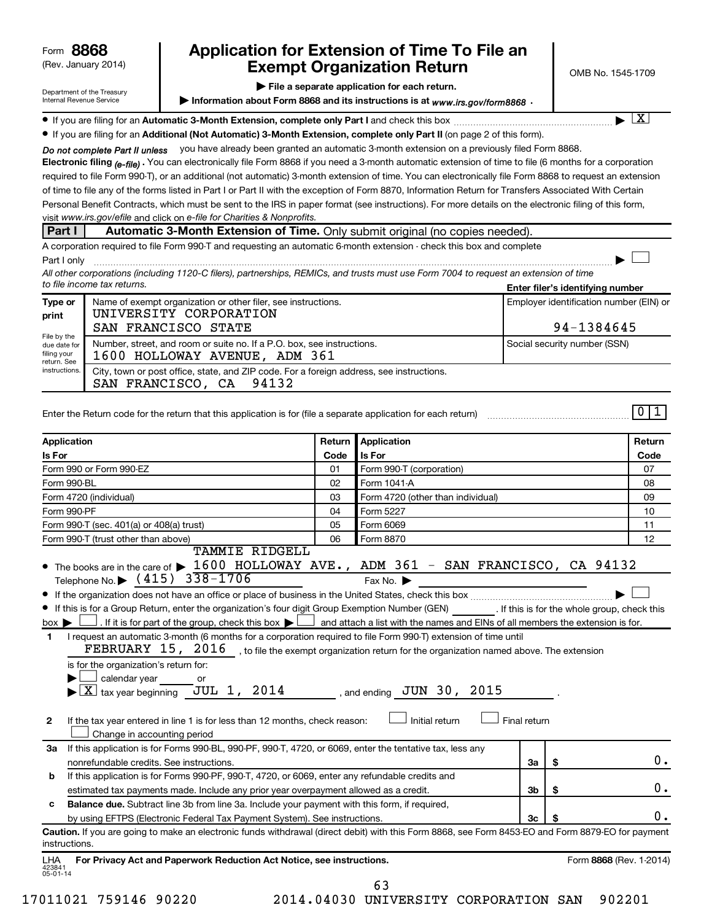Form **8868**
(Rev. January 2014)

Department of the Treasury
Internal Revenue Service

# Application for Extension of Time To File an Exempt Organization Return

▶ **File a separate application for each return.**

▶ **Information about Form 8868 and its instructions is at** *www.irs.gov/form8868*.

OMB No. 1545-1709

- If you are filing for an **Automatic 3-Month Extension, complete only Part I** and check this box ▶ [X]
- If you are filing for an **Additional (Not Automatic) 3-Month Extension, complete only Part II** (on page 2 of this form).

***Do not complete Part II unless*** you have already been granted an automatic 3-month extension on a previously filed Form 8868.

**Electronic filing** *(e-file)*. You can electronically file Form 8868 if you need a 3-month automatic extension of time to file (6 months for a corporation required to file Form 990-T), or an additional (not automatic) 3-month extension of time. You can electronically file Form 8868 to request an extension of time to file any of the forms listed in Part I or Part II with the exception of Form 8870, Information Return for Transfers Associated With Certain Personal Benefit Contracts, which must be sent to the IRS in paper format (see instructions). For more details on the electronic filing of this form, visit *www.irs.gov/efile* and click on *e-file for Charities & Nonprofits*.

## Part I — Automatic 3-Month Extension of Time. Only submit original (no copies needed).

A corporation required to file Form 990-T and requesting an automatic 6-month extension - check this box and complete Part I only ▶ [ ]

*All other corporations (including 1120-C filers), partnerships, REMICs, and trusts must use Form 7004 to request an extension of time to file income tax returns.*

**Enter filer's identifying number**

| Type or print | Name of exempt organization or other filer, see instructions. | Employer identification number (EIN) or |
|---|---|---|
| File by the due date for filing your return. See instructions. | UNIVERSITY CORPORATION SAN FRANCISCO STATE | 94-1384645 |
| | Number, street, and room or suite no. If a P.O. box, see instructions. | Social security number (SSN) |
| | 1600 HOLLOWAY AVENUE, ADM 361 | |
| | City, town or post office, state, and ZIP code. For a foreign address, see instructions. | |
| | SAN FRANCISCO, CA 94132 | |

Enter the Return code for the return that this application is for (file a separate application for each return) 0 1

| Application Is For | Return Code | Application Is For | Return Code |
|---|---|---|---|
| Form 990 or Form 990-EZ | 01 | Form 990-T (corporation) | 07 |
| Form 990-BL | 02 | Form 1041-A | 08 |
| Form 4720 (individual) | 03 | Form 4720 (other than individual) | 09 |
| Form 990-PF | 04 | Form 5227 | 10 |
| Form 990-T (sec. 401(a) or 408(a) trust) | 05 | Form 6069 | 11 |
| Form 990-T (trust other than above) | 06 | Form 8870 | 12 |

- The books are in the care of ▶ TAMMIE RIDGELL 1600 HOLLOWAY AVE., ADM 361 - SAN FRANCISCO, CA 94132

  Telephone No. ▶ (415) 338-1706   Fax No. ▶
- If the organization does not have an office or place of business in the United States, check this box ▶ [ ]
- If this is for a Group Return, enter the organization's four digit Group Exemption Number (GEN) ______ . If this is for the whole group, check this box ▶ [ ] . If it is for part of the group, check this box ▶ [ ] and attach a list with the names and EINs of all members the extension is for.

**1** I request an automatic 3-month (6 months for a corporation required to file Form 990-T) extension of time until FEBRUARY 15, 2016 , to file the exempt organization return for the organization named above. The extension is for the organization's return for:

▶ [ ] calendar year ______ or

▶ [X] tax year beginning JUL 1, 2014 , and ending JUN 30, 2015 .

**2** If the tax year entered in line 1 is for less than 12 months, check reason: [ ] Initial return [ ] Final return [ ] Change in accounting period

| | | | |
|---|---|---|---|
| **3a** | If this application is for Forms 990-BL, 990-PF, 990-T, 4720, or 6069, enter the tentative tax, less any nonrefundable credits. See instructions. | 3a | $ 0. |
| **b** | If this application is for Forms 990-PF, 990-T, 4720, or 6069, enter any refundable credits and estimated tax payments made. Include any prior year overpayment allowed as a credit. | 3b | $ 0. |
| **c** | **Balance due.** Subtract line 3b from line 3a. Include your payment with this form, if required, by using EFTPS (Electronic Federal Tax Payment System). See instructions. | 3c | $ 0. |

**Caution.** If you are going to make an electronic funds withdrawal (direct debit) with this Form 8868, see Form 8453-EO and Form 8879-EO for payment instructions.

LHA **For Privacy Act and Paperwork Reduction Act Notice, see instructions.** Form **8868** (Rev. 1-2014)

423841 05-01-14

17011021 759146 90220 2014.04030 UNIVERSITY CORPORATION SAN 902201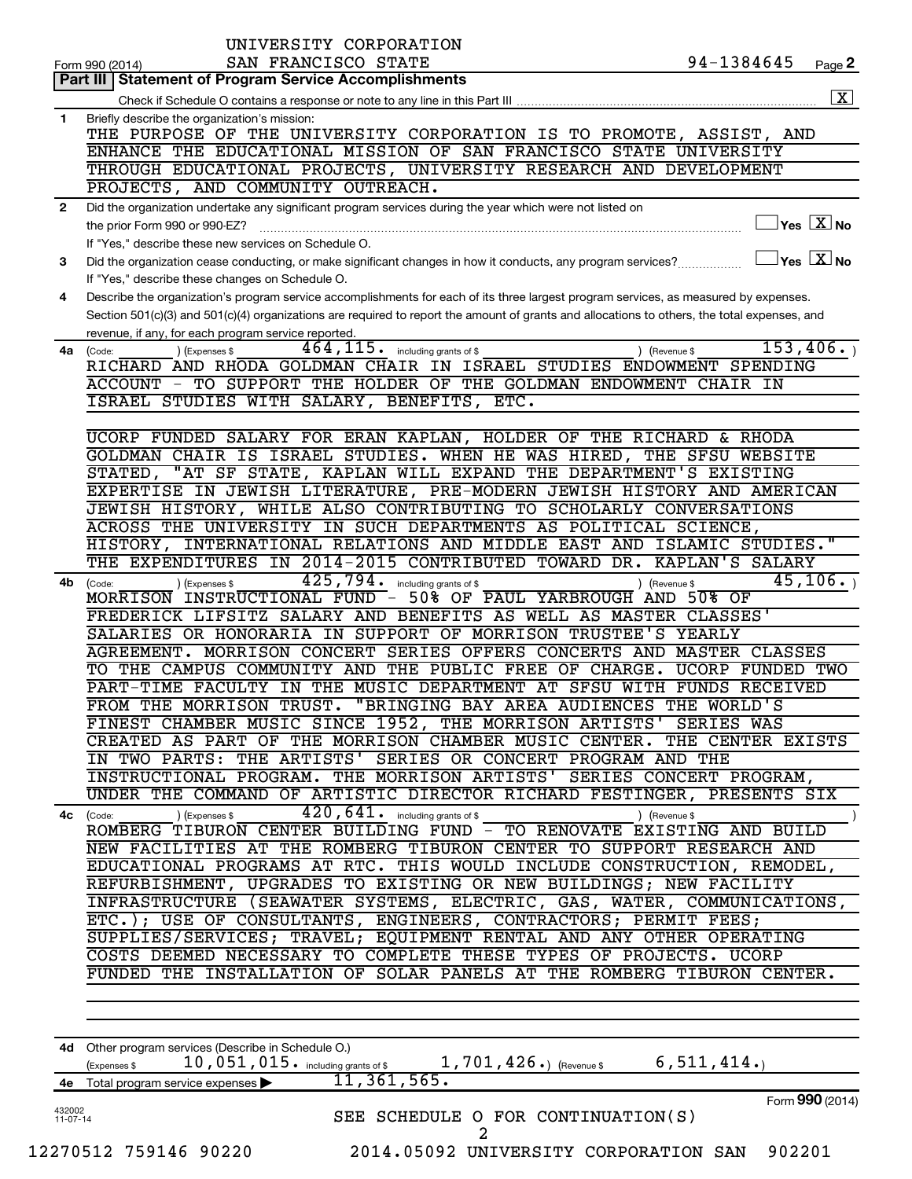UNIVERSITY CORPORATION

Form 990 (2014) SAN FRANCISCO STATE 94-1384645 Page **2**

**Part III | Statement of Program Service Accomplishments**

Check if Schedule O contains a response or note to any line in this Part III ☒

**1** Briefly describe the organization's mission:

THE PURPOSE OF THE UNIVERSITY CORPORATION IS TO PROMOTE, ASSIST, AND ENHANCE THE EDUCATIONAL MISSION OF SAN FRANCISCO STATE UNIVERSITY THROUGH EDUCATIONAL PROJECTS, UNIVERSITY RESEARCH AND DEVELOPMENT PROJECTS, AND COMMUNITY OUTREACH.

**2** Did the organization undertake any significant program services during the year which were not listed on the prior Form 990 or 990-EZ? ☐ Yes ☒ No

If "Yes," describe these new services on Schedule O.

**3** Did the organization cease conducting, or make significant changes in how it conducts, any program services? ☐ Yes ☒ No

If "Yes," describe these changes on Schedule O.

**4** Describe the organization's program service accomplishments for each of its three largest program services, as measured by expenses. Section 501(c)(3) and 501(c)(4) organizations are required to report the amount of grants and allocations to others, the total expenses, and revenue, if any, for each program service reported.

**4a** (Code: ) (Expenses $ 464,115. including grants of $ ) (Revenue $ 153,406.)

RICHARD AND RHODA GOLDMAN CHAIR IN ISRAEL STUDIES ENDOWMENT SPENDING ACCOUNT - TO SUPPORT THE HOLDER OF THE GOLDMAN ENDOWMENT CHAIR IN ISRAEL STUDIES WITH SALARY, BENEFITS, ETC.

UCORP FUNDED SALARY FOR ERAN KAPLAN, HOLDER OF THE RICHARD & RHODA GOLDMAN CHAIR IS ISRAEL STUDIES. WHEN HE WAS HIRED, THE SFSU WEBSITE STATED, "AT SF STATE, KAPLAN WILL EXPAND THE DEPARTMENT'S EXISTING EXPERTISE IN JEWISH LITERATURE, PRE-MODERN JEWISH HISTORY AND AMERICAN JEWISH HISTORY, WHILE ALSO CONTRIBUTING TO SCHOLARLY CONVERSATIONS ACROSS THE UNIVERSITY IN SUCH DEPARTMENTS AS POLITICAL SCIENCE, HISTORY, INTERNATIONAL RELATIONS AND MIDDLE EAST AND ISLAMIC STUDIES." THE EXPENDITURES IN 2014-2015 CONTRIBUTED TOWARD DR. KAPLAN'S SALARY

**4b** (Code: ) (Expenses $ 425,794. including grants of $ ) (Revenue $ 45,106.)

MORRISON INSTRUCTIONAL FUND - 50% OF PAUL YARBROUGH AND 50% OF FREDERICK LIFSITZ SALARY AND BENEFITS AS WELL AS MASTER CLASSES' SALARIES OR HONORARIA IN SUPPORT OF MORRISON TRUSTEE'S YEARLY AGREEMENT. MORRISON CONCERT SERIES OFFERS CONCERTS AND MASTER CLASSES TO THE CAMPUS COMMUNITY AND THE PUBLIC FREE OF CHARGE. UCORP FUNDED TWO PART-TIME FACULTY IN THE MUSIC DEPARTMENT AT SFSU WITH FUNDS RECEIVED FROM THE MORRISON TRUST. "BRINGING BAY AREA AUDIENCES THE WORLD'S FINEST CHAMBER MUSIC SINCE 1952, THE MORRISON ARTISTS' SERIES WAS CREATED AS PART OF THE MORRISON CHAMBER MUSIC CENTER. THE CENTER EXISTS IN TWO PARTS: THE ARTISTS' SERIES OR CONCERT PROGRAM AND THE INSTRUCTIONAL PROGRAM. THE MORRISON ARTISTS' SERIES CONCERT PROGRAM, UNDER THE COMMAND OF ARTISTIC DIRECTOR RICHARD FESTINGER, PRESENTS SIX

**4c** (Code: ) (Expenses $ 420,641. including grants of $ ) (Revenue $ )

ROMBERG TIBURON CENTER BUILDING FUND - TO RENOVATE EXISTING AND BUILD NEW FACILITIES AT THE ROMBERG TIBURON CENTER TO SUPPORT RESEARCH AND EDUCATIONAL PROGRAMS AT RTC. THIS WOULD INCLUDE CONSTRUCTION, REMODEL, REFURBISHMENT, UPGRADES TO EXISTING OR NEW BUILDINGS; NEW FACILITY INFRASTRUCTURE (SEAWATER SYSTEMS, ELECTRIC, GAS, WATER, COMMUNICATIONS, ETC.); USE OF CONSULTANTS, ENGINEERS, CONTRACTORS; PERMIT FEES; SUPPLIES/SERVICES; TRAVEL; EQUIPMENT RENTAL AND ANY OTHER OPERATING COSTS DEEMED NECESSARY TO COMPLETE THESE TYPES OF PROJECTS. UCORP FUNDED THE INSTALLATION OF SOLAR PANELS AT THE ROMBERG TIBURON CENTER.

**4d** Other program services (Describe in Schedule O.)

(Expenses $ 10,051,015. including grants of $ 1,701,426.) (Revenue $ 6,511,414.)

**4e** Total program service expenses ▶ 11,361,565.

Form **990** (2014)

SEE SCHEDULE O FOR CONTINUATION(S)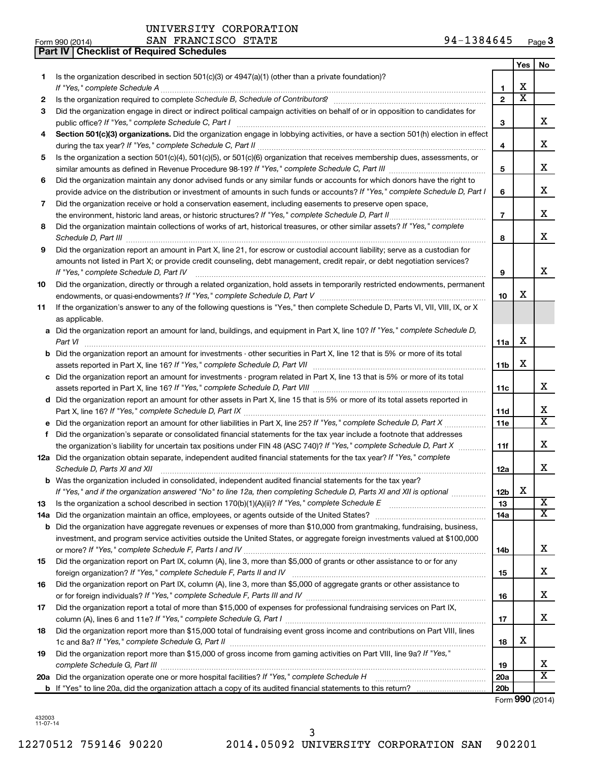UNIVERSITY CORPORATION

Form 990 (2014) SAN FRANCISCO STATE 94-1384645 Page **3**

**Part IV | Checklist of Required Schedules**

| | | | Yes | No |
|---|---|---|---|---|
| 1 | Is the organization described in section 501(c)(3) or 4947(a)(1) (other than a private foundation)? *If "Yes," complete Schedule A* | 1 | X | |
| 2 | Is the organization required to complete *Schedule B, Schedule of Contributors*? | 2 | X | |
| 3 | Did the organization engage in direct or indirect political campaign activities on behalf of or in opposition to candidates for public office? *If "Yes," complete Schedule C, Part I* | 3 | | X |
| 4 | **Section 501(c)(3) organizations.** Did the organization engage in lobbying activities, or have a section 501(h) election in effect during the tax year? *If "Yes," complete Schedule C, Part II* | 4 | | X |
| 5 | Is the organization a section 501(c)(4), 501(c)(5), or 501(c)(6) organization that receives membership dues, assessments, or similar amounts as defined in Revenue Procedure 98-19? *If "Yes," complete Schedule C, Part III* | 5 | | X |
| 6 | Did the organization maintain any donor advised funds or any similar funds or accounts for which donors have the right to provide advice on the distribution or investment of amounts in such funds or accounts? *If "Yes," complete Schedule D, Part I* | 6 | | X |
| 7 | Did the organization receive or hold a conservation easement, including easements to preserve open space, the environment, historic land areas, or historic structures? *If "Yes," complete Schedule D, Part II* | 7 | | X |
| 8 | Did the organization maintain collections of works of art, historical treasures, or other similar assets? *If "Yes," complete Schedule D, Part III* | 8 | | X |
| 9 | Did the organization report an amount in Part X, line 21, for escrow or custodial account liability; serve as a custodian for amounts not listed in Part X; or provide credit counseling, debt management, credit repair, or debt negotiation services? *If "Yes," complete Schedule D, Part IV* | 9 | | X |
| 10 | Did the organization, directly or through a related organization, hold assets in temporarily restricted endowments, permanent endowments, or quasi-endowments? *If "Yes," complete Schedule D, Part V* | 10 | X | |
| 11 | If the organization's answer to any of the following questions is "Yes," then complete Schedule D, Parts VI, VII, VIII, IX, or X as applicable. | | | |
| a | Did the organization report an amount for land, buildings, and equipment in Part X, line 10? *If "Yes," complete Schedule D, Part VI* | 11a | X | |
| b | Did the organization report an amount for investments - other securities in Part X, line 12 that is 5% or more of its total assets reported in Part X, line 16? *If "Yes," complete Schedule D, Part VII* | 11b | X | |
| c | Did the organization report an amount for investments - program related in Part X, line 13 that is 5% or more of its total assets reported in Part X, line 16? *If "Yes," complete Schedule D, Part VIII* | 11c | | X |
| d | Did the organization report an amount for other assets in Part X, line 15 that is 5% or more of its total assets reported in Part X, line 16? *If "Yes," complete Schedule D, Part IX* | 11d | | X |
| e | Did the organization report an amount for other liabilities in Part X, line 25? *If "Yes," complete Schedule D, Part X* | 11e | | X |
| f | Did the organization's separate or consolidated financial statements for the tax year include a footnote that addresses the organization's liability for uncertain tax positions under FIN 48 (ASC 740)? *If "Yes," complete Schedule D, Part X* | 11f | | X |
| 12a | Did the organization obtain separate, independent audited financial statements for the tax year? *If "Yes," complete Schedule D, Parts XI and XII* | 12a | | X |
| b | Was the organization included in consolidated, independent audited financial statements for the tax year? *If "Yes," and if the organization answered "No" to line 12a, then completing Schedule D, Parts XI and XII is optional* | 12b | X | |
| 13 | Is the organization a school described in section 170(b)(1)(A)(ii)? *If "Yes," complete Schedule E* | 13 | | X |
| 14a | Did the organization maintain an office, employees, or agents outside of the United States? | 14a | | X |
| b | Did the organization have aggregate revenues or expenses of more than $10,000 from grantmaking, fundraising, business, investment, and program service activities outside the United States, or aggregate foreign investments valued at $100,000 or more? *If "Yes," complete Schedule F, Parts I and IV* | 14b | | X |
| 15 | Did the organization report on Part IX, column (A), line 3, more than $5,000 of grants or other assistance to or for any foreign organization? *If "Yes," complete Schedule F, Parts II and IV* | 15 | | X |
| 16 | Did the organization report on Part IX, column (A), line 3, more than $5,000 of aggregate grants or other assistance to or for foreign individuals? *If "Yes," complete Schedule F, Parts III and IV* | 16 | | X |
| 17 | Did the organization report a total of more than $15,000 of expenses for professional fundraising services on Part IX, column (A), lines 6 and 11e? *If "Yes," complete Schedule G, Part I* | 17 | | X |
| 18 | Did the organization report more than $15,000 total of fundraising event gross income and contributions on Part VIII, lines 1c and 8a? *If "Yes," complete Schedule G, Part II* | 18 | X | |
| 19 | Did the organization report more than $15,000 of gross income from gaming activities on Part VIII, line 9a? *If "Yes," complete Schedule G, Part III* | 19 | | X |
| 20a | Did the organization operate one or more hospital facilities? *If "Yes," complete Schedule H* | 20a | | X |
| b | If "Yes" to line 20a, did the organization attach a copy of its audited financial statements to this return? | 20b | | |

Form **990** (2014)

432003 11-07-14

12270512 759146 90220 2014.05092 UNIVERSITY CORPORATION SAN 902201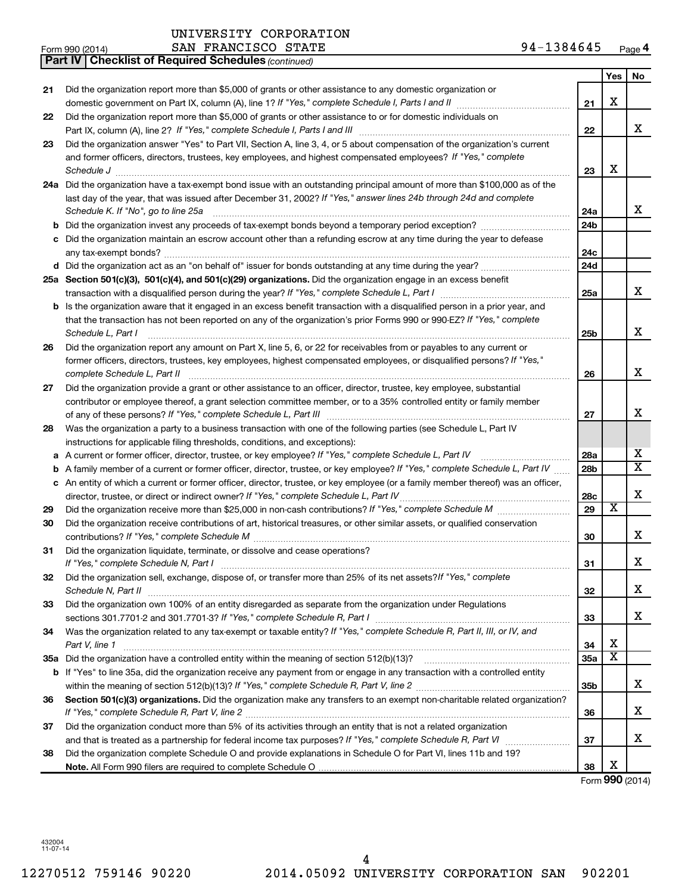UNIVERSITY CORPORATION
Form 990 (2014) SAN FRANCISCO STATE 94-1384645 Page 4

**Part IV | Checklist of Required Schedules** *(continued)*

| | | | Yes | No |
|---|---|---|---|---|
| 21 | Did the organization report more than $5,000 of grants or other assistance to any domestic organization or domestic government on Part IX, column (A), line 1? *If "Yes," complete Schedule I, Parts I and II* | 21 | X | |
| 22 | Did the organization report more than $5,000 of grants or other assistance to or for domestic individuals on Part IX, column (A), line 2? *If "Yes," complete Schedule I, Parts I and III* | 22 | | X |
| 23 | Did the organization answer "Yes" to Part VII, Section A, line 3, 4, or 5 about compensation of the organization's current and former officers, directors, trustees, key employees, and highest compensated employees? *If "Yes," complete Schedule J* | 23 | X | |
| 24a | Did the organization have a tax-exempt bond issue with an outstanding principal amount of more than $100,000 as of the last day of the year, that was issued after December 31, 2002? *If "Yes," answer lines 24b through 24d and complete Schedule K. If "No", go to line 25a* | 24a | | X |
| b | Did the organization invest any proceeds of tax-exempt bonds beyond a temporary period exception? | 24b | | |
| c | Did the organization maintain an escrow account other than a refunding escrow at any time during the year to defease any tax-exempt bonds? | 24c | | |
| d | Did the organization act as an "on behalf of" issuer for bonds outstanding at any time during the year? | 24d | | |
| 25a | **Section 501(c)(3), 501(c)(4), and 501(c)(29) organizations.** Did the organization engage in an excess benefit transaction with a disqualified person during the year? *If "Yes," complete Schedule L, Part I* | 25a | | X |
| b | Is the organization aware that it engaged in an excess benefit transaction with a disqualified person in a prior year, and that the transaction has not been reported on any of the organization's prior Forms 990 or 990-EZ? *If "Yes," complete Schedule L, Part I* | 25b | | X |
| 26 | Did the organization report any amount on Part X, line 5, 6, or 22 for receivables from or payables to any current or former officers, directors, trustees, key employees, highest compensated employees, or disqualified persons? *If "Yes," complete Schedule L, Part II* | 26 | | X |
| 27 | Did the organization provide a grant or other assistance to an officer, director, trustee, key employee, substantial contributor or employee thereof, a grant selection committee member, or to a 35% controlled entity or family member of any of these persons? *If "Yes," complete Schedule L, Part III* | 27 | | X |
| 28 | Was the organization a party to a business transaction with one of the following parties (see Schedule L, Part IV instructions for applicable filing thresholds, conditions, and exceptions): | | | |
| a | A current or former officer, director, trustee, or key employee? *If "Yes," complete Schedule L, Part IV* | 28a | | X |
| b | A family member of a current or former officer, director, trustee, or key employee? *If "Yes," complete Schedule L, Part IV* | 28b | | X |
| c | An entity of which a current or former officer, director, trustee, or key employee (or a family member thereof) was an officer, director, trustee, or direct or indirect owner? *If "Yes," complete Schedule L, Part IV* | 28c | | X |
| 29 | Did the organization receive more than $25,000 in non-cash contributions? *If "Yes," complete Schedule M* | 29 | X | |
| 30 | Did the organization receive contributions of art, historical treasures, or other similar assets, or qualified conservation contributions? *If "Yes," complete Schedule M* | 30 | | X |
| 31 | Did the organization liquidate, terminate, or dissolve and cease operations? *If "Yes," complete Schedule N, Part I* | 31 | | X |
| 32 | Did the organization sell, exchange, dispose of, or transfer more than 25% of its net assets? *If "Yes," complete Schedule N, Part II* | 32 | | X |
| 33 | Did the organization own 100% of an entity disregarded as separate from the organization under Regulations sections 301.7701-2 and 301.7701-3? *If "Yes," complete Schedule R, Part I* | 33 | | X |
| 34 | Was the organization related to any tax-exempt or taxable entity? *If "Yes," complete Schedule R, Part II, III, or IV, and Part V, line 1* | 34 | X | |
| 35a | Did the organization have a controlled entity within the meaning of section 512(b)(13)? | 35a | X | |
| b | If "Yes" to line 35a, did the organization receive any payment from or engage in any transaction with a controlled entity within the meaning of section 512(b)(13)? *If "Yes," complete Schedule R, Part V, line 2* | 35b | | X |
| 36 | **Section 501(c)(3) organizations.** Did the organization make any transfers to an exempt non-charitable related organization? *If "Yes," complete Schedule R, Part V, line 2* | 36 | | X |
| 37 | Did the organization conduct more than 5% of its activities through an entity that is not a related organization and that is treated as a partnership for federal income tax purposes? *If "Yes," complete Schedule R, Part VI* | 37 | | X |
| 38 | Did the organization complete Schedule O and provide explanations in Schedule O for Part VI, lines 11b and 19? **Note.** All Form 990 filers are required to complete Schedule O | 38 | X | |

Form **990** (2014)

432004
11-07-14

12270512 759146 90220 2014.05092 UNIVERSITY CORPORATION SAN 902201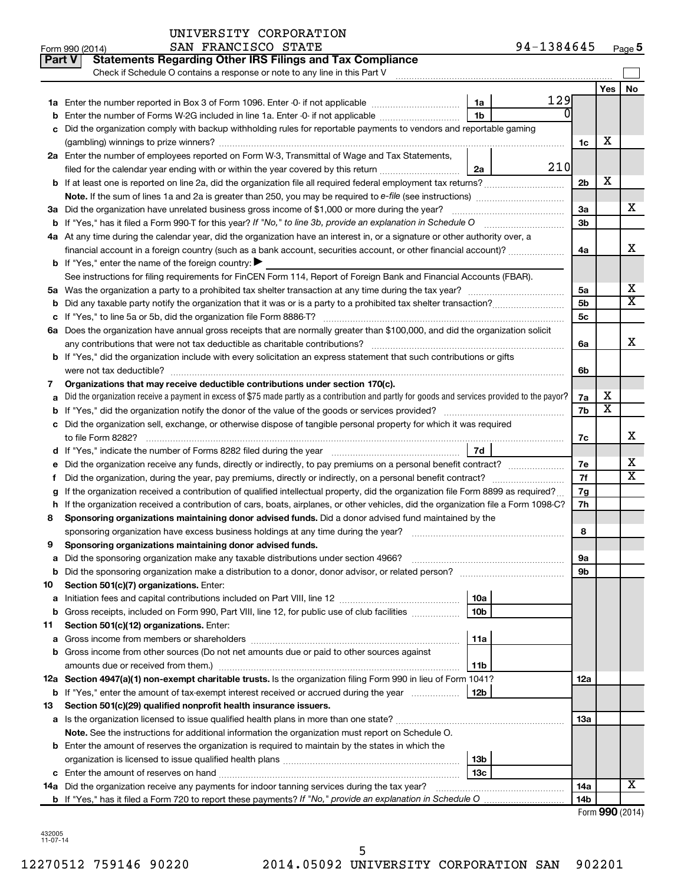UNIVERSITY CORPORATION
Form 990 (2014) SAN FRANCISCO STATE 94-1384645 Page 5

**Part V Statements Regarding Other IRS Filings and Tax Compliance**

Check if Schedule O contains a response or note to any line in this Part V

| | | | | | Yes | No |
|---|---|---|---|---|---|---|
| 1a | Enter the number reported in Box 3 of Form 1096. Enter -0- if not applicable | 1a | 129 | | | |
| b | Enter the number of Forms W-2G included in line 1a. Enter -0- if not applicable | 1b | 0 | | | |
| c | Did the organization comply with backup withholding rules for reportable payments to vendors and reportable gaming (gambling) winnings to prize winners? | | | 1c | X | |
| 2a | Enter the number of employees reported on Form W-3, Transmittal of Wage and Tax Statements, filed for the calendar year ending with or within the year covered by this return | 2a | 210 | | | |
| b | If at least one is reported on line 2a, did the organization file all required federal employment tax returns? | | | 2b | X | |
| | **Note.** If the sum of lines 1a and 2a is greater than 250, you may be required to *e-file* (see instructions) | | | | | |
| 3a | Did the organization have unrelated business gross income of $1,000 or more during the year? | | | 3a | | X |
| b | If "Yes," has it filed a Form 990-T for this year? *If "No," to line 3b, provide an explanation in Schedule O* | | | 3b | | |
| 4a | At any time during the calendar year, did the organization have an interest in, or a signature or other authority over, a financial account in a foreign country (such as a bank account, securities account, or other financial account)? | | | 4a | | X |
| b | If "Yes," enter the name of the foreign country: ▶ | | | | | |
| | See instructions for filing requirements for FinCEN Form 114, Report of Foreign Bank and Financial Accounts (FBAR). | | | | | |
| 5a | Was the organization a party to a prohibited tax shelter transaction at any time during the tax year? | | | 5a | | X |
| b | Did any taxable party notify the organization that it was or is a party to a prohibited tax shelter transaction? | | | 5b | | X |
| c | If "Yes," to line 5a or 5b, did the organization file Form 8886-T? | | | 5c | | |
| 6a | Does the organization have annual gross receipts that are normally greater than $100,000, and did the organization solicit any contributions that were not tax deductible as charitable contributions? | | | 6a | | X |
| b | If "Yes," did the organization include with every solicitation an express statement that such contributions or gifts were not tax deductible? | | | 6b | | |
| 7 | **Organizations that may receive deductible contributions under section 170(c).** | | | | | |
| a | Did the organization receive a payment in excess of $75 made partly as a contribution and partly for goods and services provided to the payor? | | | 7a | X | |
| b | If "Yes," did the organization notify the donor of the value of the goods or services provided? | | | 7b | X | |
| c | Did the organization sell, exchange, or otherwise dispose of tangible personal property for which it was required to file Form 8282? | | | 7c | | X |
| d | If "Yes," indicate the number of Forms 8282 filed during the year | 7d | | | | |
| e | Did the organization receive any funds, directly or indirectly, to pay premiums on a personal benefit contract? | | | 7e | | X |
| f | Did the organization, during the year, pay premiums, directly or indirectly, on a personal benefit contract? | | | 7f | | X |
| g | If the organization received a contribution of qualified intellectual property, did the organization file Form 8899 as required? | | | 7g | | |
| h | If the organization received a contribution of cars, boats, airplanes, or other vehicles, did the organization file a Form 1098-C? | | | 7h | | |
| 8 | **Sponsoring organizations maintaining donor advised funds.** Did a donor advised fund maintained by the sponsoring organization have excess business holdings at any time during the year? | | | 8 | | |
| 9 | **Sponsoring organizations maintaining donor advised funds.** | | | | | |
| a | Did the sponsoring organization make any taxable distributions under section 4966? | | | 9a | | |
| b | Did the sponsoring organization make a distribution to a donor, donor advisor, or related person? | | | 9b | | |
| 10 | **Section 501(c)(7) organizations.** Enter: | | | | | |
| a | Initiation fees and capital contributions included on Part VIII, line 12 | 10a | | | | |
| b | Gross receipts, included on Form 990, Part VIII, line 12, for public use of club facilities | 10b | | | | |
| 11 | **Section 501(c)(12) organizations.** Enter: | | | | | |
| a | Gross income from members or shareholders | 11a | | | | |
| b | Gross income from other sources (Do not net amounts due or paid to other sources against amounts due or received from them.) | 11b | | | | |
| 12a | **Section 4947(a)(1) non-exempt charitable trusts.** Is the organization filing Form 990 in lieu of Form 1041? | | | 12a | | |
| b | If "Yes," enter the amount of tax-exempt interest received or accrued during the year | 12b | | | | |
| 13 | **Section 501(c)(29) qualified nonprofit health insurance issuers.** | | | | | |
| a | Is the organization licensed to issue qualified health plans in more than one state? | | | 13a | | |
| | **Note.** See the instructions for additional information the organization must report on Schedule O. | | | | | |
| b | Enter the amount of reserves the organization is required to maintain by the states in which the organization is licensed to issue qualified health plans | 13b | | | | |
| c | Enter the amount of reserves on hand | 13c | | | | |
| 14a | Did the organization receive any payments for indoor tanning services during the tax year? | | | 14a | | X |
| b | If "Yes," has it filed a Form 720 to report these payments? *If "No," provide an explanation in Schedule O* | | | 14b | | |

Form **990** (2014)

432005 11-07-14

12270512 759146 90220 2014.05092 UNIVERSITY CORPORATION SAN 902201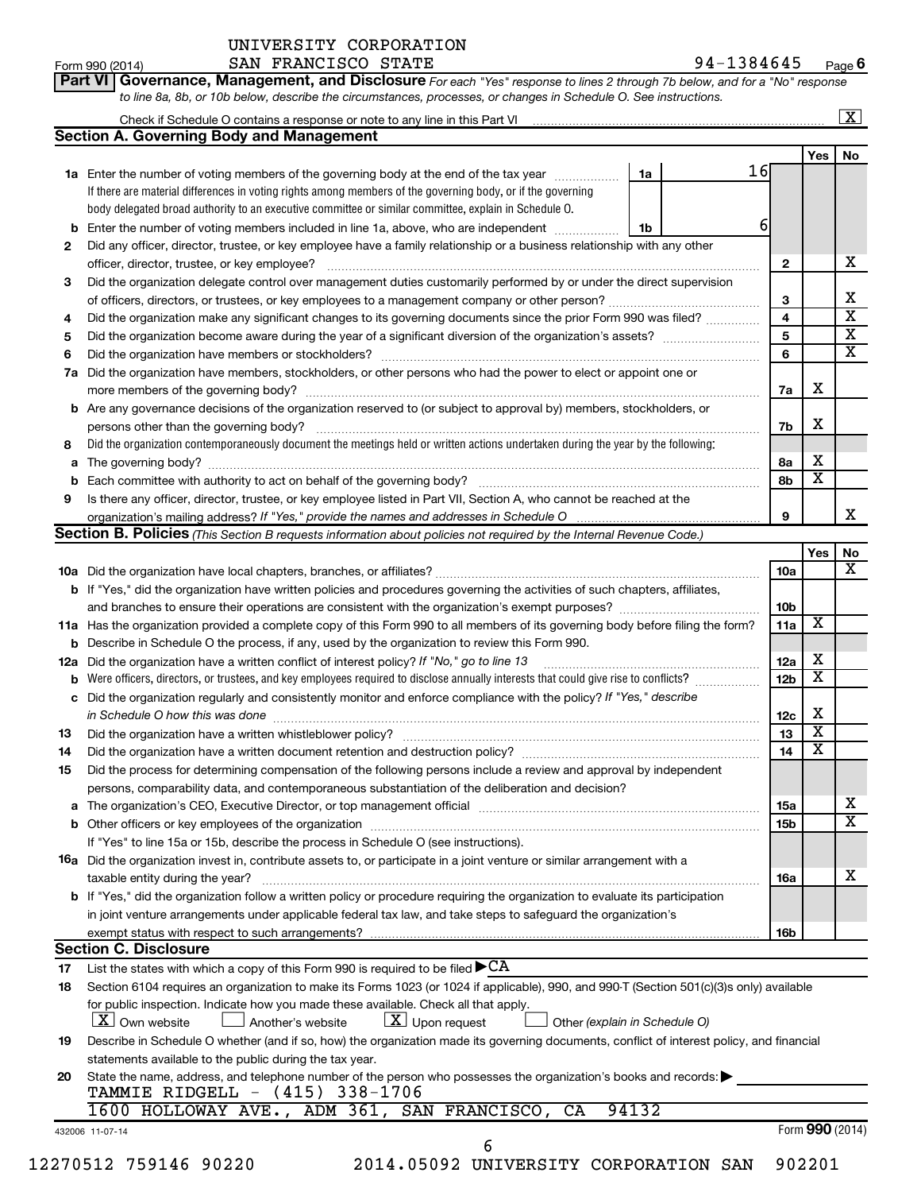UNIVERSITY CORPORATION
SAN FRANCISCO STATE 94-1384645

Form 990 (2014) Page **6**

**Part VI Governance, Management, and Disclosure** *For each "Yes" response to lines 2 through 7b below, and for a "No" response to line 8a, 8b, or 10b below, describe the circumstances, processes, or changes in Schedule O. See instructions.*

Check if Schedule O contains a response or note to any line in this Part VI ..... [X]

## Section A. Governing Body and Management

| | | | | Yes | No |
|---|---|---|---|---|---|
| **1a** | Enter the number of voting members of the governing body at the end of the tax year ..... **1a** 16. If there are material differences in voting rights among members of the governing body, or if the governing body delegated broad authority to an executive committee or similar committee, explain in Schedule O. | | | | |
| **b** | Enter the number of voting members included in line 1a, above, who are independent ..... **1b** 6 | | | | |
| **2** | Did any officer, director, trustee, or key employee have a family relationship or a business relationship with any other officer, director, trustee, or key employee? | **2** | | | X |
| **3** | Did the organization delegate control over management duties customarily performed by or under the direct supervision of officers, directors, or trustees, or key employees to a management company or other person? | **3** | | | X |
| **4** | Did the organization make any significant changes to its governing documents since the prior Form 990 was filed? | **4** | | | X |
| **5** | Did the organization become aware during the year of a significant diversion of the organization's assets? | **5** | | | X |
| **6** | Did the organization have members or stockholders? | **6** | | | X |
| **7a** | Did the organization have members, stockholders, or other persons who had the power to elect or appoint one or more members of the governing body? | **7a** | | X | |
| **b** | Are any governance decisions of the organization reserved to (or subject to approval by) members, stockholders, or persons other than the governing body? | **7b** | | X | |
| **8** | Did the organization contemporaneously document the meetings held or written actions undertaken during the year by the following: | | | | |
| **a** | The governing body? | **8a** | | X | |
| **b** | Each committee with authority to act on behalf of the governing body? | **8b** | | X | |
| **9** | Is there any officer, director, trustee, or key employee listed in Part VII, Section A, who cannot be reached at the organization's mailing address? *If "Yes," provide the names and addresses in Schedule O* | **9** | | | X |

## Section B. Policies *(This Section B requests information about policies not required by the Internal Revenue Code.)*

| | | | Yes | No |
|---|---|---|---|---|
| **10a** | Did the organization have local chapters, branches, or affiliates? | **10a** | | X |
| **b** | If "Yes," did the organization have written policies and procedures governing the activities of such chapters, affiliates, and branches to ensure their operations are consistent with the organization's exempt purposes? | **10b** | | |
| **11a** | Has the organization provided a complete copy of this Form 990 to all members of its governing body before filing the form? | **11a** | X | |
| **b** | Describe in Schedule O the process, if any, used by the organization to review this Form 990. | | | |
| **12a** | Did the organization have a written conflict of interest policy? *If "No," go to line 13* | **12a** | X | |
| **b** | Were officers, directors, or trustees, and key employees required to disclose annually interests that could give rise to conflicts? | **12b** | X | |
| **c** | Did the organization regularly and consistently monitor and enforce compliance with the policy? *If "Yes," describe in Schedule O how this was done* | **12c** | X | |
| **13** | Did the organization have a written whistleblower policy? | **13** | X | |
| **14** | Did the organization have a written document retention and destruction policy? | **14** | X | |
| **15** | Did the process for determining compensation of the following persons include a review and approval by independent persons, comparability data, and contemporaneous substantiation of the deliberation and decision? | | | |
| **a** | The organization's CEO, Executive Director, or top management official | **15a** | | X |
| **b** | Other officers or key employees of the organization | **15b** | | X |
| | If "Yes" to line 15a or 15b, describe the process in Schedule O (see instructions). | | | |
| **16a** | Did the organization invest in, contribute assets to, or participate in a joint venture or similar arrangement with a taxable entity during the year? | **16a** | | X |
| **b** | If "Yes," did the organization follow a written policy or procedure requiring the organization to evaluate its participation in joint venture arrangements under applicable federal tax law, and take steps to safeguard the organization's exempt status with respect to such arrangements? | **16b** | | |

## Section C. Disclosure

**17** List the states with which a copy of this Form 990 is required to be filed ▶ CA

**18** Section 6104 requires an organization to make its Forms 1023 (or 1024 if applicable), 990, and 990-T (Section 501(c)(3)s only) available for public inspection. Indicate how you made these available. Check all that apply.

[X] Own website [ ] Another's website [X] Upon request [ ] Other *(explain in Schedule O)*

**19** Describe in Schedule O whether (and if so, how) the organization made its governing documents, conflict of interest policy, and financial statements available to the public during the tax year.

**20** State the name, address, and telephone number of the person who possesses the organization's books and records: ▶

TAMMIE RIDGELL - (415) 338-1706
1600 HOLLOWAY AVE., ADM 361, SAN FRANCISCO, CA 94132

432006 11-07-14 Form **990** (2014)

12270512 759146 90220 2014.05092 UNIVERSITY CORPORATION SAN 902201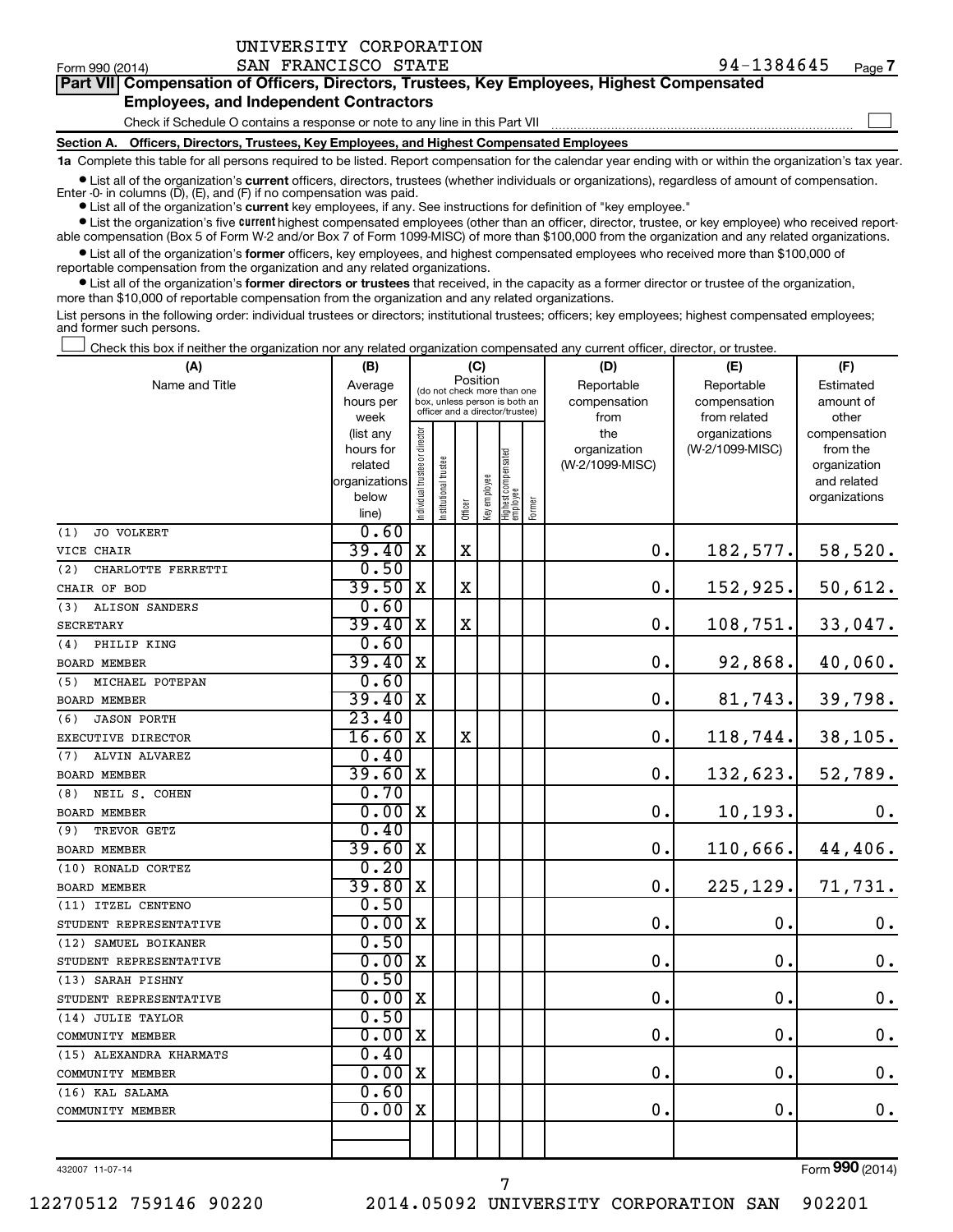Form 990 (2014) UNIVERSITY CORPORATION SAN FRANCISCO STATE 94-1384645 Page 7

**Part VII Compensation of Officers, Directors, Trustees, Key Employees, Highest Compensated Employees, and Independent Contractors**

Check if Schedule O contains a response or note to any line in this Part VII ☐

**Section A. Officers, Directors, Trustees, Key Employees, and Highest Compensated Employees**

**1a** Complete this table for all persons required to be listed. Report compensation for the calendar year ending with or within the organization's tax year.

- List all of the organization's **current** officers, directors, trustees (whether individuals or organizations), regardless of amount of compensation. Enter -0- in columns (D), (E), and (F) if no compensation was paid.
- List all of the organization's **current** key employees, if any. See instructions for definition of "key employee."
- List the organization's five **current** highest compensated employees (other than an officer, director, trustee, or key employee) who received reportable compensation (Box 5 of Form W-2 and/or Box 7 of Form 1099-MISC) of more than $100,000 from the organization and any related organizations.
- List all of the organization's **former** officers, key employees, and highest compensated employees who received more than $100,000 of reportable compensation from the organization and any related organizations.
- List all of the organization's **former directors or trustees** that received, in the capacity as a former director or trustee of the organization, more than $10,000 of reportable compensation from the organization and any related organizations.

List persons in the following order: individual trustees or directors; institutional trustees; officers; key employees; highest compensated employees; and former such persons.

☐ Check this box if neither the organization nor any related organization compensated any current officer, director, or trustee.

| (A) Name and Title | (B) Average hours per week (list any hours for related organizations below line) | (C) Position: Individual trustee or director | Institutional trustee | Officer | Key employee | Highest compensated employee | Former | (D) Reportable compensation from the organization (W-2/1099-MISC) | (E) Reportable compensation from related organizations (W-2/1099-MISC) | (F) Estimated amount of other compensation from the organization and related organizations |
|---|---|---|---|---|---|---|---|---|---|---|
| (1) JO VOLKERT<br>VICE CHAIR | 0.60<br>39.40 | X | | X | | | | 0. | 182,577. | 58,520. |
| (2) CHARLOTTE FERRETTI<br>CHAIR OF BOD | 0.50<br>39.50 | X | | X | | | | 0. | 152,925. | 50,612. |
| (3) ALISON SANDERS<br>SECRETARY | 0.60<br>39.40 | X | | X | | | | 0. | 108,751. | 33,047. |
| (4) PHILIP KING<br>BOARD MEMBER | 0.60<br>39.40 | X | | | | | | 0. | 92,868. | 40,060. |
| (5) MICHAEL POTEPAN<br>BOARD MEMBER | 0.60<br>39.40 | X | | | | | | 0. | 81,743. | 39,798. |
| (6) JASON PORTH<br>EXECUTIVE DIRECTOR | 23.40<br>16.60 | X | | X | | | | 0. | 118,744. | 38,105. |
| (7) ALVIN ALVAREZ<br>BOARD MEMBER | 0.40<br>39.60 | X | | | | | | 0. | 132,623. | 52,789. |
| (8) NEIL S. COHEN<br>BOARD MEMBER | 0.70<br>0.00 | X | | | | | | 0. | 10,193. | 0. |
| (9) TREVOR GETZ<br>BOARD MEMBER | 0.40<br>39.60 | X | | | | | | 0. | 110,666. | 44,406. |
| (10) RONALD CORTEZ<br>BOARD MEMBER | 0.20<br>39.80 | X | | | | | | 0. | 225,129. | 71,731. |
| (11) ITZEL CENTENO<br>STUDENT REPRESENTATIVE | 0.50<br>0.00 | X | | | | | | 0. | 0. | 0. |
| (12) SAMUEL BOIKANER<br>STUDENT REPRESENTATIVE | 0.50<br>0.00 | X | | | | | | 0. | 0. | 0. |
| (13) SARAH PISHNY<br>STUDENT REPRESENTATIVE | 0.50<br>0.00 | X | | | | | | 0. | 0. | 0. |
| (14) JULIE TAYLOR<br>COMMUNITY MEMBER | 0.50<br>0.00 | X | | | | | | 0. | 0. | 0. |
| (15) ALEXANDRA KHARMATS<br>COMMUNITY MEMBER | 0.40<br>0.00 | X | | | | | | 0. | 0. | 0. |
| (16) KAL SALAMA<br>COMMUNITY MEMBER | 0.60<br>0.00 | X | | | | | | 0. | 0. | 0. |

432007 11-07-14 Form **990** (2014)

12270512 759146 90220 2014.05092 UNIVERSITY CORPORATION SAN 902201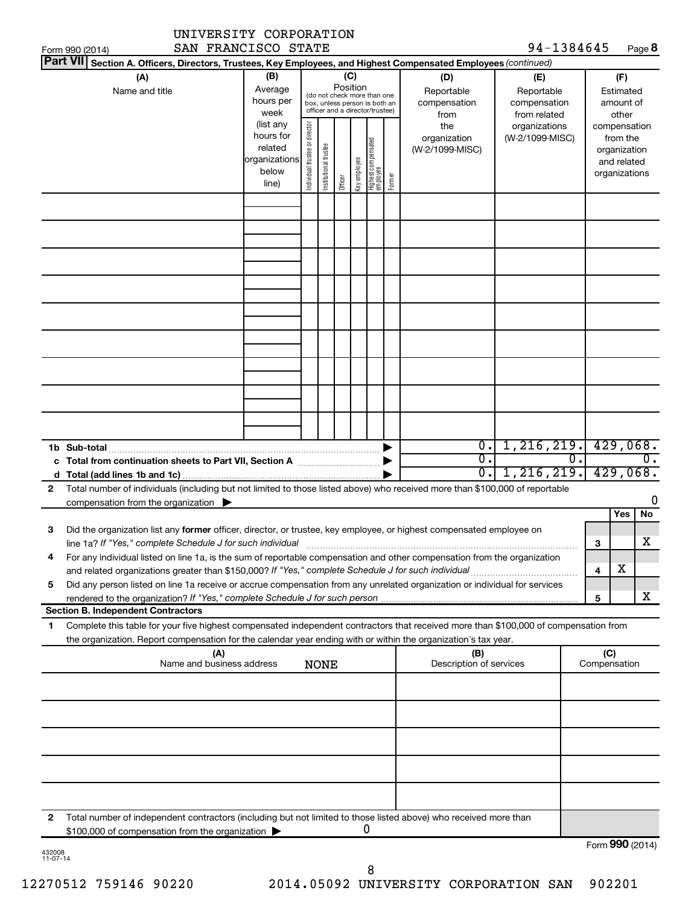UNIVERSITY CORPORATION SAN FRANCISCO STATE 94-1384645

Form 990 (2014)

**Part VII Section A. Officers, Directors, Trustees, Key Employees, and Highest Compensated Employees** *(continued)*

| (A) Name and title | (B) Average hours per week (list any hours for related organizations below line) | (C) Position (do not check more than one box, unless person is both an officer and a director/trustee): Individual trustee or director | Institutional trustee | Officer | Key employee | Highest compensated employee | Former | (D) Reportable compensation from the organization (W-2/1099-MISC) | (E) Reportable compensation from related organizations (W-2/1099-MISC) | (F) Estimated amount of other compensation from the organization and related organizations |
|---|---|---|---|---|---|---|---|---|---|---|
| | | | | | | | | | | |
| | | | | | | | | | | |
| | | | | | | | | | | |
| | | | | | | | | | | |
| | | | | | | | | | | |
| | | | | | | | | | | |
| | | | | | | | | | | |
| | | | | | | | | | | |
| | | | | | | | | | | |
| **1b Sub-total** | | | | | | | | 0. | 1,216,219. | 429,068. |
| **c Total from continuation sheets to Part VII, Section A** | | | | | | | | 0. | 0. | 0. |
| **d Total (add lines 1b and 1c)** | | | | | | | | 0. | 1,216,219. | 429,068. |

**2** Total number of individuals (including but not limited to those listed above) who received more than $100,000 of reportable compensation from the organization ▶ 0

| | | | Yes | No |
|---|---|---|---|---|
| **3** | Did the organization list any **former** officer, director, or trustee, key employee, or highest compensated employee on line 1a? *If "Yes," complete Schedule J for such individual* | 3 | | X |
| **4** | For any individual listed on line 1a, is the sum of reportable compensation and other compensation from the organization and related organizations greater than $150,000? *If "Yes," complete Schedule J for such individual* | 4 | X | |
| **5** | Did any person listed on line 1a receive or accrue compensation from any unrelated organization or individual for services rendered to the organization? *If "Yes," complete Schedule J for such person* | 5 | | X |

**Section B. Independent Contractors**

**1** Complete this table for your five highest compensated independent contractors that received more than $100,000 of compensation from the organization. Report compensation for the calendar year ending with or within the organization's tax year.

| (A) Name and business address | (B) Description of services | (C) Compensation |
|---|---|---|
| NONE | | |
| | | |
| | | |
| | | |
| | | |

**2** Total number of independent contractors (including but not limited to those listed above) who received more than $100,000 of compensation from the organization ▶ 0

Form **990** (2014)

432008 11-07-14

12270512 759146 90220 2014.05092 UNIVERSITY CORPORATION SAN 902201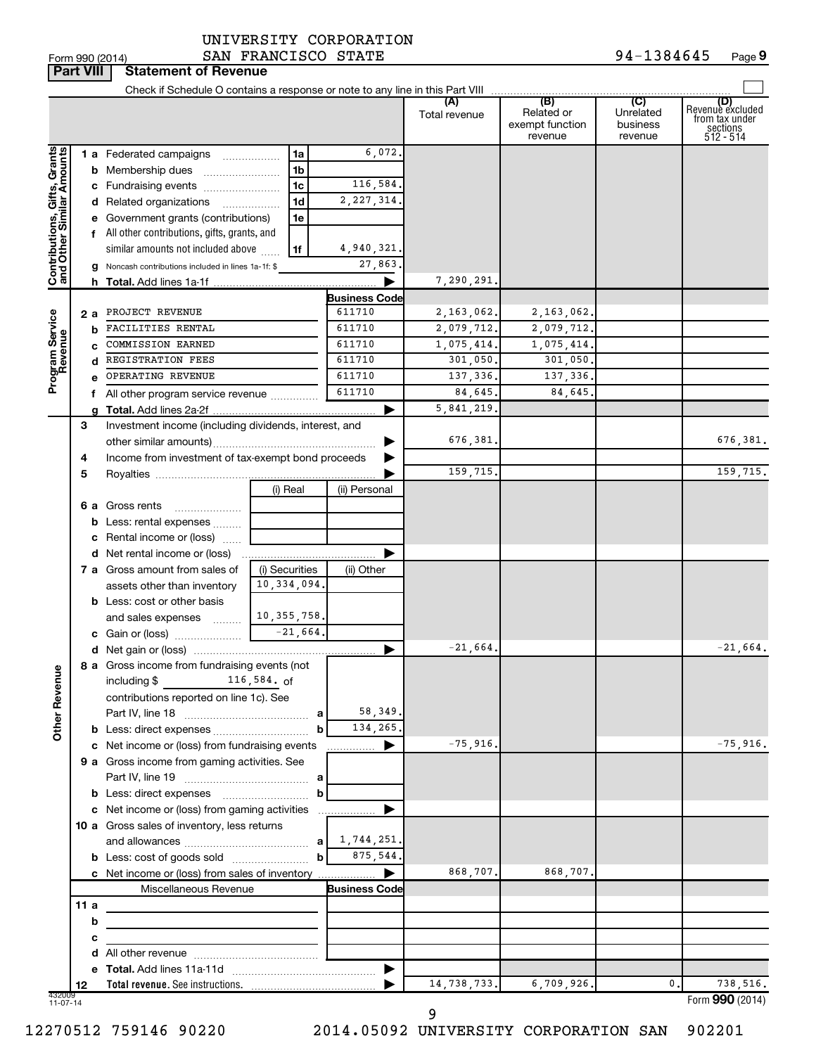UNIVERSITY CORPORATION
SAN FRANCISCO STATE

Form 990 (2014) 94-1384645 Page **9**

**Part VIII | Statement of Revenue**

Check if Schedule O contains a response or note to any line in this Part VIII ☐

| | | | | (A) Total revenue | (B) Related or exempt function revenue | (C) Unrelated business revenue | (D) Revenue excluded from tax under sections 512 - 514 |
|---|---|---|---|---|---|---|---|
| **Contributions, Gifts, Grants and Other Similar Amounts** | 1 a Federated campaigns | 1a | 6,072. | | | | |
| | b Membership dues | 1b | | | | | |
| | c Fundraising events | 1c | 116,584. | | | | |
| | d Related organizations | 1d | 2,227,314. | | | | |
| | e Government grants (contributions) | 1e | | | | | |
| | f All other contributions, gifts, grants, and similar amounts not included above | 1f | 4,940,321. | | | | |
| | g Noncash contributions included in lines 1a-1f: $ | | 27,863. | | | | |
| | h **Total.** Add lines 1a-1f | | ▶ | 7,290,291. | | | |
| **Program Service Revenue** | | | **Business Code** | | | | |
| | 2 a PROJECT REVENUE | | 611710 | 2,163,062. | 2,163,062. | | |
| | b FACILITIES RENTAL | | 611710 | 2,079,712. | 2,079,712. | | |
| | c COMMISSION EARNED | | 611710 | 1,075,414. | 1,075,414. | | |
| | d REGISTRATION FEES | | 611710 | 301,050. | 301,050. | | |
| | e OPERATING REVENUE | | 611710 | 137,336. | 137,336. | | |
| | f All other program service revenue | | 611710 | 84,645. | 84,645. | | |
| | g **Total.** Add lines 2a-2f | | ▶ | 5,841,219. | | | |
| **Other Revenue** | 3 Investment income (including dividends, interest, and other similar amounts) | | ▶ | 676,381. | | | 676,381. |
| | 4 Income from investment of tax-exempt bond proceeds | | ▶ | | | | |
| | 5 Royalties | | ▶ | 159,715. | | | 159,715. |
| | | (i) Real | (ii) Personal | | | | |
| | 6 a Gross rents | | | | | | |
| | b Less: rental expenses | | | | | | |
| | c Rental income or (loss) | | | | | | |
| | d Net rental income or (loss) | | ▶ | | | | |
| | 7 a Gross amount from sales of assets other than inventory | (i) Securities 10,334,094. | (ii) Other | | | | |
| | b Less: cost or other basis and sales expenses | 10,355,758. | | | | | |
| | c Gain or (loss) | -21,664. | | | | | |
| | d Net gain or (loss) | | ▶ | -21,664. | | | -21,664. |
| | 8 a Gross income from fundraising events (not including $ 116,584. of contributions reported on line 1c). See Part IV, line 18 | a | 58,349. | | | | |
| | b Less: direct expenses | b | 134,265. | | | | |
| | c Net income or (loss) from fundraising events | | ▶ | -75,916. | | | -75,916. |
| | 9 a Gross income from gaming activities. See Part IV, line 19 | a | | | | | |
| | b Less: direct expenses | b | | | | | |
| | c Net income or (loss) from gaming activities | | ▶ | | | | |
| | 10 a Gross sales of inventory, less returns and allowances | a | 1,744,251. | | | | |
| | b Less: cost of goods sold | b | 875,544. | | | | |
| | c Net income or (loss) from sales of inventory | | ▶ | 868,707. | 868,707. | | |
| **Miscellaneous Revenue** | | | **Business Code** | | | | |
| | 11 a | | | | | | |
| | b | | | | | | |
| | c | | | | | | |
| | d All other revenue | | | | | | |
| | e **Total.** Add lines 11a-11d | | ▶ | | | | |
| | 12 **Total revenue.** See instructions. | | ▶ | 14,738,733. | 6,709,926. | 0. | 738,516. |

432009 11-07-14

Form **990** (2014)

12270512 759146 90220 2014.05092 UNIVERSITY CORPORATION SAN 902201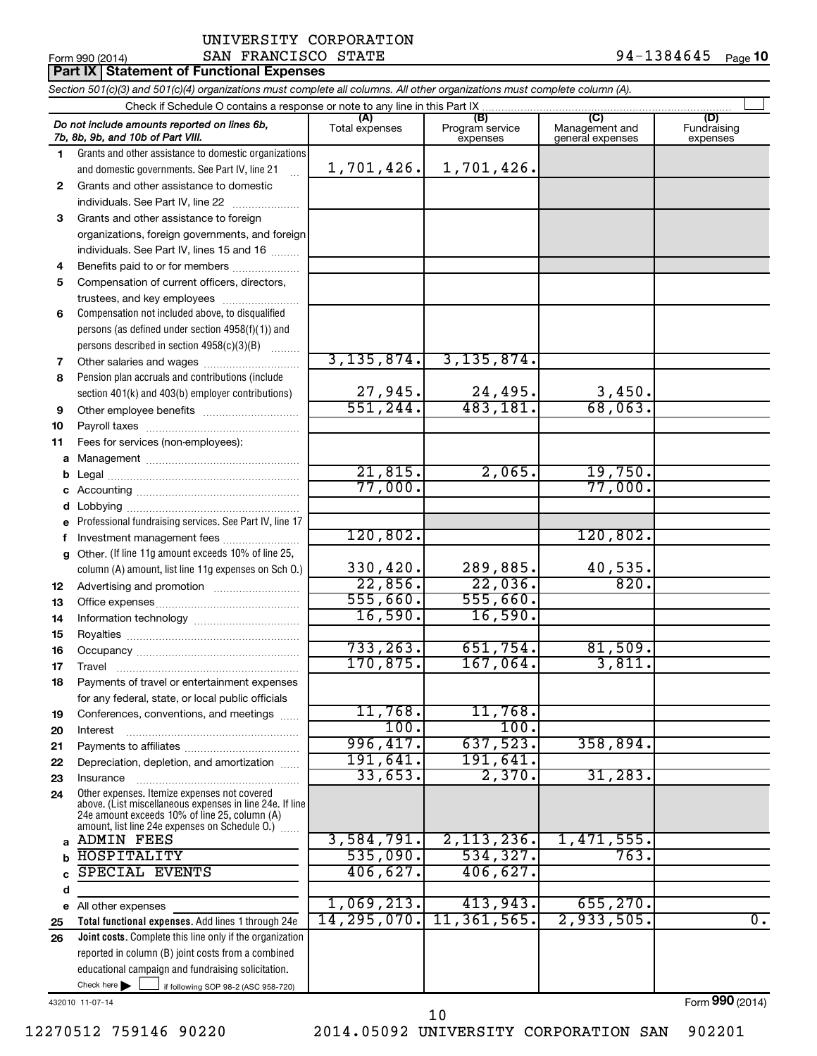UNIVERSITY CORPORATION
Form 990 (2014) SAN FRANCISCO STATE 94-1384645 Page **10**

## Part IX Statement of Functional Expenses

*Section 501(c)(3) and 501(c)(4) organizations must complete all columns. All other organizations must complete column (A).*

Check if Schedule O contains a response or note to any line in this Part IX

| | *Do not include amounts reported on lines 6b, 7b, 8b, 9b, and 10b of Part VIII.* | (A) Total expenses | (B) Program service expenses | (C) Management and general expenses | (D) Fundraising expenses |
|---|---|---|---|---|---|
| 1 | Grants and other assistance to domestic organizations and domestic governments. See Part IV, line 21 | 1,701,426. | 1,701,426. | | |
| 2 | Grants and other assistance to domestic individuals. See Part IV, line 22 | | | | |
| 3 | Grants and other assistance to foreign organizations, foreign governments, and foreign individuals. See Part IV, lines 15 and 16 | | | | |
| 4 | Benefits paid to or for members | | | | |
| 5 | Compensation of current officers, directors, trustees, and key employees | | | | |
| 6 | Compensation not included above, to disqualified persons (as defined under section 4958(f)(1)) and persons described in section 4958(c)(3)(B) | | | | |
| 7 | Other salaries and wages | 3,135,874. | 3,135,874. | | |
| 8 | Pension plan accruals and contributions (include section 401(k) and 403(b) employer contributions) | 27,945. | 24,495. | 3,450. | |
| 9 | Other employee benefits | 551,244. | 483,181. | 68,063. | |
| 10 | Payroll taxes | | | | |
| 11 | Fees for services (non-employees): | | | | |
| a | Management | | | | |
| b | Legal | 21,815. | 2,065. | 19,750. | |
| c | Accounting | 77,000. | | 77,000. | |
| d | Lobbying | | | | |
| e | Professional fundraising services. See Part IV, line 17 | | | | |
| f | Investment management fees | 120,802. | | 120,802. | |
| g | Other. (If line 11g amount exceeds 10% of line 25, column (A) amount, list line 11g expenses on Sch O.) | 330,420. | 289,885. | 40,535. | |
| 12 | Advertising and promotion | 22,856. | 22,036. | 820. | |
| 13 | Office expenses | 555,660. | 555,660. | | |
| 14 | Information technology | 16,590. | 16,590. | | |
| 15 | Royalties | | | | |
| 16 | Occupancy | 733,263. | 651,754. | 81,509. | |
| 17 | Travel | 170,875. | 167,064. | 3,811. | |
| 18 | Payments of travel or entertainment expenses for any federal, state, or local public officials | | | | |
| 19 | Conferences, conventions, and meetings | 11,768. | 11,768. | | |
| 20 | Interest | 100. | 100. | | |
| 21 | Payments to affiliates | 996,417. | 637,523. | 358,894. | |
| 22 | Depreciation, depletion, and amortization | 191,641. | 191,641. | | |
| 23 | Insurance | 33,653. | 2,370. | 31,283. | |
| 24 | Other expenses. Itemize expenses not covered above. (List miscellaneous expenses in line 24e. If line 24e amount exceeds 10% of line 25, column (A) amount, list line 24e expenses on Schedule O.) | | | | |
| a | ADMIN FEES | 3,584,791. | 2,113,236. | 1,471,555. | |
| b | HOSPITALITY | 535,090. | 534,327. | 763. | |
| c | SPECIAL EVENTS | 406,627. | 406,627. | | |
| d | | | | | |
| e | All other expenses | 1,069,213. | 413,943. | 655,270. | |
| 25 | **Total functional expenses.** Add lines 1 through 24e | 14,295,070. | 11,361,565. | 2,933,505. | 0. |
| 26 | **Joint costs.** Complete this line only if the organization reported in column (B) joint costs from a combined educational campaign and fundraising solicitation. Check here ☐ if following SOP 98-2 (ASC 958-720) | | | | |

432010 11-07-14 Form **990** (2014)

12270512 759146 90220 2014.05092 UNIVERSITY CORPORATION SAN 902201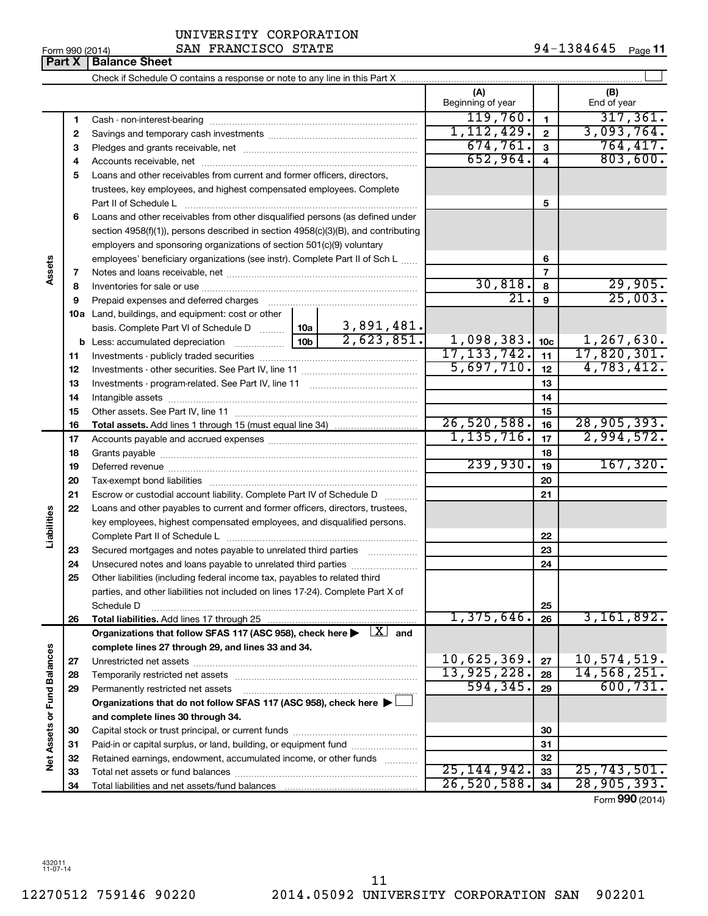UNIVERSITY CORPORATION
Form 990 (2014) SAN FRANCISCO STATE 94-1384645 Page **11**

## Part X | Balance Sheet

Check if Schedule O contains a response or note to any line in this Part X ☐

| | | | | (A) Beginning of year | | (B) End of year |
|---|---|---|---|---|---|---|
| **Assets** | 1 | Cash - non-interest-bearing | | 119,760. | 1 | 317,361. |
| | 2 | Savings and temporary cash investments | | 1,112,429. | 2 | 3,093,764. |
| | 3 | Pledges and grants receivable, net | | 674,761. | 3 | 764,417. |
| | 4 | Accounts receivable, net | | 652,964. | 4 | 803,600. |
| | 5 | Loans and other receivables from current and former officers, directors, trustees, key employees, and highest compensated employees. Complete Part II of Schedule L | | | 5 | |
| | 6 | Loans and other receivables from other disqualified persons (as defined under section 4958(f)(1)), persons described in section 4958(c)(3)(B), and contributing employers and sponsoring organizations of section 501(c)(9) voluntary employees' beneficiary organizations (see instr). Complete Part II of Sch L | | | 6 | |
| | 7 | Notes and loans receivable, net | | | 7 | |
| | 8 | Inventories for sale or use | | 30,818. | 8 | 29,905. |
| | 9 | Prepaid expenses and deferred charges | | 21. | 9 | 25,003. |
| | 10a | Land, buildings, and equipment: cost or other basis. Complete Part VI of Schedule D | 10a 3,891,481. | | | |
| | b | Less: accumulated depreciation | 10b 2,623,851. | 1,098,383. | 10c | 1,267,630. |
| | 11 | Investments - publicly traded securities | | 17,133,742. | 11 | 17,820,301. |
| | 12 | Investments - other securities. See Part IV, line 11 | | 5,697,710. | 12 | 4,783,412. |
| | 13 | Investments - program-related. See Part IV, line 11 | | | 13 | |
| | 14 | Intangible assets | | | 14 | |
| | 15 | Other assets. See Part IV, line 11 | | | 15 | |
| | 16 | **Total assets.** Add lines 1 through 15 (must equal line 34) | | 26,520,588. | 16 | 28,905,393. |
| **Liabilities** | 17 | Accounts payable and accrued expenses | | 1,135,716. | 17 | 2,994,572. |
| | 18 | Grants payable | | | 18 | |
| | 19 | Deferred revenue | | 239,930. | 19 | 167,320. |
| | 20 | Tax-exempt bond liabilities | | | 20 | |
| | 21 | Escrow or custodial account liability. Complete Part IV of Schedule D | | | 21 | |
| | 22 | Loans and other payables to current and former officers, directors, trustees, key employees, highest compensated employees, and disqualified persons. Complete Part II of Schedule L | | | 22 | |
| | 23 | Secured mortgages and notes payable to unrelated third parties | | | 23 | |
| | 24 | Unsecured notes and loans payable to unrelated third parties | | | 24 | |
| | 25 | Other liabilities (including federal income tax, payables to related third parties, and other liabilities not included on lines 17-24). Complete Part X of Schedule D | | | 25 | |
| | 26 | **Total liabilities.** Add lines 17 through 25 | | 1,375,646. | 26 | 3,161,892. |
| **Net Assets or Fund Balances** | | **Organizations that follow SFAS 117 (ASC 958), check here ▶ ☒ and complete lines 27 through 29, and lines 33 and 34.** | | | | |
| | 27 | Unrestricted net assets | | 10,625,369. | 27 | 10,574,519. |
| | 28 | Temporarily restricted net assets | | 13,925,228. | 28 | 14,568,251. |
| | 29 | Permanently restricted net assets | | 594,345. | 29 | 600,731. |
| | | **Organizations that do not follow SFAS 117 (ASC 958), check here ▶ ☐ and complete lines 30 through 34.** | | | | |
| | 30 | Capital stock or trust principal, or current funds | | | 30 | |
| | 31 | Paid-in or capital surplus, or land, building, or equipment fund | | | 31 | |
| | 32 | Retained earnings, endowment, accumulated income, or other funds | | | 32 | |
| | 33 | Total net assets or fund balances | | 25,144,942. | 33 | 25,743,501. |
| | 34 | Total liabilities and net assets/fund balances | | 26,520,588. | 34 | 28,905,393. |

Form **990** (2014)

432011
11-07-14

12270512 759146 90220 2014.05092 UNIVERSITY CORPORATION SAN 902201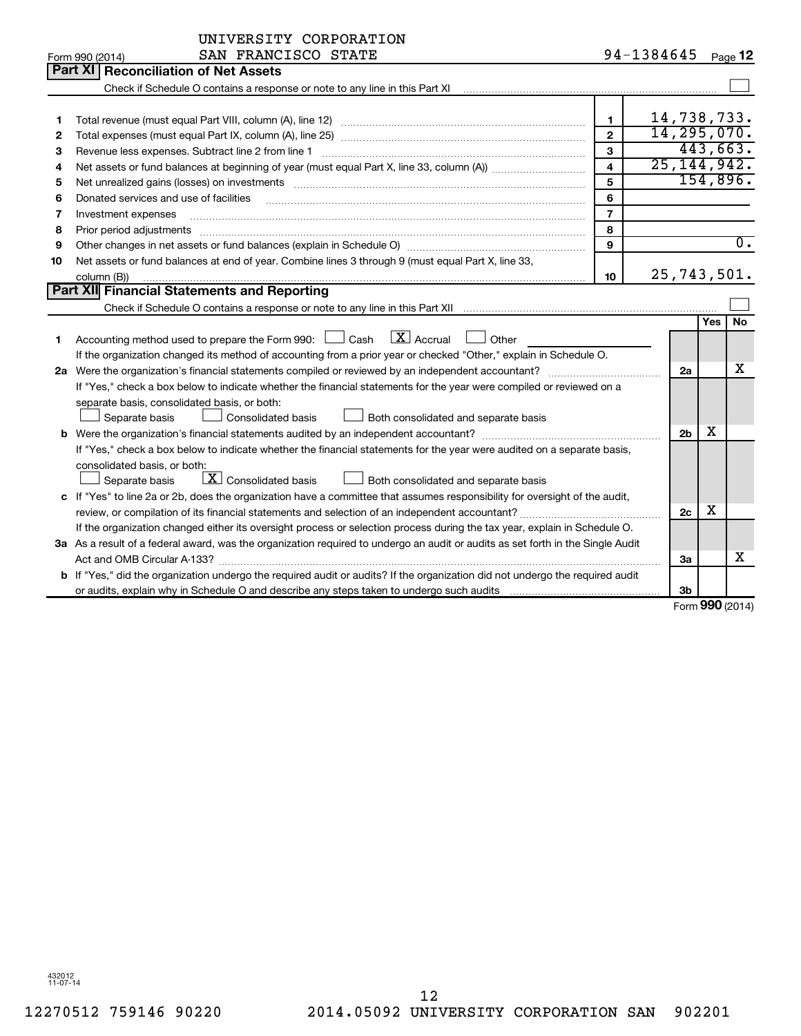UNIVERSITY CORPORATION
Form 990 (2014) SAN FRANCISCO STATE 94-1384645

## Part XI Reconciliation of Net Assets

Check if Schedule O contains a response or note to any line in this Part XI ☐

| | | | |
|---|---|---|---|
| 1 | Total revenue (must equal Part VIII, column (A), line 12) | 1 | 14,738,733. |
| 2 | Total expenses (must equal Part IX, column (A), line 25) | 2 | 14,295,070. |
| 3 | Revenue less expenses. Subtract line 2 from line 1 | 3 | 443,663. |
| 4 | Net assets or fund balances at beginning of year (must equal Part X, line 33, column (A)) | 4 | 25,144,942. |
| 5 | Net unrealized gains (losses) on investments | 5 | 154,896. |
| 6 | Donated services and use of facilities | 6 | |
| 7 | Investment expenses | 7 | |
| 8 | Prior period adjustments | 8 | |
| 9 | Other changes in net assets or fund balances (explain in Schedule O) | 9 | 0. |
| 10 | Net assets or fund balances at end of year. Combine lines 3 through 9 (must equal Part X, line 33, column (B)) | 10 | 25,743,501. |

## Part XII Financial Statements and Reporting

Check if Schedule O contains a response or note to any line in this Part XII ☐

| | | | Yes | No |
|---|---|---|---|---|
| 1 | Accounting method used to prepare the Form 990: ☐ Cash ☒ Accrual ☐ Other<br>If the organization changed its method of accounting from a prior year or checked "Other," explain in Schedule O. | | | |
| 2a | Were the organization's financial statements compiled or reviewed by an independent accountant?<br>If "Yes," check a box below to indicate whether the financial statements for the year were compiled or reviewed on a separate basis, consolidated basis, or both:<br>☐ Separate basis ☐ Consolidated basis ☐ Both consolidated and separate basis | 2a | | X |
| b | Were the organization's financial statements audited by an independent accountant?<br>If "Yes," check a box below to indicate whether the financial statements for the year were audited on a separate basis, consolidated basis, or both:<br>☐ Separate basis ☒ Consolidated basis ☐ Both consolidated and separate basis | 2b | X | |
| c | If "Yes" to line 2a or 2b, does the organization have a committee that assumes responsibility for oversight of the audit, review, or compilation of its financial statements and selection of an independent accountant?<br>If the organization changed either its oversight process or selection process during the tax year, explain in Schedule O. | 2c | X | |
| 3a | As a result of a federal award, was the organization required to undergo an audit or audits as set forth in the Single Audit Act and OMB Circular A-133? | 3a | | X |
| b | If "Yes," did the organization undergo the required audit or audits? If the organization did not undergo the required audit or audits, explain why in Schedule O and describe any steps taken to undergo such audits | 3b | | |

Form 990 (2014)

432012
11-07-14

12270512 759146 90220 2014.05092 UNIVERSITY CORPORATION SAN 902201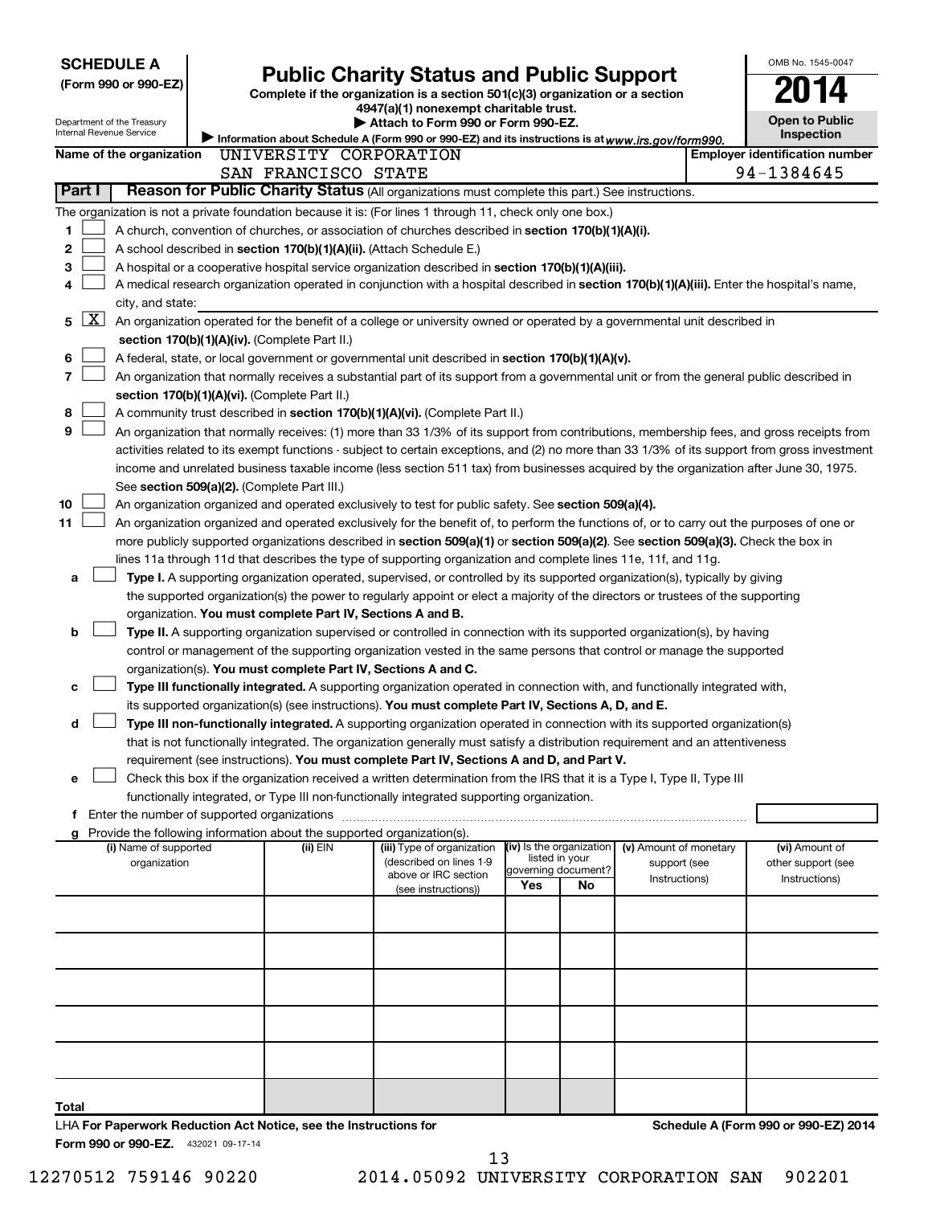**SCHEDULE A**
**(Form 990 or 990-EZ)**

Department of the Treasury
Internal Revenue Service

# Public Charity Status and Public Support

**Complete if the organization is a section 501(c)(3) organization or a section 4947(a)(1) nonexempt charitable trust.**
**▶ Attach to Form 990 or Form 990-EZ.**
▶ Information about Schedule A (Form 990 or 990-EZ) and its instructions is at *www.irs.gov/form990.*

OMB No. 1545-0047
**2014**
**Open to Public Inspection**

**Name of the organization** UNIVERSITY CORPORATION SAN FRANCISCO STATE

**Employer identification number** 94-1384645

## Part I Reason for Public Charity Status (All organizations must complete this part.) See instructions.

The organization is not a private foundation because it is: (For lines 1 through 11, check only one box.)

1. ☐ A church, convention of churches, or association of churches described in **section 170(b)(1)(A)(i).**
2. ☐ A school described in **section 170(b)(1)(A)(ii).** (Attach Schedule E.)
3. ☐ A hospital or a cooperative hospital service organization described in **section 170(b)(1)(A)(iii).**
4. ☐ A medical research organization operated in conjunction with a hospital described in **section 170(b)(1)(A)(iii).** Enter the hospital's name, city, and state:
5. ☒ An organization operated for the benefit of a college or university owned or operated by a governmental unit described in **section 170(b)(1)(A)(iv).** (Complete Part II.)
6. ☐ A federal, state, or local government or governmental unit described in **section 170(b)(1)(A)(v).**
7. ☐ An organization that normally receives a substantial part of its support from a governmental unit or from the general public described in **section 170(b)(1)(A)(vi).** (Complete Part II.)
8. ☐ A community trust described in **section 170(b)(1)(A)(vi).** (Complete Part II.)
9. ☐ An organization that normally receives: (1) more than 33 1/3% of its support from contributions, membership fees, and gross receipts from activities related to its exempt functions - subject to certain exceptions, and (2) no more than 33 1/3% of its support from gross investment income and unrelated business taxable income (less section 511 tax) from businesses acquired by the organization after June 30, 1975. See **section 509(a)(2).** (Complete Part III.)
10. ☐ An organization organized and operated exclusively to test for public safety. See **section 509(a)(4).**
11. ☐ An organization organized and operated exclusively for the benefit of, to perform the functions of, or to carry out the purposes of one or more publicly supported organizations described in **section 509(a)(1)** or **section 509(a)(2)**. See **section 509(a)(3).** Check the box in lines 11a through 11d that describes the type of supporting organization and complete lines 11e, 11f, and 11g.
   - **a** ☐ **Type I.** A supporting organization operated, supervised, or controlled by its supported organization(s), typically by giving the supported organization(s) the power to regularly appoint or elect a majority of the directors or trustees of the supporting organization. **You must complete Part IV, Sections A and B.**
   - **b** ☐ **Type II.** A supporting organization supervised or controlled in connection with its supported organization(s), by having control or management of the supporting organization vested in the same persons that control or manage the supported organization(s). **You must complete Part IV, Sections A and C.**
   - **c** ☐ **Type III functionally integrated.** A supporting organization operated in connection with, and functionally integrated with, its supported organization(s) (see instructions). **You must complete Part IV, Sections A, D, and E.**
   - **d** ☐ **Type III non-functionally integrated.** A supporting organization operated in connection with its supported organization(s) that is not functionally integrated. The organization generally must satisfy a distribution requirement and an attentiveness requirement (see instructions). **You must complete Part IV, Sections A and D, and Part V.**
   - **e** ☐ Check this box if the organization received a written determination from the IRS that it is a Type I, Type II, Type III functionally integrated, or Type III non-functionally integrated supporting organization.
   - **f** Enter the number of supported organizations
   - **g** Provide the following information about the supported organization(s).

| (i) Name of supported organization | (ii) EIN | (iii) Type of organization (described on lines 1-9 above or IRC section (see instructions)) | (iv) Is the organization listed in your governing document? Yes | No | (v) Amount of monetary support (see Instructions) | (vi) Amount of other support (see Instructions) |
|---|---|---|---|---|---|---|
| | | | | | | |
| | | | | | | |
| | | | | | | |
| | | | | | | |
| | | | | | | |
| **Total** | | | | | | |

LHA **For Paperwork Reduction Act Notice, see the Instructions for Form 990 or 990-EZ.** 432021 09-17-14

**Schedule A (Form 990 or 990-EZ) 2014**

12270512 759146 90220 2014.05092 UNIVERSITY CORPORATION SAN 902201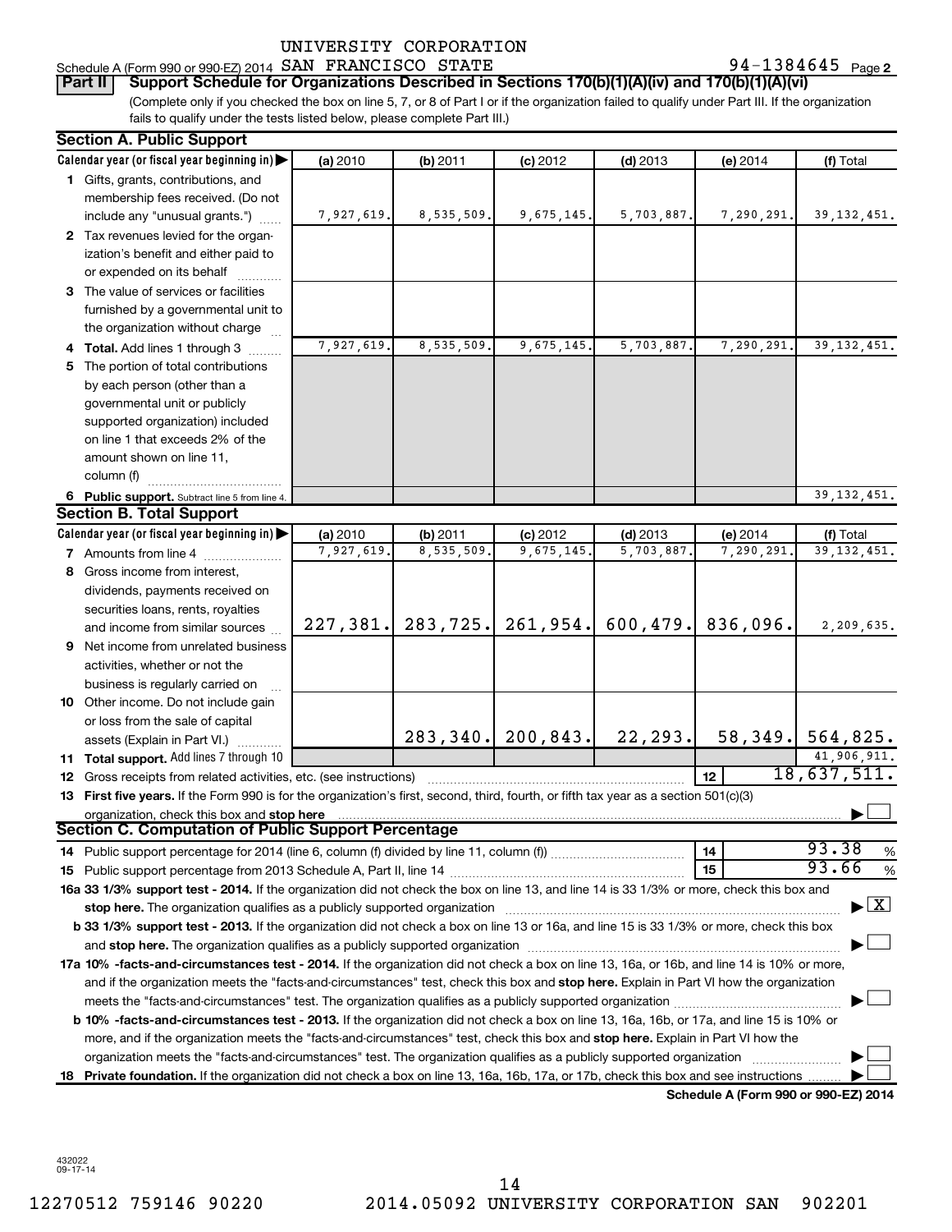UNIVERSITY CORPORATION

Schedule A (Form 990 or 990-EZ) 2014 SAN FRANCISCO STATE 94-1384645 Page 2

**Part II** **Support Schedule for Organizations Described in Sections 170(b)(1)(A)(iv) and 170(b)(1)(A)(vi)**

(Complete only if you checked the box on line 5, 7, or 8 of Part I or if the organization failed to qualify under Part III. If the organization fails to qualify under the tests listed below, please complete Part III.)

**Section A. Public Support**

| Calendar year (or fiscal year beginning in) ▶ | (a) 2010 | (b) 2011 | (c) 2012 | (d) 2013 | (e) 2014 | (f) Total |
|---|---|---|---|---|---|---|
| **1** Gifts, grants, contributions, and membership fees received. (Do not include any "unusual grants.") | 7,927,619. | 8,535,509. | 9,675,145. | 5,703,887. | 7,290,291. | 39,132,451. |
| **2** Tax revenues levied for the organization's benefit and either paid to or expended on its behalf | | | | | | |
| **3** The value of services or facilities furnished by a governmental unit to the organization without charge | | | | | | |
| **4** **Total.** Add lines 1 through 3 | 7,927,619. | 8,535,509. | 9,675,145. | 5,703,887. | 7,290,291. | 39,132,451. |
| **5** The portion of total contributions by each person (other than a governmental unit or publicly supported organization) included on line 1 that exceeds 2% of the amount shown on line 11, column (f) | | | | | | |
| **6** **Public support.** Subtract line 5 from line 4. | | | | | | 39,132,451. |

**Section B. Total Support**

| Calendar year (or fiscal year beginning in) ▶ | (a) 2010 | (b) 2011 | (c) 2012 | (d) 2013 | (e) 2014 | (f) Total |
|---|---|---|---|---|---|---|
| **7** Amounts from line 4 | 7,927,619. | 8,535,509. | 9,675,145. | 5,703,887. | 7,290,291. | 39,132,451. |
| **8** Gross income from interest, dividends, payments received on securities loans, rents, royalties and income from similar sources | 227,381. | 283,725. | 261,954. | 600,479. | 836,096. | 2,209,635. |
| **9** Net income from unrelated business activities, whether or not the business is regularly carried on | | | | | | |
| **10** Other income. Do not include gain or loss from the sale of capital assets (Explain in Part VI.) | | 283,340. | 200,843. | 22,293. | 58,349. | 564,825. |
| **11** **Total support.** Add lines 7 through 10 | | | | | | 41,906,911. |
| **12** Gross receipts from related activities, etc. (see instructions) | | | | | **12** | 18,637,511. |

**13** **First five years.** If the Form 990 is for the organization's first, second, third, fourth, or fifth tax year as a section 501(c)(3) organization, check this box and **stop here** ▶ ☐

**Section C. Computation of Public Support Percentage**

**14** Public support percentage for 2014 (line 6, column (f) divided by line 11, column (f)) — **14** — 93.38 %

**15** Public support percentage from 2013 Schedule A, Part II, line 14 — **15** — 93.66 %

**16a 33 1/3% support test - 2014.** If the organization did not check the box on line 13, and line 14 is 33 1/3% or more, check this box and **stop here.** The organization qualifies as a publicly supported organization ▶ ☒

**b 33 1/3% support test - 2013.** If the organization did not check a box on line 13 or 16a, and line 15 is 33 1/3% or more, check this box and **stop here.** The organization qualifies as a publicly supported organization ▶ ☐

**17a 10% -facts-and-circumstances test - 2014.** If the organization did not check a box on line 13, 16a, or 16b, and line 14 is 10% or more, and if the organization meets the "facts-and-circumstances" test, check this box and **stop here.** Explain in Part VI how the organization meets the "facts-and-circumstances" test. The organization qualifies as a publicly supported organization ▶ ☐

**b 10% -facts-and-circumstances test - 2013.** If the organization did not check a box on line 13, 16a, 16b, or 17a, and line 15 is 10% or more, and if the organization meets the "facts-and-circumstances" test, check this box and **stop here.** Explain in Part VI how the organization meets the "facts-and-circumstances" test. The organization qualifies as a publicly supported organization ▶ ☐

**18** **Private foundation.** If the organization did not check a box on line 13, 16a, 16b, 17a, or 17b, check this box and see instructions ▶ ☐

**Schedule A (Form 990 or 990-EZ) 2014**

432022 09-17-14

12270512 759146 90220 2014.05092 UNIVERSITY CORPORATION SAN 902201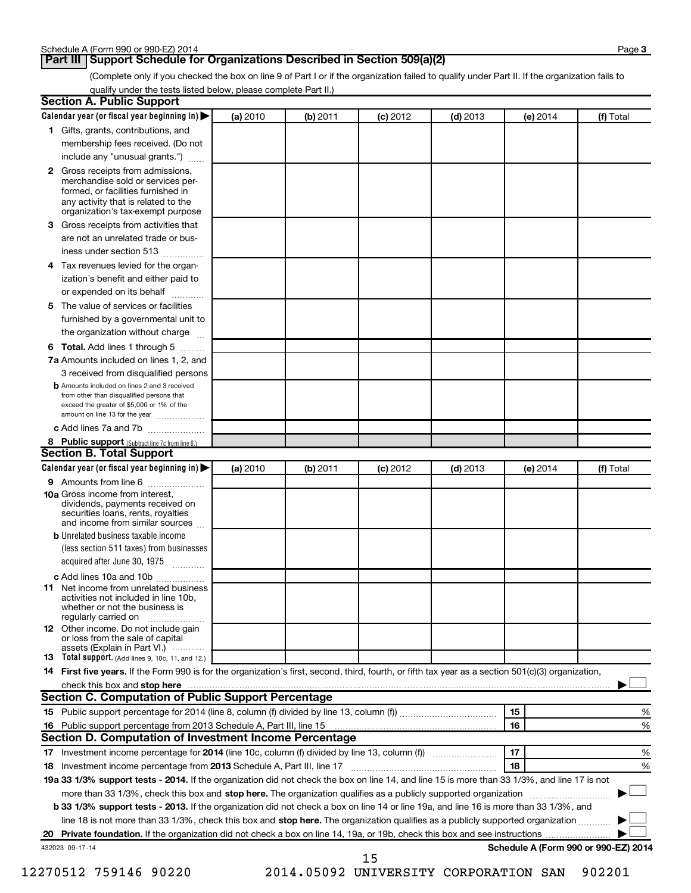## Part III Support Schedule for Organizations Described in Section 509(a)(2)

(Complete only if you checked the box on line 9 of Part I or if the organization failed to qualify under Part II. If the organization fails to qualify under the tests listed below, please complete Part II.)

### Section A. Public Support

| Calendar year (or fiscal year beginning in) ▶ | (a) 2010 | (b) 2011 | (c) 2012 | (d) 2013 | (e) 2014 | (f) Total |
|---|---|---|---|---|---|---|
| **1** Gifts, grants, contributions, and membership fees received. (Do not include any "unusual grants.") | | | | | | |
| **2** Gross receipts from admissions, merchandise sold or services performed, or facilities furnished in any activity that is related to the organization's tax-exempt purpose | | | | | | |
| **3** Gross receipts from activities that are not an unrelated trade or business under section 513 | | | | | | |
| **4** Tax revenues levied for the organization's benefit and either paid to or expended on its behalf | | | | | | |
| **5** The value of services or facilities furnished by a governmental unit to the organization without charge | | | | | | |
| **6 Total.** Add lines 1 through 5 | | | | | | |
| **7a** Amounts included on lines 1, 2, and 3 received from disqualified persons | | | | | | |
| **b** Amounts included on lines 2 and 3 received from other than disqualified persons that exceed the greater of $5,000 or 1% of the amount on line 13 for the year | | | | | | |
| **c** Add lines 7a and 7b | | | | | | |
| **8 Public support** (Subtract line 7c from line 6.) | | | | | | |

### Section B. Total Support

| Calendar year (or fiscal year beginning in) ▶ | (a) 2010 | (b) 2011 | (c) 2012 | (d) 2013 | (e) 2014 | (f) Total |
|---|---|---|---|---|---|---|
| **9** Amounts from line 6 | | | | | | |
| **10a** Gross income from interest, dividends, payments received on securities loans, rents, royalties and income from similar sources | | | | | | |
| **b** Unrelated business taxable income (less section 511 taxes) from businesses acquired after June 30, 1975 | | | | | | |
| **c** Add lines 10a and 10b | | | | | | |
| **11** Net income from unrelated business activities not included in line 10b, whether or not the business is regularly carried on | | | | | | |
| **12** Other income. Do not include gain or loss from the sale of capital assets (Explain in Part VI.) | | | | | | |
| **13 Total support.** (Add lines 9, 10c, 11, and 12.) | | | | | | |

**14 First five years.** If the Form 990 is for the organization's first, second, third, fourth, or fifth tax year as a section 501(c)(3) organization, check this box and **stop here** ▶ ☐

### Section C. Computation of Public Support Percentage

| | | | |
|---|---|---|---|
| **15** | Public support percentage for 2014 (line 8, column (f) divided by line 13, column (f)) | 15 | % |
| **16** | Public support percentage from 2013 Schedule A, Part III, line 15 | 16 | % |

### Section D. Computation of Investment Income Percentage

| | | | |
|---|---|---|---|
| **17** | Investment income percentage for **2014** (line 10c, column (f) divided by line 13, column (f)) | 17 | % |
| **18** | Investment income percentage from **2013** Schedule A, Part III, line 17 | 18 | % |

**19a 33 1/3% support tests - 2014.** If the organization did not check the box on line 14, and line 15 is more than 33 1/3%, and line 17 is not more than 33 1/3%, check this box and **stop here.** The organization qualifies as a publicly supported organization ▶ ☐

**b 33 1/3% support tests - 2013.** If the organization did not check a box on line 14 or line 19a, and line 16 is more than 33 1/3%, and line 18 is not more than 33 1/3%, check this box and **stop here.** The organization qualifies as a publicly supported organization ▶ ☐

**20 Private foundation.** If the organization did not check a box on line 14, 19a, or 19b, check this box and see instructions ▶ ☐

432023 09-17-14

**Schedule A (Form 990 or 990-EZ) 2014**

12270512 759146 90220 2014.05092 UNIVERSITY CORPORATION SAN 902201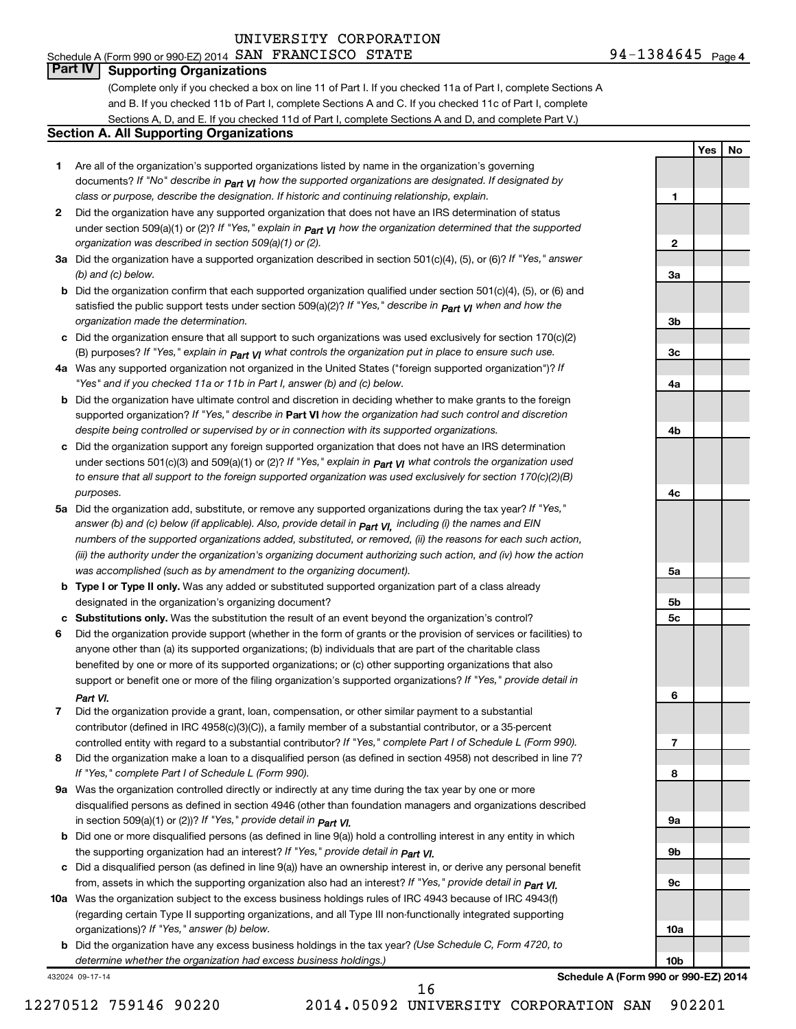UNIVERSITY CORPORATION

Schedule A (Form 990 or 990-EZ) 2014 SAN FRANCISCO STATE 94-1384645 Page 4

## Part IV Supporting Organizations

(Complete only if you checked a box on line 11 of Part I. If you checked 11a of Part I, complete Sections A and B. If you checked 11b of Part I, complete Sections A and C. If you checked 11c of Part I, complete Sections A, D, and E. If you checked 11d of Part I, complete Sections A and D, and complete Part V.)

### Section A. All Supporting Organizations

| | | | Yes | No |
|---|---|---|---|---|
| 1 | Are all of the organization's supported organizations listed by name in the organization's governing documents? *If "No" describe in* **Part VI** *how the supported organizations are designated. If designated by class or purpose, describe the designation. If historic and continuing relationship, explain.* | 1 | | |
| 2 | Did the organization have any supported organization that does not have an IRS determination of status under section 509(a)(1) or (2)? *If "Yes," explain in* **Part VI** *how the organization determined that the supported organization was described in section 509(a)(1) or (2).* | 2 | | |
| 3a | Did the organization have a supported organization described in section 501(c)(4), (5), or (6)? *If "Yes," answer (b) and (c) below.* | 3a | | |
| b | Did the organization confirm that each supported organization qualified under section 501(c)(4), (5), or (6) and satisfied the public support tests under section 509(a)(2)? *If "Yes," describe in* **Part VI** *when and how the organization made the determination.* | 3b | | |
| c | Did the organization ensure that all support to such organizations was used exclusively for section 170(c)(2)(B) purposes? *If "Yes," explain in* **Part VI** *what controls the organization put in place to ensure such use.* | 3c | | |
| 4a | Was any supported organization not organized in the United States ("foreign supported organization")? *If "Yes" and if you checked 11a or 11b in Part I, answer (b) and (c) below.* | 4a | | |
| b | Did the organization have ultimate control and discretion in deciding whether to make grants to the foreign supported organization? *If "Yes," describe in* **Part VI** *how the organization had such control and discretion despite being controlled or supervised by or in connection with its supported organizations.* | 4b | | |
| c | Did the organization support any foreign supported organization that does not have an IRS determination under sections 501(c)(3) and 509(a)(1) or (2)? *If "Yes," explain in* **Part VI** *what controls the organization used to ensure that all support to the foreign supported organization was used exclusively for section 170(c)(2)(B) purposes.* | 4c | | |
| 5a | Did the organization add, substitute, or remove any supported organizations during the tax year? *If "Yes," answer (b) and (c) below (if applicable). Also, provide detail in* **Part VI,** *including (i) the names and EIN numbers of the supported organizations added, substituted, or removed, (ii) the reasons for each such action, (iii) the authority under the organization's organizing document authorizing such action, and (iv) how the action was accomplished (such as by amendment to the organizing document).* | 5a | | |
| b | **Type I or Type II only.** Was any added or substituted supported organization part of a class already designated in the organization's organizing document? | 5b | | |
| c | **Substitutions only.** Was the substitution the result of an event beyond the organization's control? | 5c | | |
| 6 | Did the organization provide support (whether in the form of grants or the provision of services or facilities) to anyone other than (a) its supported organizations; (b) individuals that are part of the charitable class benefited by one or more of its supported organizations; or (c) other supporting organizations that also support or benefit one or more of the filing organization's supported organizations? *If "Yes," provide detail in* **Part VI.** | 6 | | |
| 7 | Did the organization provide a grant, loan, compensation, or other similar payment to a substantial contributor (defined in IRC 4958(c)(3)(C)), a family member of a substantial contributor, or a 35-percent controlled entity with regard to a substantial contributor? *If "Yes," complete Part I of Schedule L (Form 990).* | 7 | | |
| 8 | Did the organization make a loan to a disqualified person (as defined in section 4958) not described in line 7? *If "Yes," complete Part I of Schedule L (Form 990).* | 8 | | |
| 9a | Was the organization controlled directly or indirectly at any time during the tax year by one or more disqualified persons as defined in section 4946 (other than foundation managers and organizations described in section 509(a)(1) or (2))? *If "Yes," provide detail in* **Part VI.** | 9a | | |
| b | Did one or more disqualified persons (as defined in line 9(a)) hold a controlling interest in any entity in which the supporting organization had an interest? *If "Yes," provide detail in* **Part VI.** | 9b | | |
| c | Did a disqualified person (as defined in line 9(a)) have an ownership interest in, or derive any personal benefit from, assets in which the supporting organization also had an interest? *If "Yes," provide detail in* **Part VI.** | 9c | | |
| 10a | Was the organization subject to the excess business holdings rules of IRC 4943 because of IRC 4943(f) (regarding certain Type II supporting organizations, and all Type III non-functionally integrated supporting organizations)? *If "Yes," answer (b) below.* | 10a | | |
| b | Did the organization have any excess business holdings in the tax year? *(Use Schedule C, Form 4720, to determine whether the organization had excess business holdings.)* | 10b | | |

432024 09-17-14 **Schedule A (Form 990 or 990-EZ) 2014**

12270512 759146 90220 2014.05092 UNIVERSITY CORPORATION SAN 902201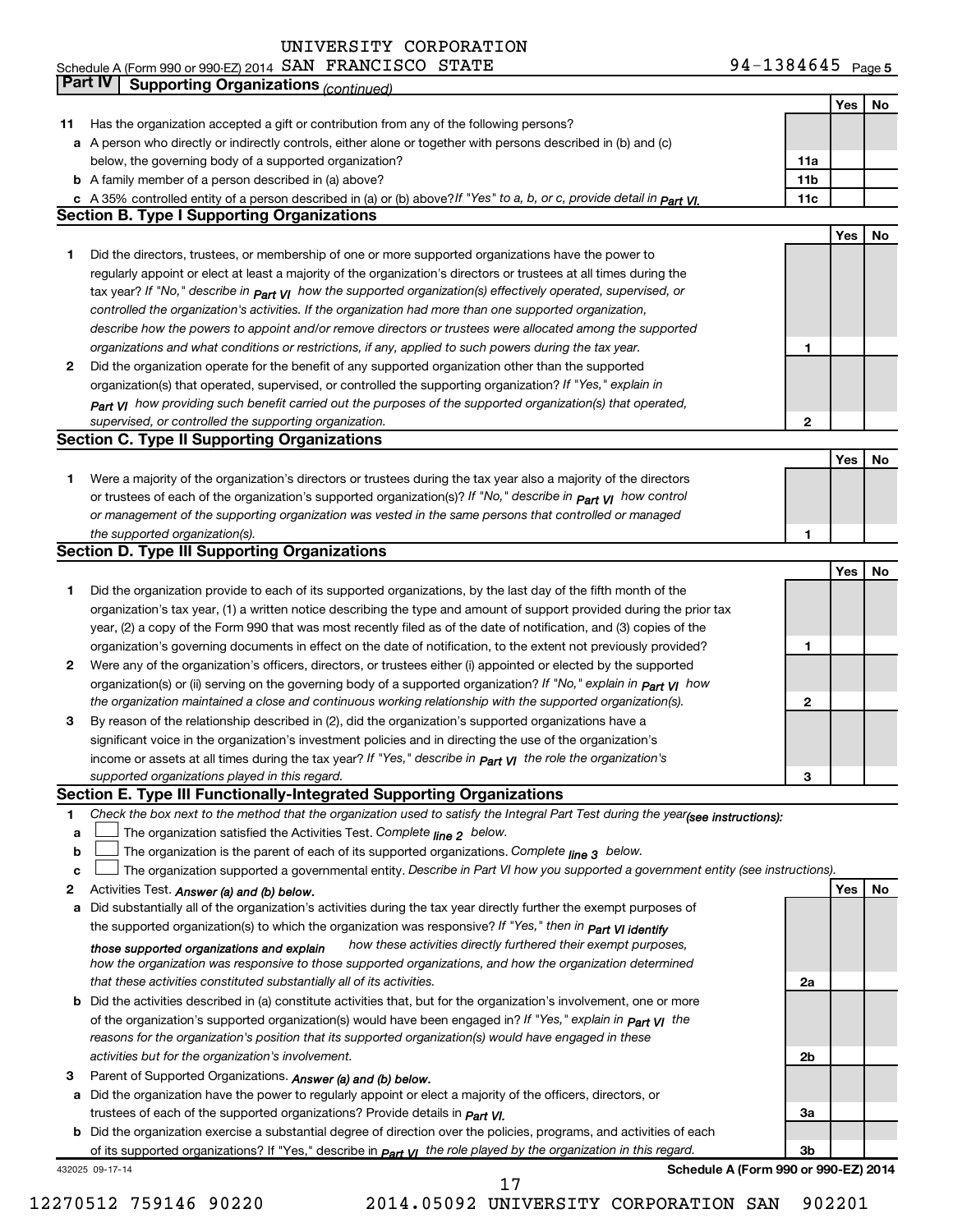UNIVERSITY CORPORATION

Schedule A (Form 990 or 990-EZ) 2014 SAN FRANCISCO STATE 94-1384645 Page 5

## Part IV Supporting Organizations *(continued)*

| | | | Yes | No |
|---|---|---|---|---|
| 11 | Has the organization accepted a gift or contribution from any of the following persons? | | | |
| a | A person who directly or indirectly controls, either alone or together with persons described in (b) and (c) below, the governing body of a supported organization? | 11a | | |
| b | A family member of a person described in (a) above? | 11b | | |
| c | A 35% controlled entity of a person described in (a) or (b) above? *If "Yes" to a, b, or c, provide detail in Part VI.* | 11c | | |

### Section B. Type I Supporting Organizations

| | | | Yes | No |
|---|---|---|---|---|
| 1 | Did the directors, trustees, or membership of one or more supported organizations have the power to regularly appoint or elect at least a majority of the organization's directors or trustees at all times during the tax year? *If "No," describe in Part VI how the supported organization(s) effectively operated, supervised, or controlled the organization's activities. If the organization had more than one supported organization, describe how the powers to appoint and/or remove directors or trustees were allocated among the supported organizations and what conditions or restrictions, if any, applied to such powers during the tax year.* | 1 | | |
| 2 | Did the organization operate for the benefit of any supported organization other than the supported organization(s) that operated, supervised, or controlled the supporting organization? *If "Yes," explain in Part VI how providing such benefit carried out the purposes of the supported organization(s) that operated, supervised, or controlled the supporting organization.* | 2 | | |

### Section C. Type II Supporting Organizations

| | | | Yes | No |
|---|---|---|---|---|
| 1 | Were a majority of the organization's directors or trustees during the tax year also a majority of the directors or trustees of each of the organization's supported organization(s)? *If "No," describe in Part VI how control or management of the supporting organization was vested in the same persons that controlled or managed the supported organization(s).* | 1 | | |

### Section D. Type III Supporting Organizations

| | | | Yes | No |
|---|---|---|---|---|
| 1 | Did the organization provide to each of its supported organizations, by the last day of the fifth month of the organization's tax year, (1) a written notice describing the type and amount of support provided during the prior tax year, (2) a copy of the Form 990 that was most recently filed as of the date of notification, and (3) copies of the organization's governing documents in effect on the date of notification, to the extent not previously provided? | 1 | | |
| 2 | Were any of the organization's officers, directors, or trustees either (i) appointed or elected by the supported organization(s) or (ii) serving on the governing body of a supported organization? *If "No," explain in Part VI how the organization maintained a close and continuous working relationship with the supported organization(s).* | 2 | | |
| 3 | By reason of the relationship described in (2), did the organization's supported organizations have a significant voice in the organization's investment policies and in directing the use of the organization's income or assets at all times during the tax year? *If "Yes," describe in Part VI the role the organization's supported organizations played in this regard.* | 3 | | |

### Section E. Type III Functionally-Integrated Supporting Organizations

1 *Check the box next to the method that the organization used to satisfy the Integral Part Test during the year (see instructions):*

- a ☐ The organization satisfied the Activities Test. *Complete line 2 below.*
- b ☐ The organization is the parent of each of its supported organizations. *Complete line 3 below.*
- c ☐ The organization supported a governmental entity. *Describe in Part VI how you supported a government entity (see instructions).*

| | | | Yes | No |
|---|---|---|---|---|
| 2 | Activities Test. *Answer (a) and (b) below.* | | | |
| a | Did substantially all of the organization's activities during the tax year directly further the exempt purposes of the supported organization(s) to which the organization was responsive? *If "Yes," then in Part VI identify those supported organizations and explain how these activities directly furthered their exempt purposes, how the organization was responsive to those supported organizations, and how the organization determined that these activities constituted substantially all of its activities.* | 2a | | |
| b | Did the activities described in (a) constitute activities that, but for the organization's involvement, one or more of the organization's supported organization(s) would have been engaged in? *If "Yes," explain in Part VI the reasons for the organization's position that its supported organization(s) would have engaged in these activities but for the organization's involvement.* | 2b | | |
| 3 | Parent of Supported Organizations. *Answer (a) and (b) below.* | | | |
| a | Did the organization have the power to regularly appoint or elect a majority of the officers, directors, or trustees of each of the supported organizations? Provide details in *Part VI.* | 3a | | |
| b | Did the organization exercise a substantial degree of direction over the policies, programs, and activities of each of its supported organizations? If "Yes," describe in *Part VI the role played by the organization in this regard.* | 3b | | |

432025 09-17-14 **Schedule A (Form 990 or 990-EZ) 2014**

12270512 759146 90220 2014.05092 UNIVERSITY CORPORATION SAN 902201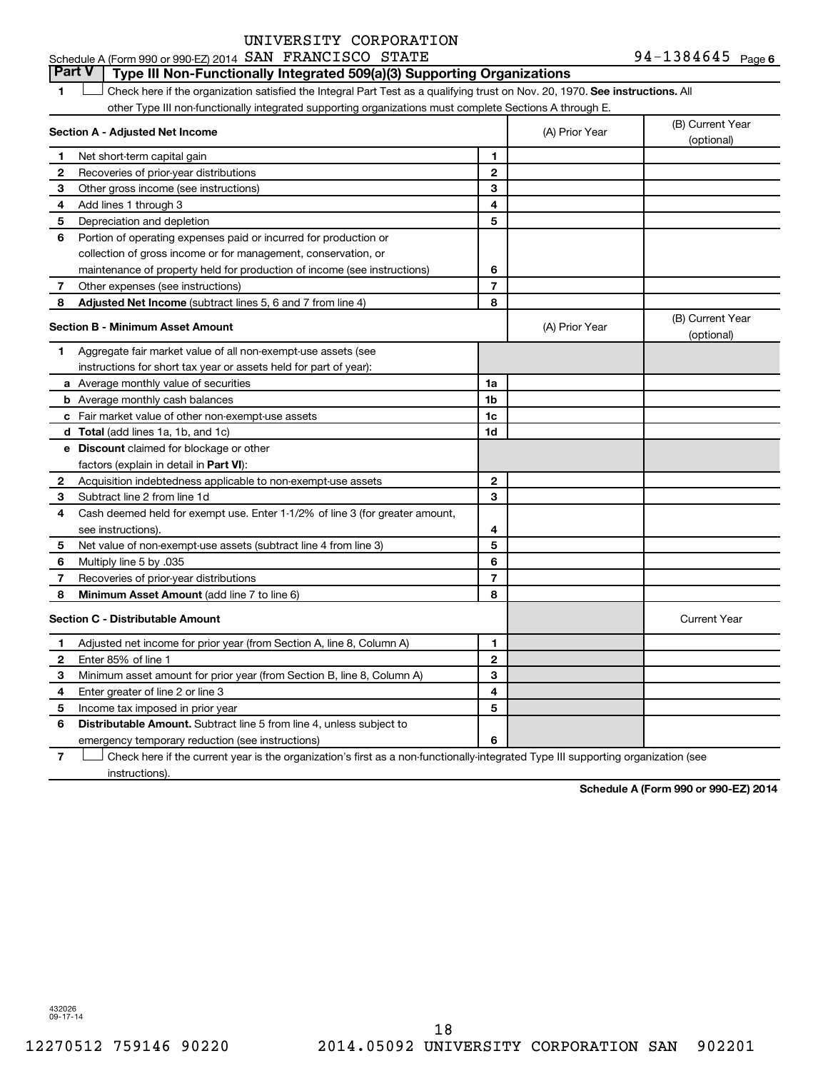Schedule A (Form 990 or 990-EZ) 2014 UNIVERSITY CORPORATION SAN FRANCISCO STATE 94-1384645 Page 6

## Part V Type III Non-Functionally Integrated 509(a)(3) Supporting Organizations

**1** ☐ Check here if the organization satisfied the Integral Part Test as a qualifying trust on Nov. 20, 1970. **See instructions.** All other Type III non-functionally integrated supporting organizations must complete Sections A through E.

| **Section A - Adjusted Net Income** | | (A) Prior Year | (B) Current Year (optional) |
|---|---|---|---|
| **1** Net short-term capital gain | 1 | | |
| **2** Recoveries of prior-year distributions | 2 | | |
| **3** Other gross income (see instructions) | 3 | | |
| **4** Add lines 1 through 3 | 4 | | |
| **5** Depreciation and depletion | 5 | | |
| **6** Portion of operating expenses paid or incurred for production or collection of gross income or for management, conservation, or maintenance of property held for production of income (see instructions) | 6 | | |
| **7** Other expenses (see instructions) | 7 | | |
| **8** **Adjusted Net Income** (subtract lines 5, 6 and 7 from line 4) | 8 | | |

| **Section B - Minimum Asset Amount** | | (A) Prior Year | (B) Current Year (optional) |
|---|---|---|---|
| **1** Aggregate fair market value of all non-exempt-use assets (see instructions for short tax year or assets held for part of year): | | | |
| **a** Average monthly value of securities | 1a | | |
| **b** Average monthly cash balances | 1b | | |
| **c** Fair market value of other non-exempt-use assets | 1c | | |
| **d** **Total** (add lines 1a, 1b, and 1c) | 1d | | |
| **e** **Discount** claimed for blockage or other factors (explain in detail in **Part VI**): | | | |
| **2** Acquisition indebtedness applicable to non-exempt-use assets | 2 | | |
| **3** Subtract line 2 from line 1d | 3 | | |
| **4** Cash deemed held for exempt use. Enter 1-1/2% of line 3 (for greater amount, see instructions). | 4 | | |
| **5** Net value of non-exempt-use assets (subtract line 4 from line 3) | 5 | | |
| **6** Multiply line 5 by .035 | 6 | | |
| **7** Recoveries of prior-year distributions | 7 | | |
| **8** **Minimum Asset Amount** (add line 7 to line 6) | 8 | | |

| **Section C - Distributable Amount** | | | Current Year |
|---|---|---|---|
| **1** Adjusted net income for prior year (from Section A, line 8, Column A) | 1 | | |
| **2** Enter 85% of line 1 | 2 | | |
| **3** Minimum asset amount for prior year (from Section B, line 8, Column A) | 3 | | |
| **4** Enter greater of line 2 or line 3 | 4 | | |
| **5** Income tax imposed in prior year | 5 | | |
| **6** **Distributable Amount.** Subtract line 5 from line 4, unless subject to emergency temporary reduction (see instructions) | 6 | | |

**7** ☐ Check here if the current year is the organization's first as a non-functionally-integrated Type III supporting organization (see instructions).

**Schedule A (Form 990 or 990-EZ) 2014**

432026
09-17-14

12270512 759146 90220 2014.05092 UNIVERSITY CORPORATION SAN 902201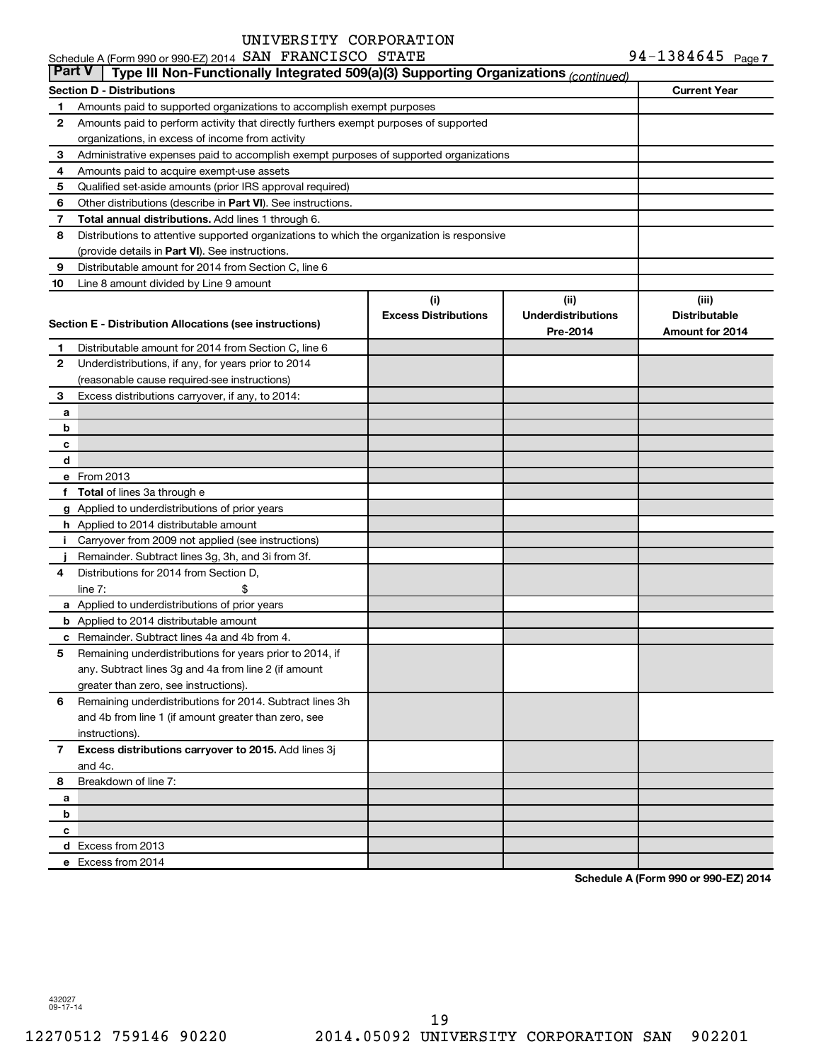Schedule A (Form 990 or 990-EZ) 2014 UNIVERSITY CORPORATION SAN FRANCISCO STATE 94-1384645 Page 7

**Part V | Type III Non-Functionally Integrated 509(a)(3) Supporting Organizations** *(continued)*

| Section D - Distributions | | Current Year |
|---|---|---|
| 1 | Amounts paid to supported organizations to accomplish exempt purposes | |
| 2 | Amounts paid to perform activity that directly furthers exempt purposes of supported organizations, in excess of income from activity | |
| 3 | Administrative expenses paid to accomplish exempt purposes of supported organizations | |
| 4 | Amounts paid to acquire exempt-use assets | |
| 5 | Qualified set-aside amounts (prior IRS approval required) | |
| 6 | Other distributions (describe in **Part VI**). See instructions. | |
| 7 | **Total annual distributions.** Add lines 1 through 6. | |
| 8 | Distributions to attentive supported organizations to which the organization is responsive (provide details in **Part VI**). See instructions. | |
| 9 | Distributable amount for 2014 from Section C, line 6 | |
| 10 | Line 8 amount divided by Line 9 amount | |

| Section E - Distribution Allocations (see instructions) | | (i) Excess Distributions | (ii) Underdistributions Pre-2014 | (iii) Distributable Amount for 2014 |
|---|---|---|---|---|
| 1 | Distributable amount for 2014 from Section C, line 6 | | | |
| 2 | Underdistributions, if any, for years prior to 2014 (reasonable cause required-see instructions) | | | |
| 3 | Excess distributions carryover, if any, to 2014: | | | |
| a | | | | |
| b | | | | |
| c | | | | |
| d | | | | |
| e | From 2013 | | | |
| f | **Total** of lines 3a through e | | | |
| g | Applied to underdistributions of prior years | | | |
| h | Applied to 2014 distributable amount | | | |
| i | Carryover from 2009 not applied (see instructions) | | | |
| j | Remainder. Subtract lines 3g, 3h, and 3i from 3f. | | | |
| 4 | Distributions for 2014 from Section D, line 7: $ | | | |
| a | Applied to underdistributions of prior years | | | |
| b | Applied to 2014 distributable amount | | | |
| c | Remainder. Subtract lines 4a and 4b from 4. | | | |
| 5 | Remaining underdistributions for years prior to 2014, if any. Subtract lines 3g and 4a from line 2 (if amount greater than zero, see instructions). | | | |
| 6 | Remaining underdistributions for 2014. Subtract lines 3h and 4b from line 1 (if amount greater than zero, see instructions). | | | |
| 7 | **Excess distributions carryover to 2015.** Add lines 3j and 4c. | | | |
| 8 | Breakdown of line 7: | | | |
| a | | | | |
| b | | | | |
| c | | | | |
| d | Excess from 2013 | | | |
| e | Excess from 2014 | | | |

**Schedule A (Form 990 or 990-EZ) 2014**

432027 09-17-14

12270512 759146 90220 2014.05092 UNIVERSITY CORPORATION SAN 902201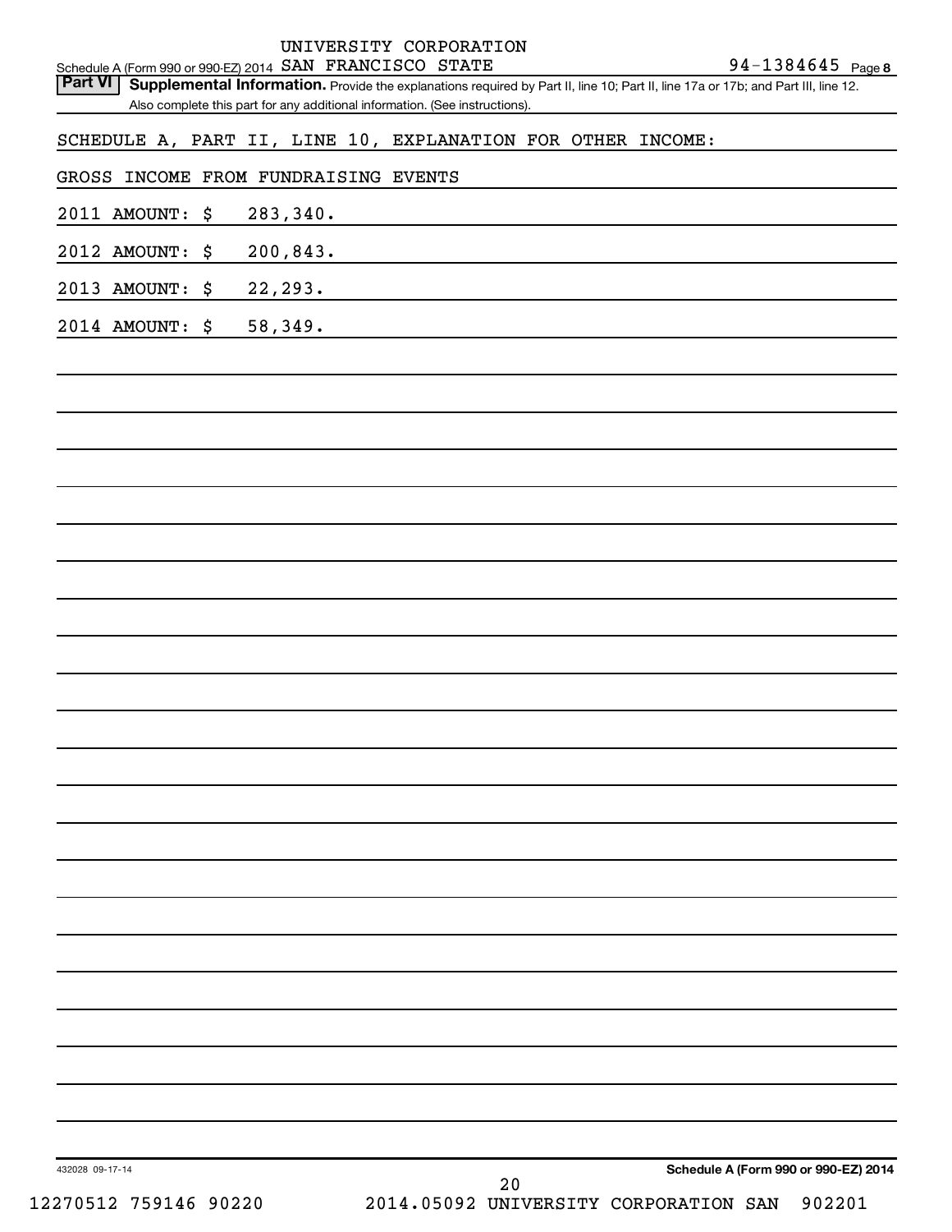Schedule A (Form 990 or 990-EZ) 2014 UNIVERSITY CORPORATION SAN FRANCISCO STATE 94-1384645 Page 8

**Part VI Supplemental Information.** Provide the explanations required by Part II, line 10; Part II, line 17a or 17b; and Part III, line 12. Also complete this part for any additional information. (See instructions).

SCHEDULE A, PART II, LINE 10, EXPLANATION FOR OTHER INCOME:

GROSS INCOME FROM FUNDRAISING EVENTS

2011 AMOUNT: $ 283,340.

2012 AMOUNT: $ 200,843.

2013 AMOUNT: $ 22,293.

2014 AMOUNT: $ 58,349.

432028 09-17-14

**Schedule A (Form 990 or 990-EZ) 2014**

12270512 759146 90220 2014.05092 UNIVERSITY CORPORATION SAN 902201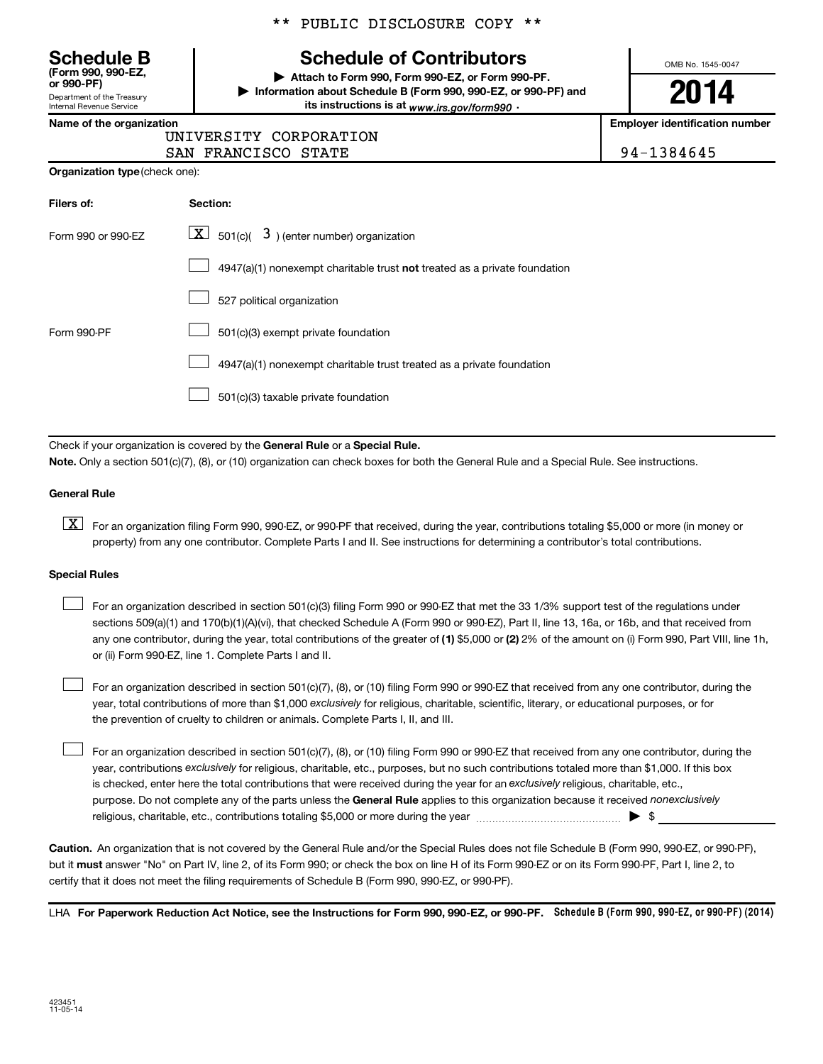** PUBLIC DISCLOSURE COPY **

# Schedule B

**(Form 990, 990-EZ, or 990-PF)**

Department of the Treasury
Internal Revenue Service

## Schedule of Contributors

▶ **Attach to Form 990, Form 990-EZ, or Form 990-PF.**

▶ **Information about Schedule B (Form 990, 990-EZ, or 990-PF) and its instructions is at** *www.irs.gov/form990* .

OMB No. 1545-0047

**2014**

**Name of the organization**

UNIVERSITY CORPORATION
SAN FRANCISCO STATE

**Employer identification number**

94-1384645

**Organization type** (check one):

| **Filers of:** | **Section:** |
|---|---|
| Form 990 or 990-EZ | [X] 501(c)( 3 ) (enter number) organization |
| | [ ] 4947(a)(1) nonexempt charitable trust **not** treated as a private foundation |
| | [ ] 527 political organization |
| Form 990-PF | [ ] 501(c)(3) exempt private foundation |
| | [ ] 4947(a)(1) nonexempt charitable trust treated as a private foundation |
| | [ ] 501(c)(3) taxable private foundation |

Check if your organization is covered by the **General Rule** or a **Special Rule.**

**Note.** Only a section 501(c)(7), (8), or (10) organization can check boxes for both the General Rule and a Special Rule. See instructions.

### General Rule

[X] For an organization filing Form 990, 990-EZ, or 990-PF that received, during the year, contributions totaling $5,000 or more (in money or property) from any one contributor. Complete Parts I and II. See instructions for determining a contributor's total contributions.

### Special Rules

[ ] For an organization described in section 501(c)(3) filing Form 990 or 990-EZ that met the 33 1/3% support test of the regulations under sections 509(a)(1) and 170(b)(1)(A)(vi), that checked Schedule A (Form 990 or 990-EZ), Part II, line 13, 16a, or 16b, and that received from any one contributor, during the year, total contributions of the greater of **(1)** $5,000 or **(2)** 2% of the amount on (i) Form 990, Part VIII, line 1h, or (ii) Form 990-EZ, line 1. Complete Parts I and II.

[ ] For an organization described in section 501(c)(7), (8), or (10) filing Form 990 or 990-EZ that received from any one contributor, during the year, total contributions of more than $1,000 *exclusively* for religious, charitable, scientific, literary, or educational purposes, or for the prevention of cruelty to children or animals. Complete Parts I, II, and III.

[ ] For an organization described in section 501(c)(7), (8), or (10) filing Form 990 or 990-EZ that received from any one contributor, during the year, contributions *exclusively* for religious, charitable, etc., purposes, but no such contributions totaled more than $1,000. If this box is checked, enter here the total contributions that were received during the year for an *exclusively* religious, charitable, etc., purpose. Do not complete any of the parts unless the **General Rule** applies to this organization because it received *nonexclusively* religious, charitable, etc., contributions totaling $5,000 or more during the year ▶ $ ____________

**Caution.** An organization that is not covered by the General Rule and/or the Special Rules does not file Schedule B (Form 990, 990-EZ, or 990-PF), but it **must** answer "No" on Part IV, line 2, of its Form 990; or check the box on line H of its Form 990-EZ or on its Form 990-PF, Part I, line 2, to certify that it does not meet the filing requirements of Schedule B (Form 990, 990-EZ, or 990-PF).

LHA **For Paperwork Reduction Act Notice, see the Instructions for Form 990, 990-EZ, or 990-PF.** **Schedule B (Form 990, 990-EZ, or 990-PF) (2014)**

423451
11-05-14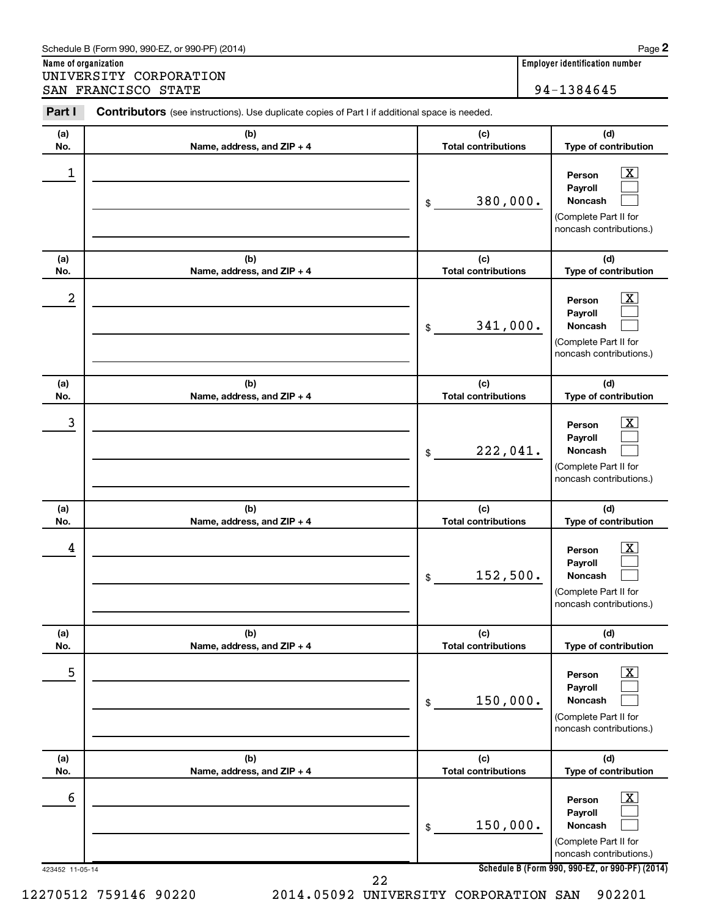Schedule B (Form 990, 990-EZ, or 990-PF) (2014)

**Name of organization**

UNIVERSITY CORPORATION
SAN FRANCISCO STATE

**Employer identification number**

94-1384645

**Part I** **Contributors** (see instructions). Use duplicate copies of Part I if additional space is needed.

| (a) No. | (b) Name, address, and ZIP + 4 | (c) Total contributions | (d) Type of contribution |
|---|---|---|---|
| 1 | | $ 380,000. | Person [X] Payroll [ ] Noncash [ ] (Complete Part II for noncash contributions.) |
| 2 | | $ 341,000. | Person [X] Payroll [ ] Noncash [ ] (Complete Part II for noncash contributions.) |
| 3 | | $ 222,041. | Person [X] Payroll [ ] Noncash [ ] (Complete Part II for noncash contributions.) |
| 4 | | $ 152,500. | Person [X] Payroll [ ] Noncash [ ] (Complete Part II for noncash contributions.) |
| 5 | | $ 150,000. | Person [X] Payroll [ ] Noncash [ ] (Complete Part II for noncash contributions.) |
| 6 | | $ 150,000. | Person [X] Payroll [ ] Noncash [ ] (Complete Part II for noncash contributions.) |

423452 11-05-14

**Schedule B (Form 990, 990-EZ, or 990-PF) (2014)**

12270512 759146 90220 2014.05092 UNIVERSITY CORPORATION SAN 902201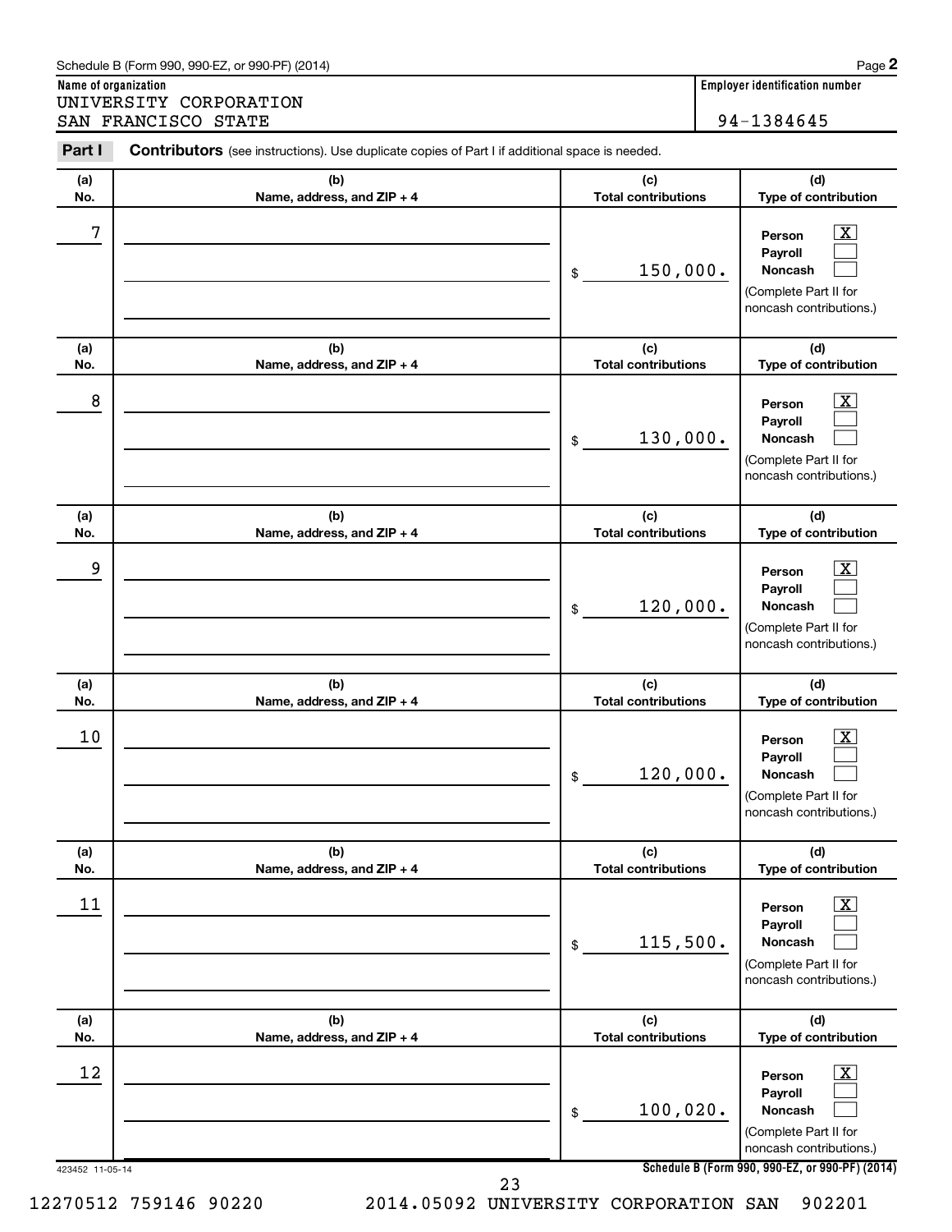Schedule B (Form 990, 990-EZ, or 990-PF) (2014)

**Name of organization**
UNIVERSITY CORPORATION
SAN FRANCISCO STATE

**Employer identification number**
94-1384645

**Part I** **Contributors** (see instructions). Use duplicate copies of Part I if additional space is needed.

| (a) No. | (b) Name, address, and ZIP + 4 | (c) Total contributions | (d) Type of contribution |
|---|---|---|---|
| 7 | | $ 150,000. | Person [X] Payroll [ ] Noncash [ ] (Complete Part II for noncash contributions.) |
| 8 | | $ 130,000. | Person [X] Payroll [ ] Noncash [ ] (Complete Part II for noncash contributions.) |
| 9 | | $ 120,000. | Person [X] Payroll [ ] Noncash [ ] (Complete Part II for noncash contributions.) |
| 10 | | $ 120,000. | Person [X] Payroll [ ] Noncash [ ] (Complete Part II for noncash contributions.) |
| 11 | | $ 115,500. | Person [X] Payroll [ ] Noncash [ ] (Complete Part II for noncash contributions.) |
| 12 | | $ 100,020. | Person [X] Payroll [ ] Noncash [ ] (Complete Part II for noncash contributions.) |

423452 11-05-14

**Schedule B (Form 990, 990-EZ, or 990-PF) (2014)**

12270512 759146 90220 2014.05092 UNIVERSITY CORPORATION SAN 902201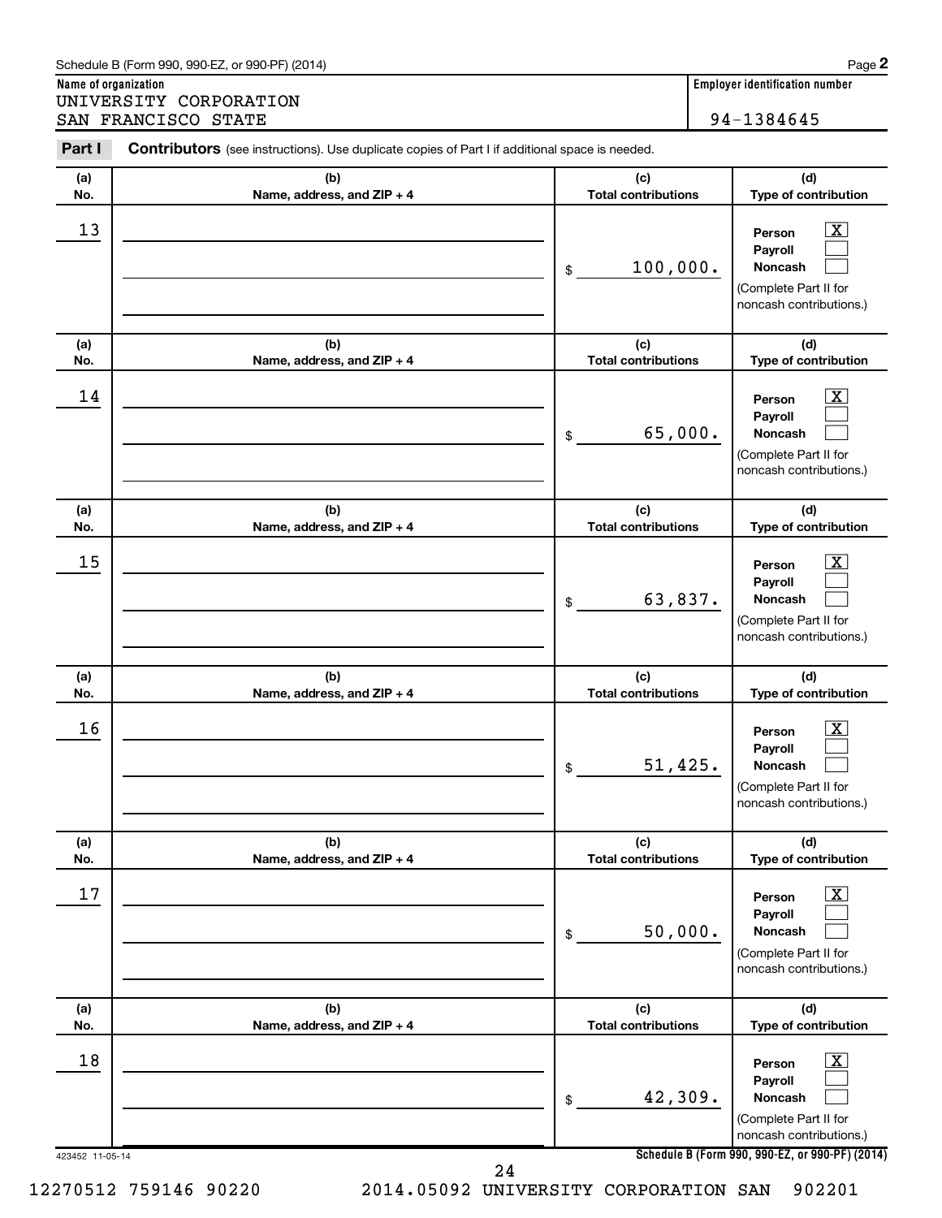Schedule B (Form 990, 990-EZ, or 990-PF) (2014)

**Name of organization**
UNIVERSITY CORPORATION
SAN FRANCISCO STATE

**Employer identification number**
94-1384645

**Part I** **Contributors** (see instructions). Use duplicate copies of Part I if additional space is needed.

| (a) No. | (b) Name, address, and ZIP + 4 | (c) Total contributions | (d) Type of contribution |
|---|---|---|---|
| 13 | | $ 100,000. | Person [X] Payroll [ ] Noncash [ ] (Complete Part II for noncash contributions.) |
| 14 | | $ 65,000. | Person [X] Payroll [ ] Noncash [ ] (Complete Part II for noncash contributions.) |
| 15 | | $ 63,837. | Person [X] Payroll [ ] Noncash [ ] (Complete Part II for noncash contributions.) |
| 16 | | $ 51,425. | Person [X] Payroll [ ] Noncash [ ] (Complete Part II for noncash contributions.) |
| 17 | | $ 50,000. | Person [X] Payroll [ ] Noncash [ ] (Complete Part II for noncash contributions.) |
| 18 | | $ 42,309. | Person [X] Payroll [ ] Noncash [ ] (Complete Part II for noncash contributions.) |

423452 11-05-14

**Schedule B (Form 990, 990-EZ, or 990-PF) (2014)**

12270512 759146 90220 2014.05092 UNIVERSITY CORPORATION SAN 902201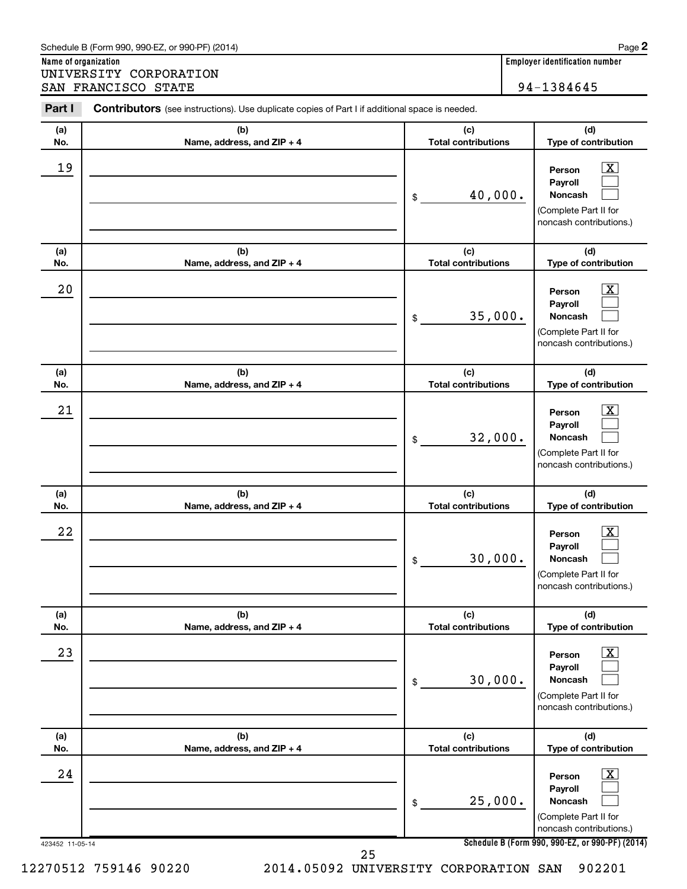Schedule B (Form 990, 990-EZ, or 990-PF) (2014)

**Name of organization**
UNIVERSITY CORPORATION
SAN FRANCISCO STATE

**Employer identification number**
94-1384645

**Part I** **Contributors** (see instructions). Use duplicate copies of Part I if additional space is needed.

| (a) No. | (b) Name, address, and ZIP + 4 | (c) Total contributions | (d) Type of contribution |
|---|---|---|---|
| 19 | | $ 40,000. | Person [X] Payroll [ ] Noncash [ ] (Complete Part II for noncash contributions.) |
| 20 | | $ 35,000. | Person [X] Payroll [ ] Noncash [ ] (Complete Part II for noncash contributions.) |
| 21 | | $ 32,000. | Person [X] Payroll [ ] Noncash [ ] (Complete Part II for noncash contributions.) |
| 22 | | $ 30,000. | Person [X] Payroll [ ] Noncash [ ] (Complete Part II for noncash contributions.) |
| 23 | | $ 30,000. | Person [X] Payroll [ ] Noncash [ ] (Complete Part II for noncash contributions.) |
| 24 | | $ 25,000. | Person [X] Payroll [ ] Noncash [ ] (Complete Part II for noncash contributions.) |

423452 11-05-14

**Schedule B (Form 990, 990-EZ, or 990-PF) (2014)**

12270512 759146 90220 2014.05092 UNIVERSITY CORPORATION SAN 902201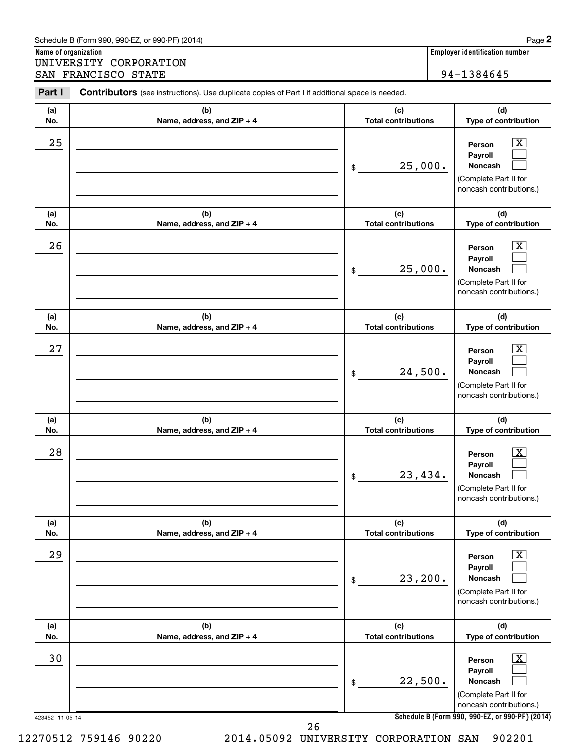Schedule B (Form 990, 990-EZ, or 990-PF) (2014)

**Name of organization**
UNIVERSITY CORPORATION
SAN FRANCISCO STATE

**Employer identification number**
94-1384645

**Part I** **Contributors** (see instructions). Use duplicate copies of Part I if additional space is needed.

| (a) No. | (b) Name, address, and ZIP + 4 | (c) Total contributions | (d) Type of contribution |
|---|---|---|---|
| 25 | | $ 25,000. | Person [X] Payroll [ ] Noncash [ ] (Complete Part II for noncash contributions.) |
| 26 | | $ 25,000. | Person [X] Payroll [ ] Noncash [ ] (Complete Part II for noncash contributions.) |
| 27 | | $ 24,500. | Person [X] Payroll [ ] Noncash [ ] (Complete Part II for noncash contributions.) |
| 28 | | $ 23,434. | Person [X] Payroll [ ] Noncash [ ] (Complete Part II for noncash contributions.) |
| 29 | | $ 23,200. | Person [X] Payroll [ ] Noncash [ ] (Complete Part II for noncash contributions.) |
| 30 | | $ 22,500. | Person [X] Payroll [ ] Noncash [ ] (Complete Part II for noncash contributions.) |

423452 11-05-14

**Schedule B (Form 990, 990-EZ, or 990-PF) (2014)**

12270512 759146 90220 2014.05092 UNIVERSITY CORPORATION SAN 902201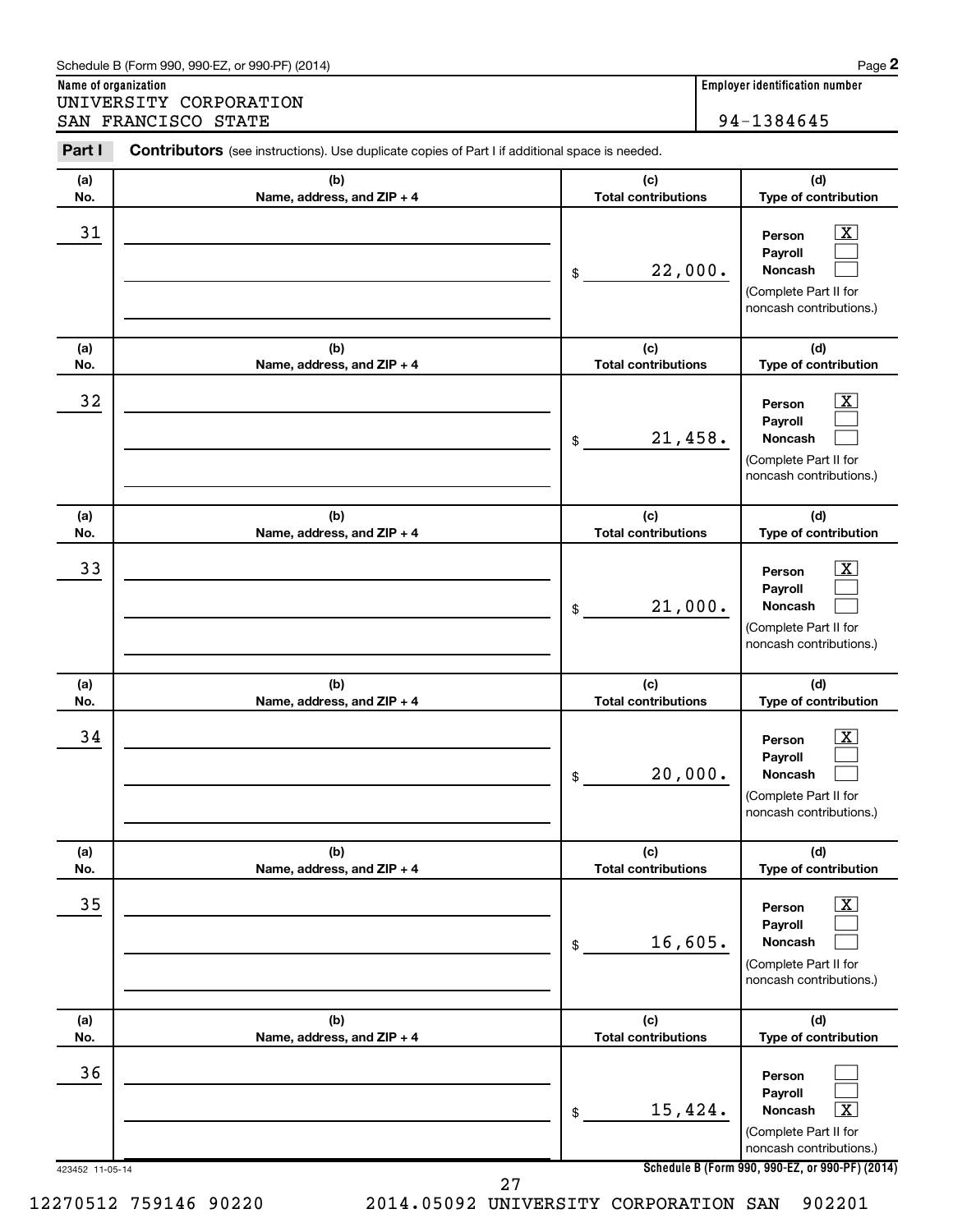Schedule B (Form 990, 990-EZ, or 990-PF) (2014)

**Name of organization**
UNIVERSITY CORPORATION
SAN FRANCISCO STATE

**Employer identification number**
94-1384645

**Part I** **Contributors** (see instructions). Use duplicate copies of Part I if additional space is needed.

| (a) No. | (b) Name, address, and ZIP + 4 | (c) Total contributions | (d) Type of contribution |
|---|---|---|---|
| 31 | | $ 22,000. | Person [X] Payroll [ ] Noncash [ ] (Complete Part II for noncash contributions.) |
| 32 | | $ 21,458. | Person [X] Payroll [ ] Noncash [ ] (Complete Part II for noncash contributions.) |
| 33 | | $ 21,000. | Person [X] Payroll [ ] Noncash [ ] (Complete Part II for noncash contributions.) |
| 34 | | $ 20,000. | Person [X] Payroll [ ] Noncash [ ] (Complete Part II for noncash contributions.) |
| 35 | | $ 16,605. | Person [X] Payroll [ ] Noncash [ ] (Complete Part II for noncash contributions.) |
| 36 | | $ 15,424. | Person [ ] Payroll [ ] Noncash [X] (Complete Part II for noncash contributions.) |

423452 11-05-14

**Schedule B (Form 990, 990-EZ, or 990-PF) (2014)**

12270512 759146 90220 2014.05092 UNIVERSITY CORPORATION SAN 902201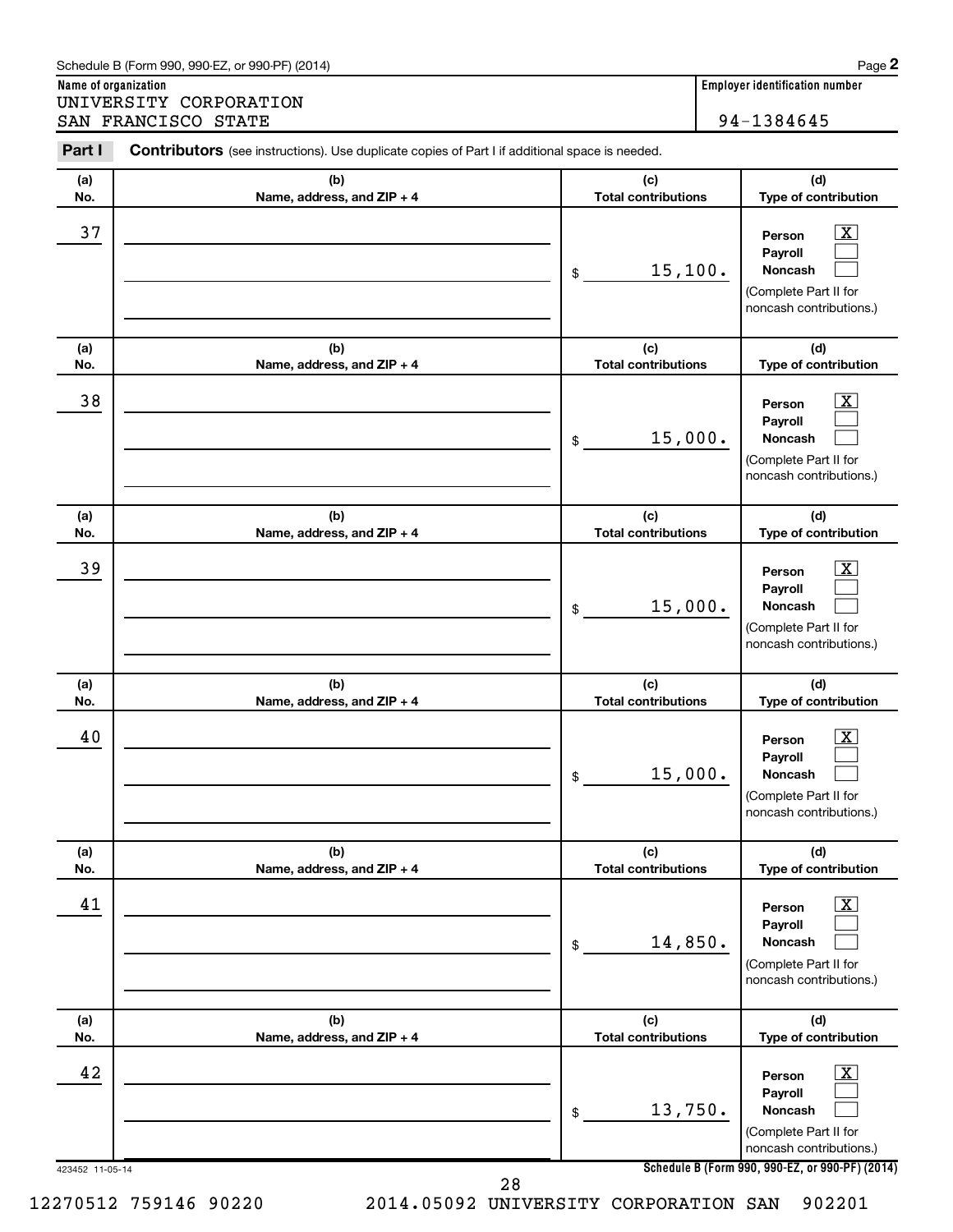Schedule B (Form 990, 990-EZ, or 990-PF) (2014)

**Name of organization**

UNIVERSITY CORPORATION
SAN FRANCISCO STATE

**Employer identification number**

94-1384645

**Part I** **Contributors** (see instructions). Use duplicate copies of Part I if additional space is needed.

| (a) No. | (b) Name, address, and ZIP + 4 | (c) Total contributions | (d) Type of contribution |
|---|---|---|---|
| 37 | | $ 15,100. | Person [X] Payroll [ ] Noncash [ ] (Complete Part II for noncash contributions.) |
| 38 | | $ 15,000. | Person [X] Payroll [ ] Noncash [ ] (Complete Part II for noncash contributions.) |
| 39 | | $ 15,000. | Person [X] Payroll [ ] Noncash [ ] (Complete Part II for noncash contributions.) |
| 40 | | $ 15,000. | Person [X] Payroll [ ] Noncash [ ] (Complete Part II for noncash contributions.) |
| 41 | | $ 14,850. | Person [X] Payroll [ ] Noncash [ ] (Complete Part II for noncash contributions.) |
| 42 | | $ 13,750. | Person [X] Payroll [ ] Noncash [ ] (Complete Part II for noncash contributions.) |

423452 11-05-14

**Schedule B (Form 990, 990-EZ, or 990-PF) (2014)**

12270512 759146 90220 2014.05092 UNIVERSITY CORPORATION SAN 902201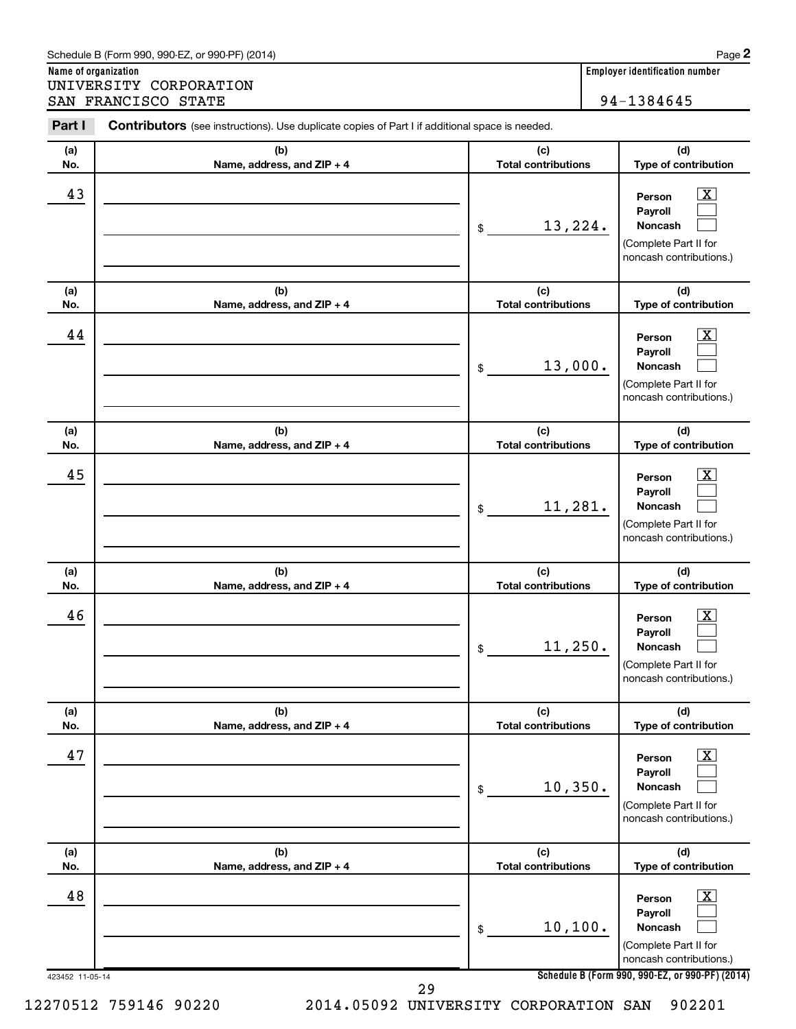Schedule B (Form 990, 990-EZ, or 990-PF) (2014)

**Name of organization**
UNIVERSITY CORPORATION
SAN FRANCISCO STATE

**Employer identification number**
94-1384645

**Part I** **Contributors** (see instructions). Use duplicate copies of Part I if additional space is needed.

| (a) No. | (b) Name, address, and ZIP + 4 | (c) Total contributions | (d) Type of contribution |
|---|---|---|---|
| 43 | | $ 13,224. | Person [X] Payroll [ ] Noncash [ ] (Complete Part II for noncash contributions.) |
| 44 | | $ 13,000. | Person [X] Payroll [ ] Noncash [ ] (Complete Part II for noncash contributions.) |
| 45 | | $ 11,281. | Person [X] Payroll [ ] Noncash [ ] (Complete Part II for noncash contributions.) |
| 46 | | $ 11,250. | Person [X] Payroll [ ] Noncash [ ] (Complete Part II for noncash contributions.) |
| 47 | | $ 10,350. | Person [X] Payroll [ ] Noncash [ ] (Complete Part II for noncash contributions.) |
| 48 | | $ 10,100. | Person [X] Payroll [ ] Noncash [ ] (Complete Part II for noncash contributions.) |

423452 11-05-14

**Schedule B (Form 990, 990-EZ, or 990-PF) (2014)**

12270512 759146 90220 2014.05092 UNIVERSITY CORPORATION SAN 902201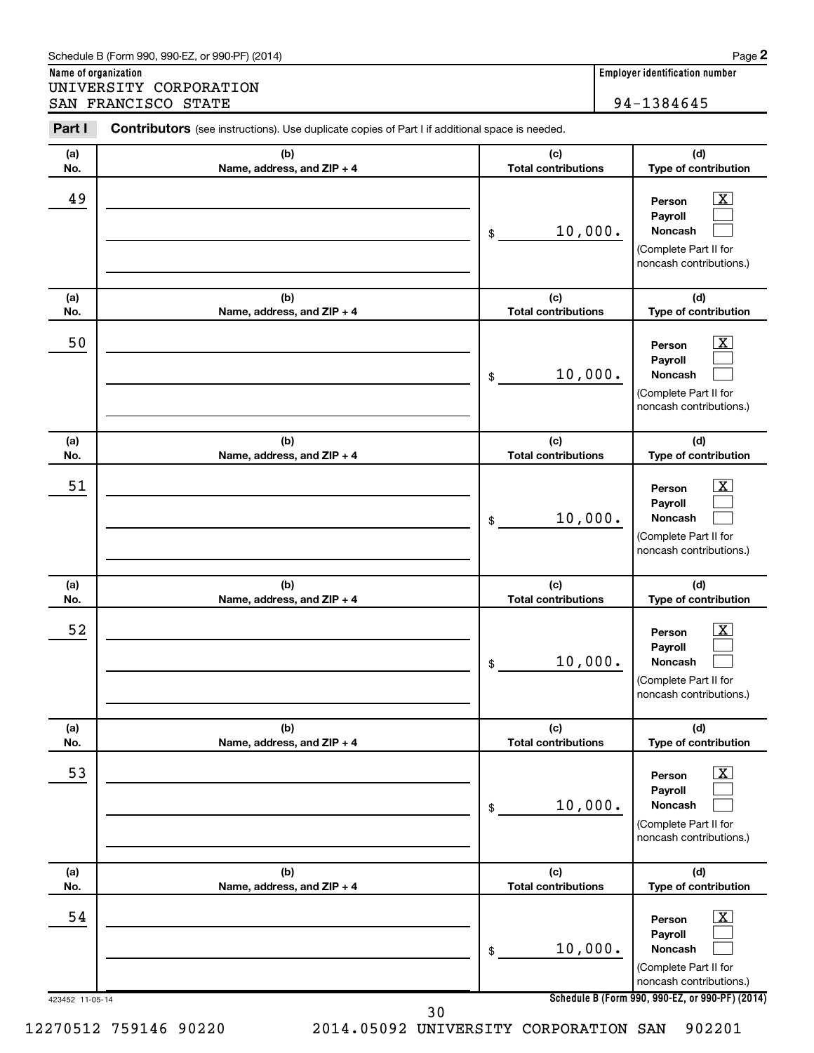Schedule B (Form 990, 990-EZ, or 990-PF) (2014)

**Name of organization**
UNIVERSITY CORPORATION
SAN FRANCISCO STATE

**Employer identification number**
94-1384645

**Part I** **Contributors** (see instructions). Use duplicate copies of Part I if additional space is needed.

| (a) No. | (b) Name, address, and ZIP + 4 | (c) Total contributions | (d) Type of contribution |
|---|---|---|---|
| 49 | | $ 10,000. | Person [X] Payroll [ ] Noncash [ ] (Complete Part II for noncash contributions.) |
| 50 | | $ 10,000. | Person [X] Payroll [ ] Noncash [ ] (Complete Part II for noncash contributions.) |
| 51 | | $ 10,000. | Person [X] Payroll [ ] Noncash [ ] (Complete Part II for noncash contributions.) |
| 52 | | $ 10,000. | Person [X] Payroll [ ] Noncash [ ] (Complete Part II for noncash contributions.) |
| 53 | | $ 10,000. | Person [X] Payroll [ ] Noncash [ ] (Complete Part II for noncash contributions.) |
| 54 | | $ 10,000. | Person [X] Payroll [ ] Noncash [ ] (Complete Part II for noncash contributions.) |

423452 11-05-14

**Schedule B (Form 990, 990-EZ, or 990-PF) (2014)**

12270512 759146 90220 2014.05092 UNIVERSITY CORPORATION SAN 902201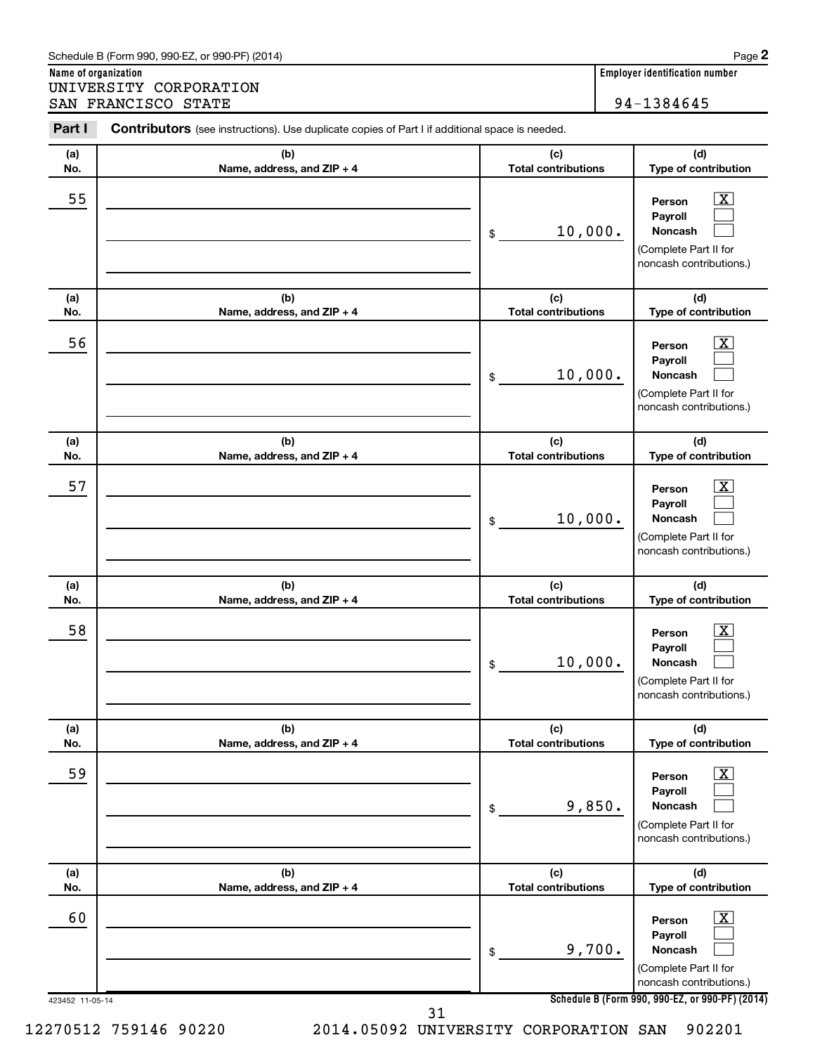Schedule B (Form 990, 990-EZ, or 990-PF) (2014)

**Name of organization**
UNIVERSITY CORPORATION
SAN FRANCISCO STATE

**Employer identification number**
94-1384645

**Part I** **Contributors** (see instructions). Use duplicate copies of Part I if additional space is needed.

| (a) No. | (b) Name, address, and ZIP + 4 | (c) Total contributions | (d) Type of contribution |
|---|---|---|---|
| 55 | | $ 10,000. | Person [X] Payroll [ ] Noncash [ ] (Complete Part II for noncash contributions.) |
| 56 | | $ 10,000. | Person [X] Payroll [ ] Noncash [ ] (Complete Part II for noncash contributions.) |
| 57 | | $ 10,000. | Person [X] Payroll [ ] Noncash [ ] (Complete Part II for noncash contributions.) |
| 58 | | $ 10,000. | Person [X] Payroll [ ] Noncash [ ] (Complete Part II for noncash contributions.) |
| 59 | | $ 9,850. | Person [X] Payroll [ ] Noncash [ ] (Complete Part II for noncash contributions.) |
| 60 | | $ 9,700. | Person [X] Payroll [ ] Noncash [ ] (Complete Part II for noncash contributions.) |

423452 11-05-14

**Schedule B (Form 990, 990-EZ, or 990-PF) (2014)**

12270512 759146 90220 2014.05092 UNIVERSITY CORPORATION SAN 902201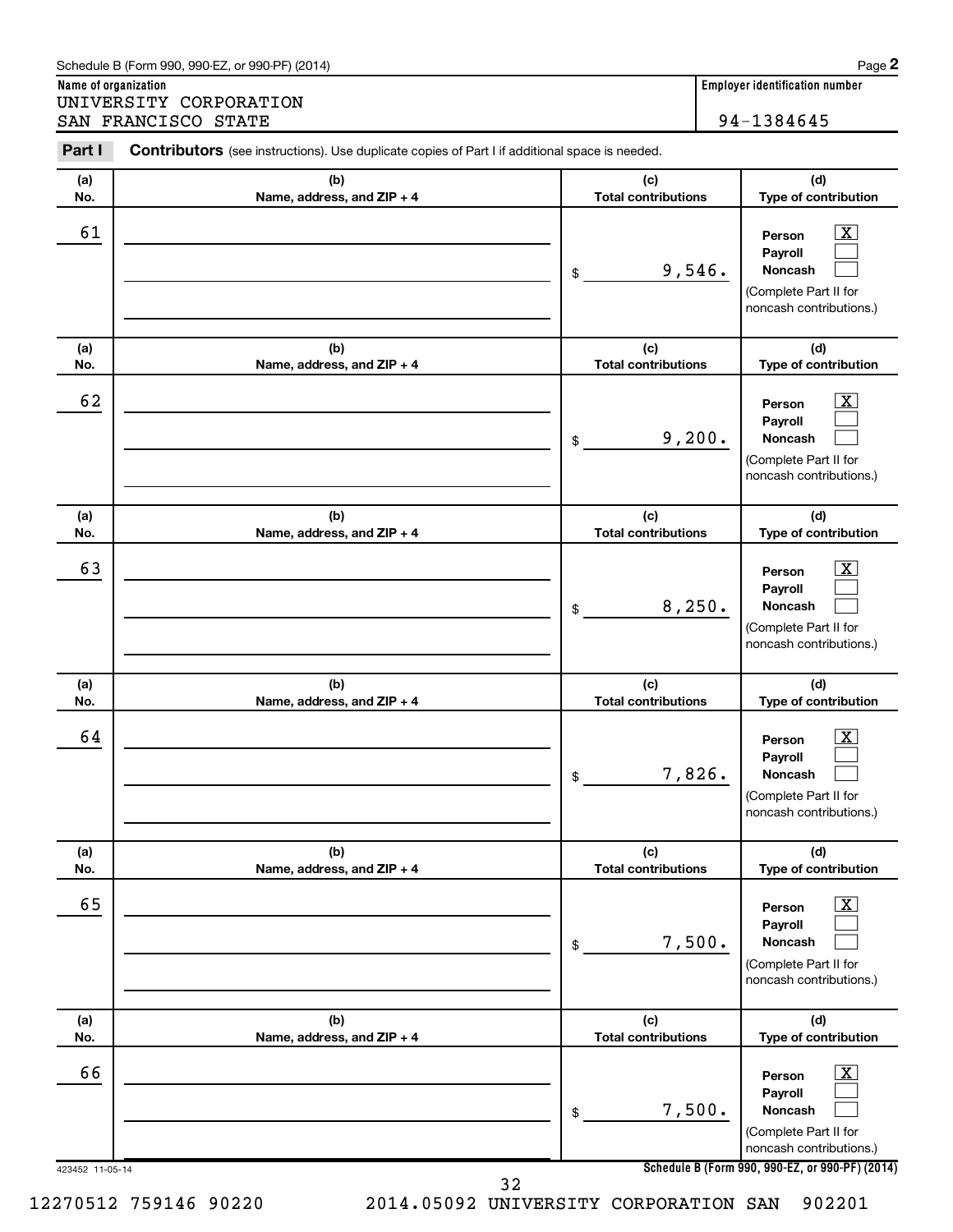Schedule B (Form 990, 990-EZ, or 990-PF) (2014)

**Name of organization**
UNIVERSITY CORPORATION
SAN FRANCISCO STATE

**Employer identification number**
94-1384645

**Part I** **Contributors** (see instructions). Use duplicate copies of Part I if additional space is needed.

| (a) No. | (b) Name, address, and ZIP + 4 | (c) Total contributions | (d) Type of contribution |
|---|---|---|---|
| 61 | | $ 9,546. | Person [X] Payroll [ ] Noncash [ ] (Complete Part II for noncash contributions.) |
| 62 | | $ 9,200. | Person [X] Payroll [ ] Noncash [ ] (Complete Part II for noncash contributions.) |
| 63 | | $ 8,250. | Person [X] Payroll [ ] Noncash [ ] (Complete Part II for noncash contributions.) |
| 64 | | $ 7,826. | Person [X] Payroll [ ] Noncash [ ] (Complete Part II for noncash contributions.) |
| 65 | | $ 7,500. | Person [X] Payroll [ ] Noncash [ ] (Complete Part II for noncash contributions.) |
| 66 | | $ 7,500. | Person [X] Payroll [ ] Noncash [ ] (Complete Part II for noncash contributions.) |

423452 11-05-14

**Schedule B (Form 990, 990-EZ, or 990-PF) (2014)**

12270512 759146 90220 2014.05092 UNIVERSITY CORPORATION SAN 902201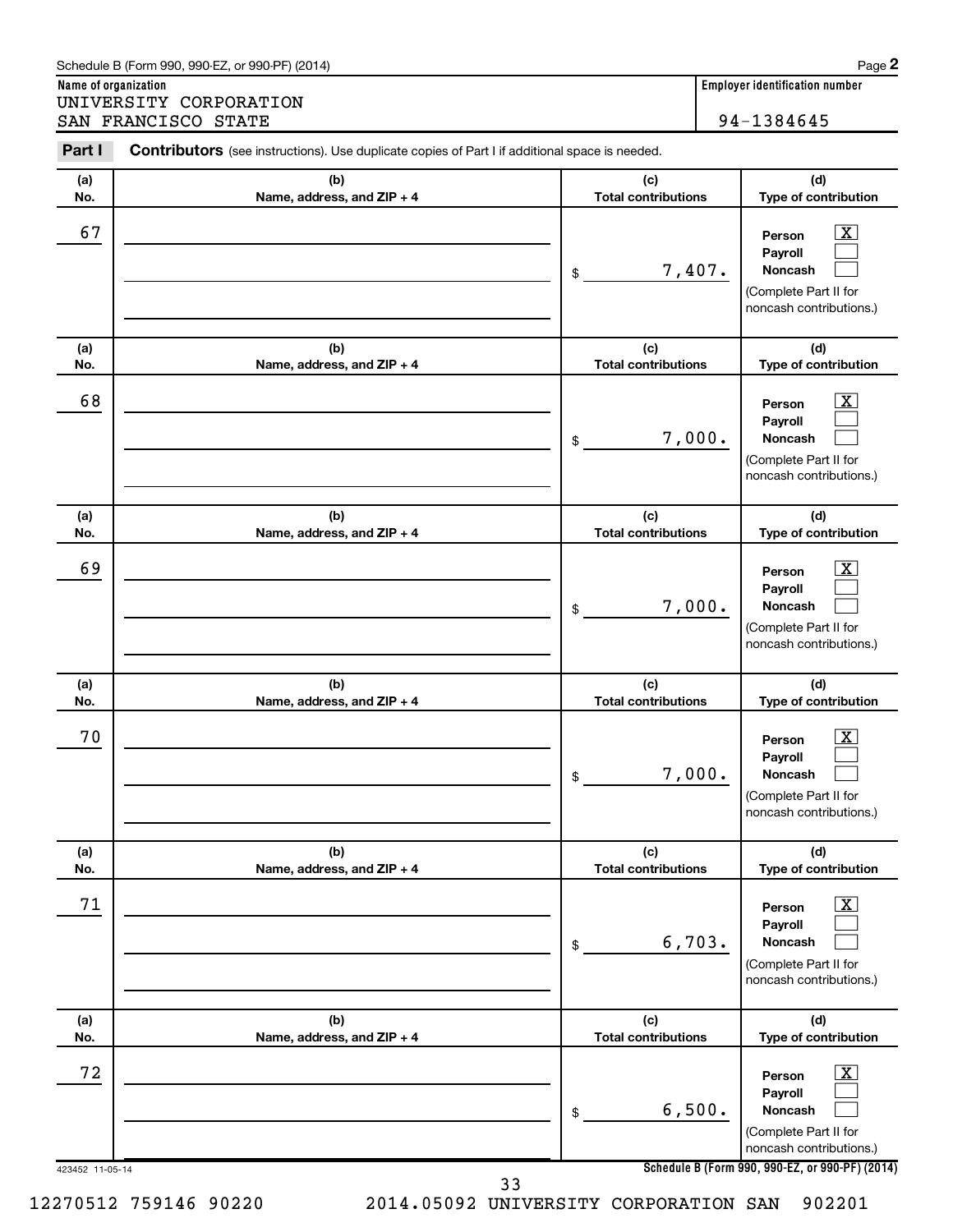Schedule B (Form 990, 990-EZ, or 990-PF) (2014)

**Name of organization**
UNIVERSITY CORPORATION
SAN FRANCISCO STATE

**Employer identification number**
94-1384645

**Part I** **Contributors** (see instructions). Use duplicate copies of Part I if additional space is needed.

| (a) No. | (b) Name, address, and ZIP + 4 | (c) Total contributions | (d) Type of contribution |
|---|---|---|---|
| 67 | | $ 7,407. | Person [X] Payroll [ ] Noncash [ ] (Complete Part II for noncash contributions.) |
| 68 | | $ 7,000. | Person [X] Payroll [ ] Noncash [ ] (Complete Part II for noncash contributions.) |
| 69 | | $ 7,000. | Person [X] Payroll [ ] Noncash [ ] (Complete Part II for noncash contributions.) |
| 70 | | $ 7,000. | Person [X] Payroll [ ] Noncash [ ] (Complete Part II for noncash contributions.) |
| 71 | | $ 6,703. | Person [X] Payroll [ ] Noncash [ ] (Complete Part II for noncash contributions.) |
| 72 | | $ 6,500. | Person [X] Payroll [ ] Noncash [ ] (Complete Part II for noncash contributions.) |

423452 11-05-14

Schedule B (Form 990, 990-EZ, or 990-PF) (2014)

12270512 759146 90220 2014.05092 UNIVERSITY CORPORATION SAN 902201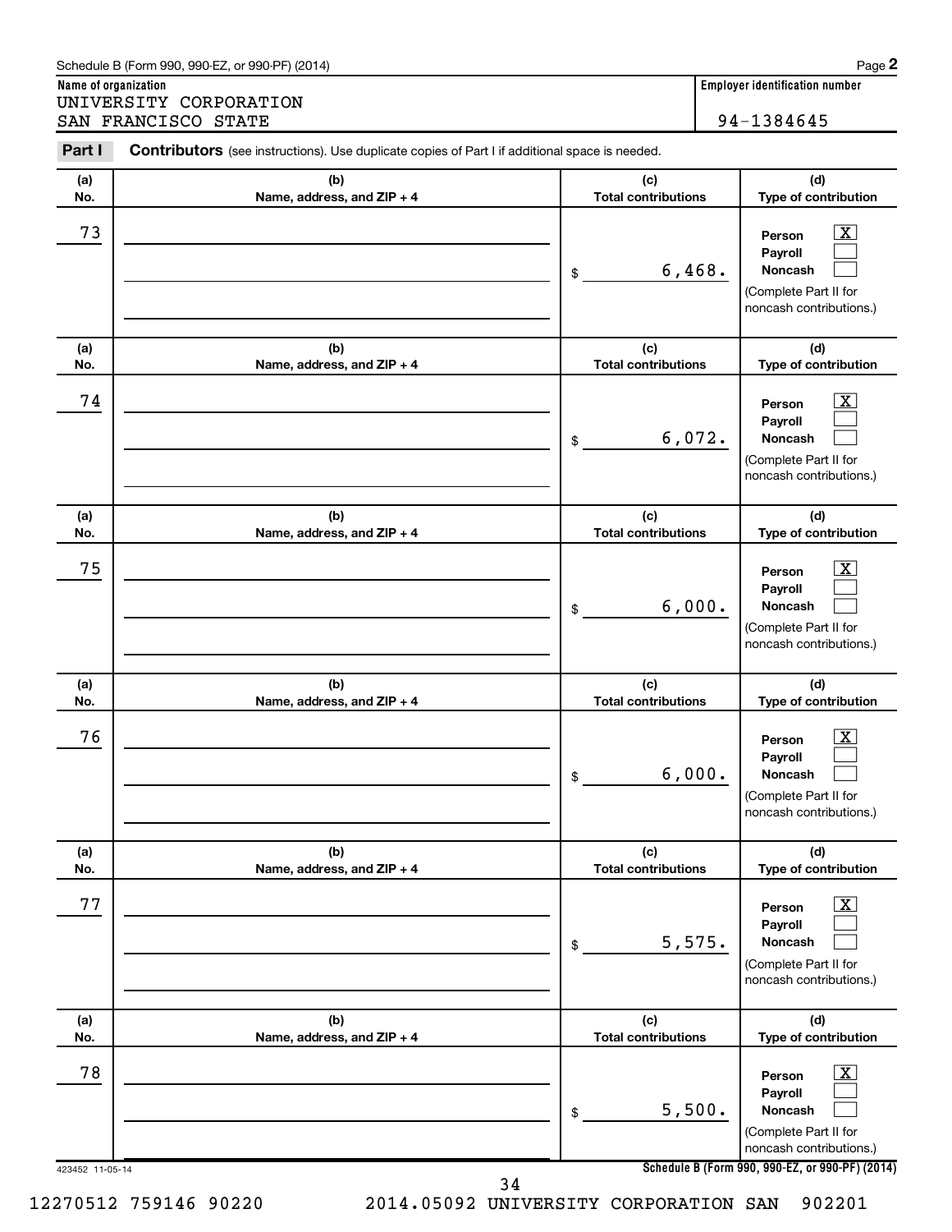Schedule B (Form 990, 990-EZ, or 990-PF) (2014) Page **2**

**Name of organization**
UNIVERSITY CORPORATION
SAN FRANCISCO STATE

**Employer identification number**
94-1384645

**Part I** **Contributors** (see instructions). Use duplicate copies of Part I if additional space is needed.

| (a) No. | (b) Name, address, and ZIP + 4 | (c) Total contributions | (d) Type of contribution |
|---|---|---|---|
| 73 | | $ 6,468. | Person [X] Payroll [ ] Noncash [ ] (Complete Part II for noncash contributions.) |
| 74 | | $ 6,072. | Person [X] Payroll [ ] Noncash [ ] (Complete Part II for noncash contributions.) |
| 75 | | $ 6,000. | Person [X] Payroll [ ] Noncash [ ] (Complete Part II for noncash contributions.) |
| 76 | | $ 6,000. | Person [X] Payroll [ ] Noncash [ ] (Complete Part II for noncash contributions.) |
| 77 | | $ 5,575. | Person [X] Payroll [ ] Noncash [ ] (Complete Part II for noncash contributions.) |
| 78 | | $ 5,500. | Person [X] Payroll [ ] Noncash [ ] (Complete Part II for noncash contributions.) |

423452 11-05-14 **Schedule B (Form 990, 990-EZ, or 990-PF) (2014)**

12270512 759146 90220 2014.05092 UNIVERSITY CORPORATION SAN 902201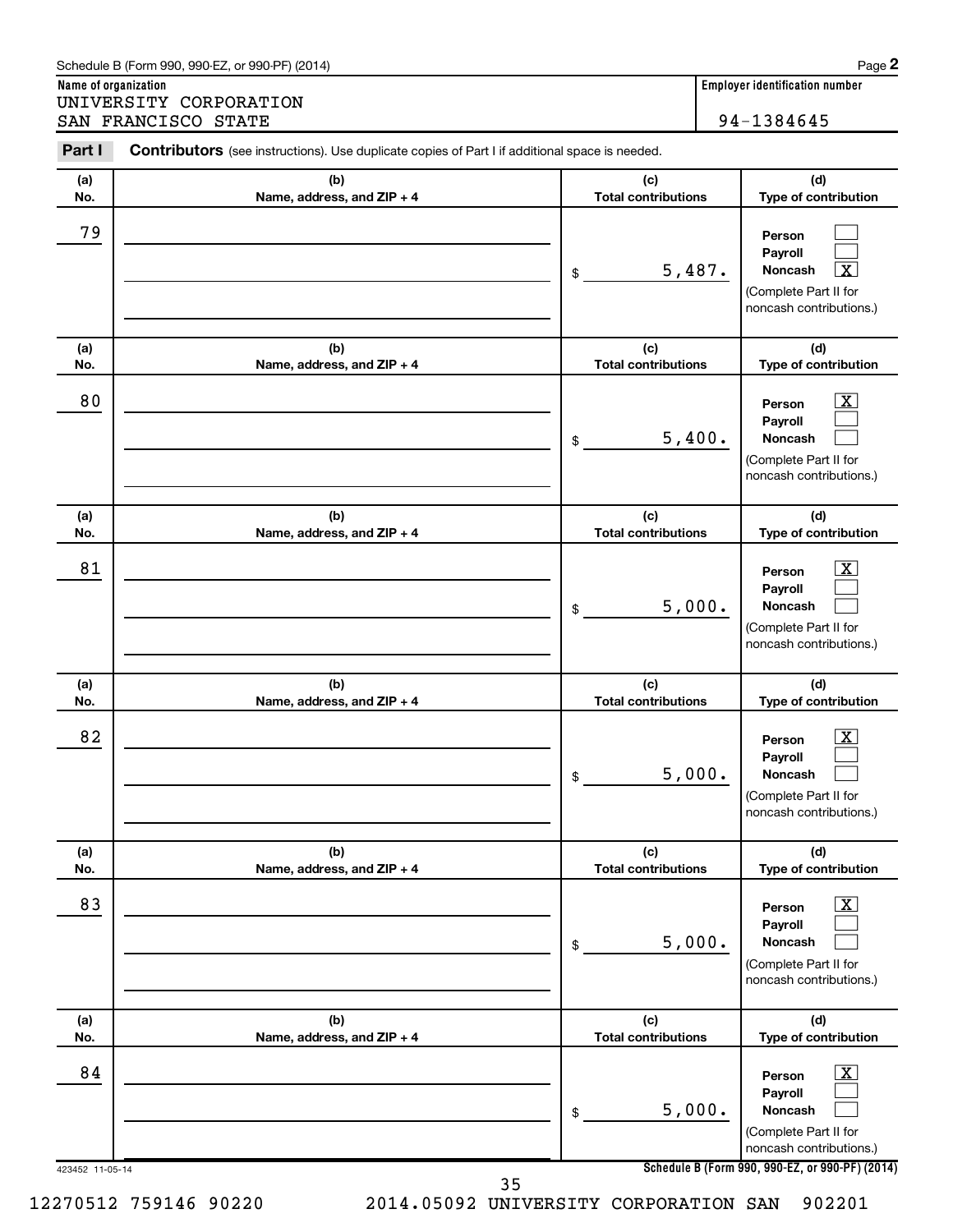Schedule B (Form 990, 990-EZ, or 990-PF) (2014)

**Name of organization**
UNIVERSITY CORPORATION
SAN FRANCISCO STATE

**Employer identification number**
94-1384645

**Part I** **Contributors** (see instructions). Use duplicate copies of Part I if additional space is needed.

| (a) No. | (b) Name, address, and ZIP + 4 | (c) Total contributions | (d) Type of contribution |
|---|---|---|---|
| 79 | | $ 5,487. | Person [ ] Payroll [ ] Noncash [X] (Complete Part II for noncash contributions.) |
| 80 | | $ 5,400. | Person [X] Payroll [ ] Noncash [ ] (Complete Part II for noncash contributions.) |
| 81 | | $ 5,000. | Person [X] Payroll [ ] Noncash [ ] (Complete Part II for noncash contributions.) |
| 82 | | $ 5,000. | Person [X] Payroll [ ] Noncash [ ] (Complete Part II for noncash contributions.) |
| 83 | | $ 5,000. | Person [X] Payroll [ ] Noncash [ ] (Complete Part II for noncash contributions.) |
| 84 | | $ 5,000. | Person [X] Payroll [ ] Noncash [ ] (Complete Part II for noncash contributions.) |

423452 11-05-14

**Schedule B (Form 990, 990-EZ, or 990-PF) (2014)**

12270512 759146 90220 2014.05092 UNIVERSITY CORPORATION SAN 902201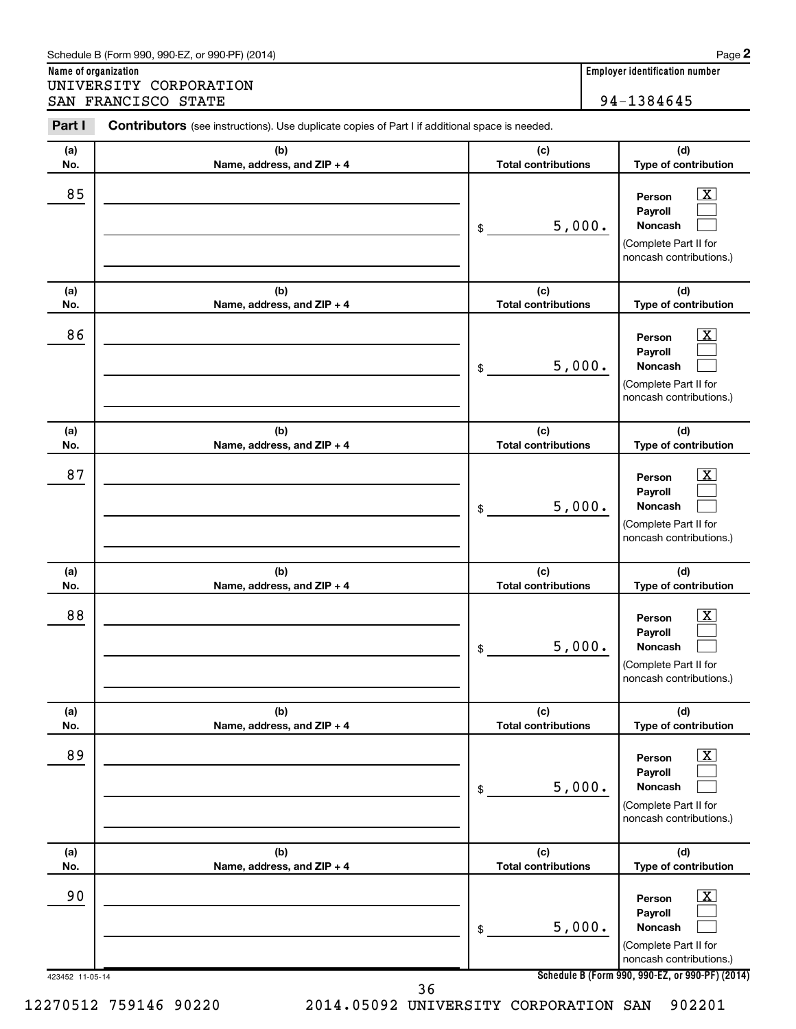Schedule B (Form 990, 990-EZ, or 990-PF) (2014)

**Name of organization**
UNIVERSITY CORPORATION
SAN FRANCISCO STATE

**Employer identification number**
94-1384645

**Part I** **Contributors** (see instructions). Use duplicate copies of Part I if additional space is needed.

| (a) No. | (b) Name, address, and ZIP + 4 | (c) Total contributions | (d) Type of contribution |
|---|---|---|---|
| 85 | | $ 5,000. | Person [X] Payroll [ ] Noncash [ ] (Complete Part II for noncash contributions.) |
| 86 | | $ 5,000. | Person [X] Payroll [ ] Noncash [ ] (Complete Part II for noncash contributions.) |
| 87 | | $ 5,000. | Person [X] Payroll [ ] Noncash [ ] (Complete Part II for noncash contributions.) |
| 88 | | $ 5,000. | Person [X] Payroll [ ] Noncash [ ] (Complete Part II for noncash contributions.) |
| 89 | | $ 5,000. | Person [X] Payroll [ ] Noncash [ ] (Complete Part II for noncash contributions.) |
| 90 | | $ 5,000. | Person [X] Payroll [ ] Noncash [ ] (Complete Part II for noncash contributions.) |

423452 11-05-14

**Schedule B (Form 990, 990-EZ, or 990-PF) (2014)**

12270512 759146 90220 2014.05092 UNIVERSITY CORPORATION SAN 902201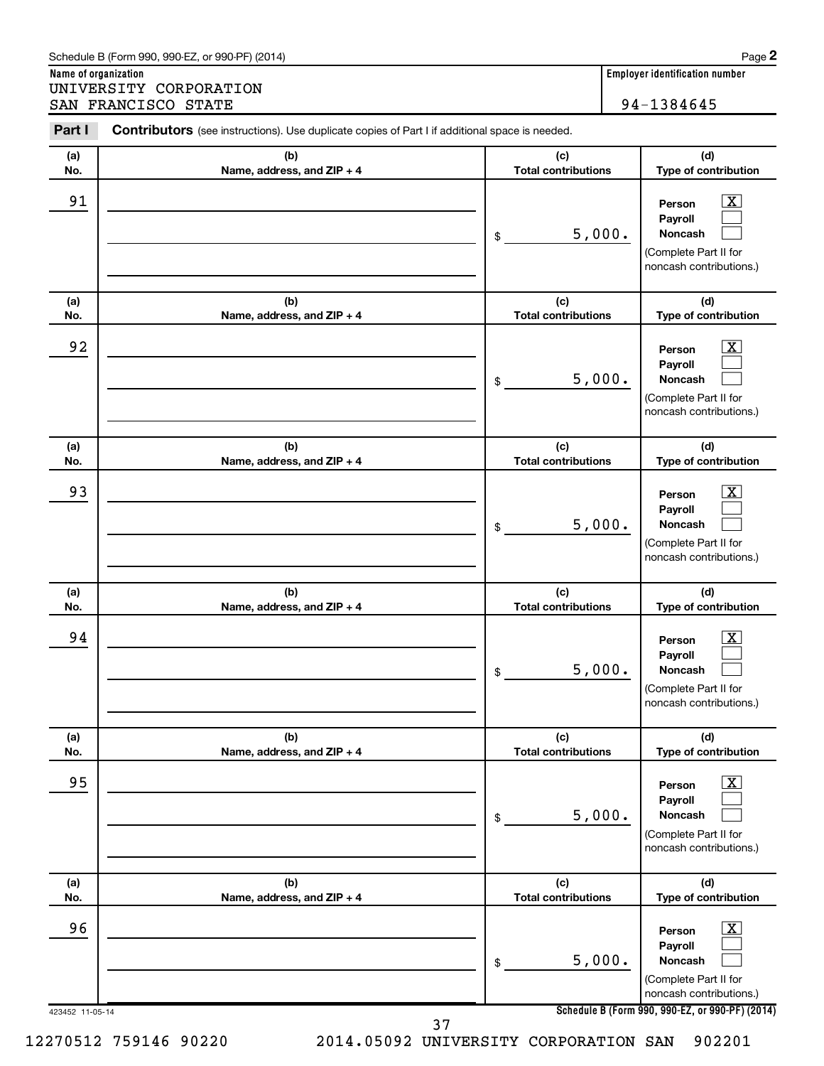Schedule B (Form 990, 990-EZ, or 990-PF) (2014)

**Name of organization**

UNIVERSITY CORPORATION
SAN FRANCISCO STATE

**Employer identification number**

94-1384645

**Part I** **Contributors** (see instructions). Use duplicate copies of Part I if additional space is needed.

| (a) No. | (b) Name, address, and ZIP + 4 | (c) Total contributions | (d) Type of contribution |
|---|---|---|---|
| 91 | | $ 5,000. | Person [X] Payroll [ ] Noncash [ ] (Complete Part II for noncash contributions.) |
| 92 | | $ 5,000. | Person [X] Payroll [ ] Noncash [ ] (Complete Part II for noncash contributions.) |
| 93 | | $ 5,000. | Person [X] Payroll [ ] Noncash [ ] (Complete Part II for noncash contributions.) |
| 94 | | $ 5,000. | Person [X] Payroll [ ] Noncash [ ] (Complete Part II for noncash contributions.) |
| 95 | | $ 5,000. | Person [X] Payroll [ ] Noncash [ ] (Complete Part II for noncash contributions.) |
| 96 | | $ 5,000. | Person [X] Payroll [ ] Noncash [ ] (Complete Part II for noncash contributions.) |

423452 11-05-14

**Schedule B (Form 990, 990-EZ, or 990-PF) (2014)**

12270512 759146 90220 2014.05092 UNIVERSITY CORPORATION SAN 902201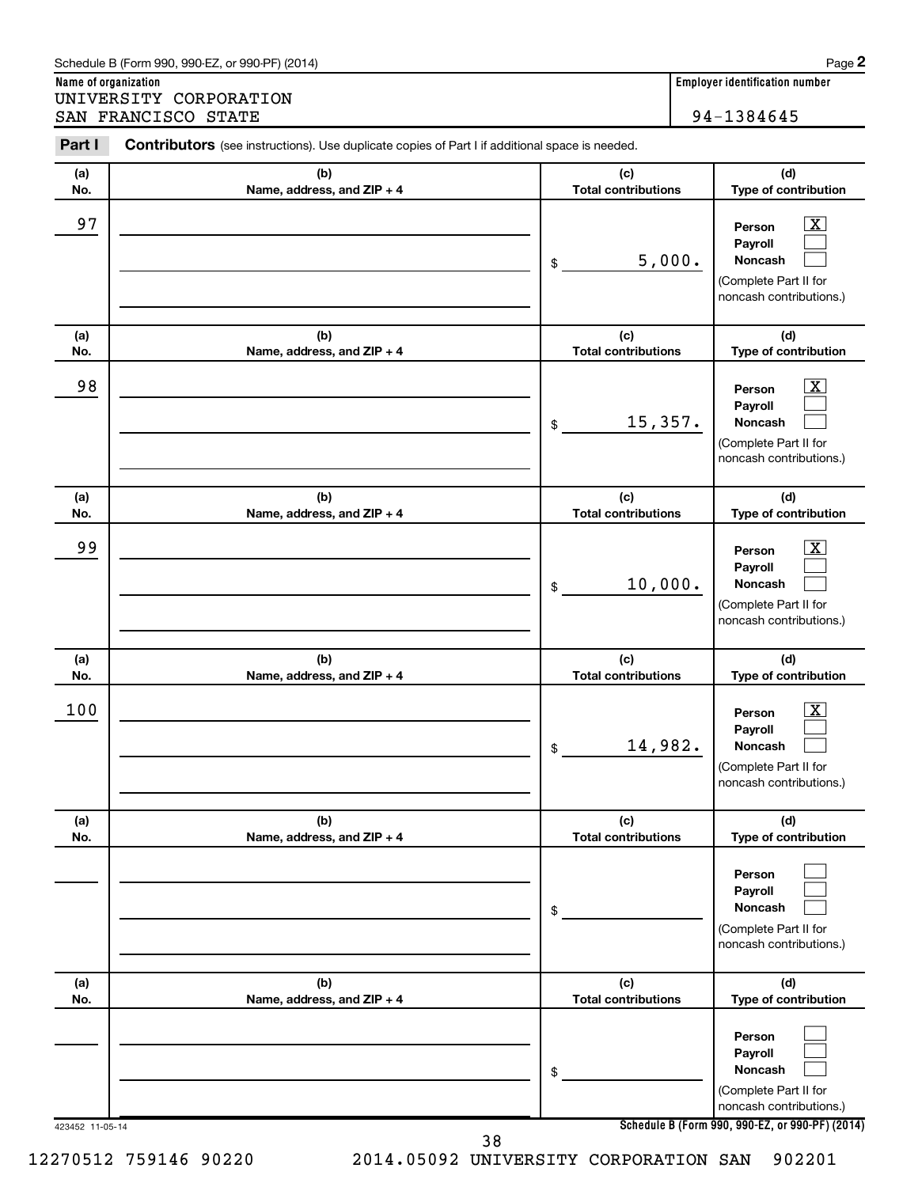Schedule B (Form 990, 990-EZ, or 990-PF) (2014)

**Name of organization**
UNIVERSITY CORPORATION
SAN FRANCISCO STATE

**Employer identification number**
94-1384645

**Part I** **Contributors** (see instructions). Use duplicate copies of Part I if additional space is needed.

| (a) No. | (b) Name, address, and ZIP + 4 | (c) Total contributions | (d) Type of contribution |
|---|---|---|---|
| 97 | | $ 5,000. | Person [X] Payroll [ ] Noncash [ ] (Complete Part II for noncash contributions.) |
| 98 | | $ 15,357. | Person [X] Payroll [ ] Noncash [ ] (Complete Part II for noncash contributions.) |
| 99 | | $ 10,000. | Person [X] Payroll [ ] Noncash [ ] (Complete Part II for noncash contributions.) |
| 100 | | $ 14,982. | Person [X] Payroll [ ] Noncash [ ] (Complete Part II for noncash contributions.) |
| | | $ | Person [ ] Payroll [ ] Noncash [ ] (Complete Part II for noncash contributions.) |
| | | $ | Person [ ] Payroll [ ] Noncash [ ] (Complete Part II for noncash contributions.) |

423452 11-05-14

**Schedule B (Form 990, 990-EZ, or 990-PF) (2014)**

12270512 759146 90220 2014.05092 UNIVERSITY CORPORATION SAN 902201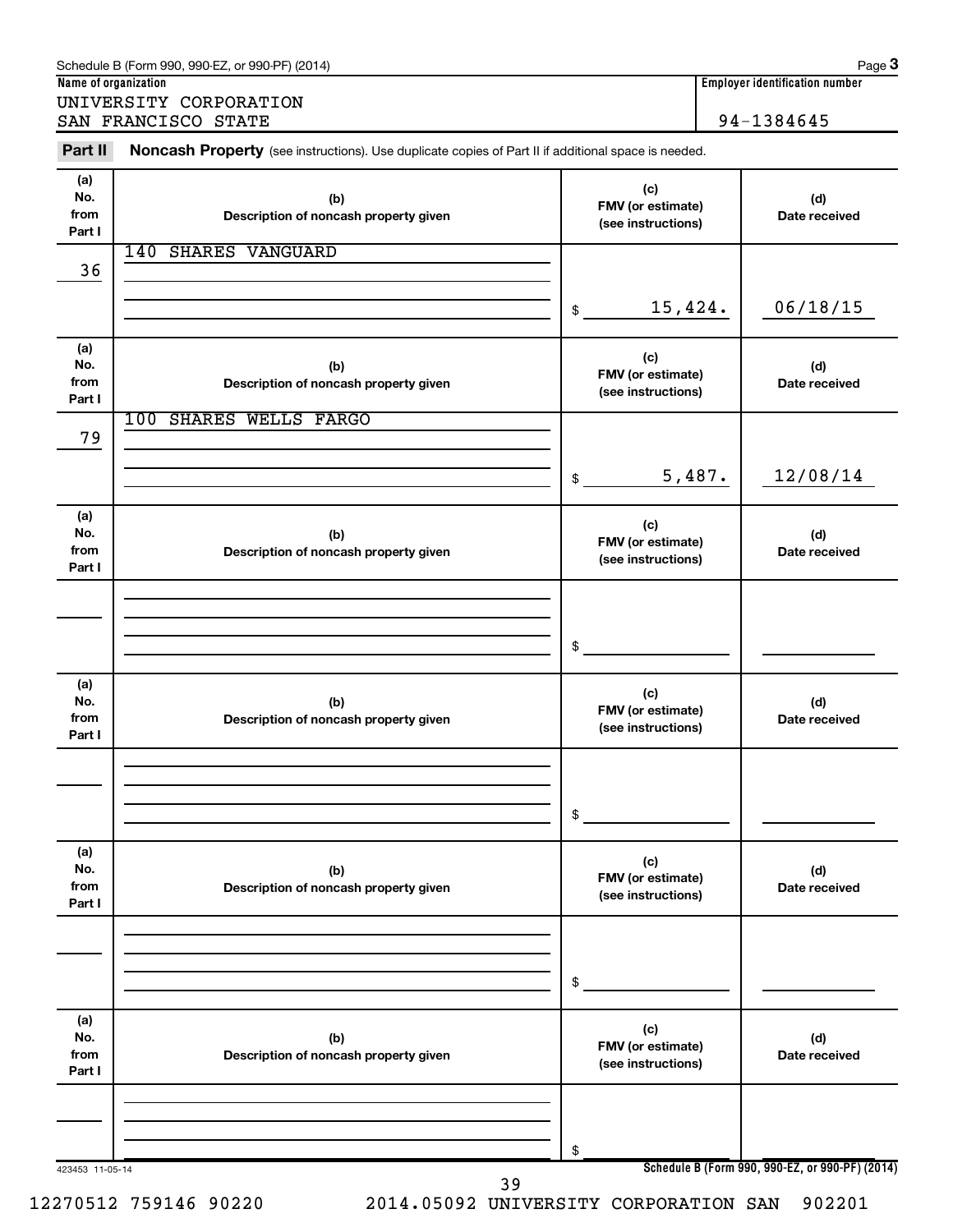Schedule B (Form 990, 990-EZ, or 990-PF) (2014)

**Name of organization**

UNIVERSITY CORPORATION
SAN FRANCISCO STATE

**Employer identification number**

94-1384645

## Part II **Noncash Property** (see instructions). Use duplicate copies of Part II if additional space is needed.

| (a) No. from Part I | (b) Description of noncash property given | (c) FMV (or estimate) (see instructions) | (d) Date received |
|---|---|---|---|
| 36 | 140 SHARES VANGUARD | $ 15,424. | 06/18/15 |
| 79 | 100 SHARES WELLS FARGO | $ 5,487. | 12/08/14 |
| | | $ | |
| | | $ | |
| | | $ | |
| | | $ | |

423453 11-05-14

Schedule B (Form 990, 990-EZ, or 990-PF) (2014)

12270512 759146 90220 2014.05092 UNIVERSITY CORPORATION SAN 902201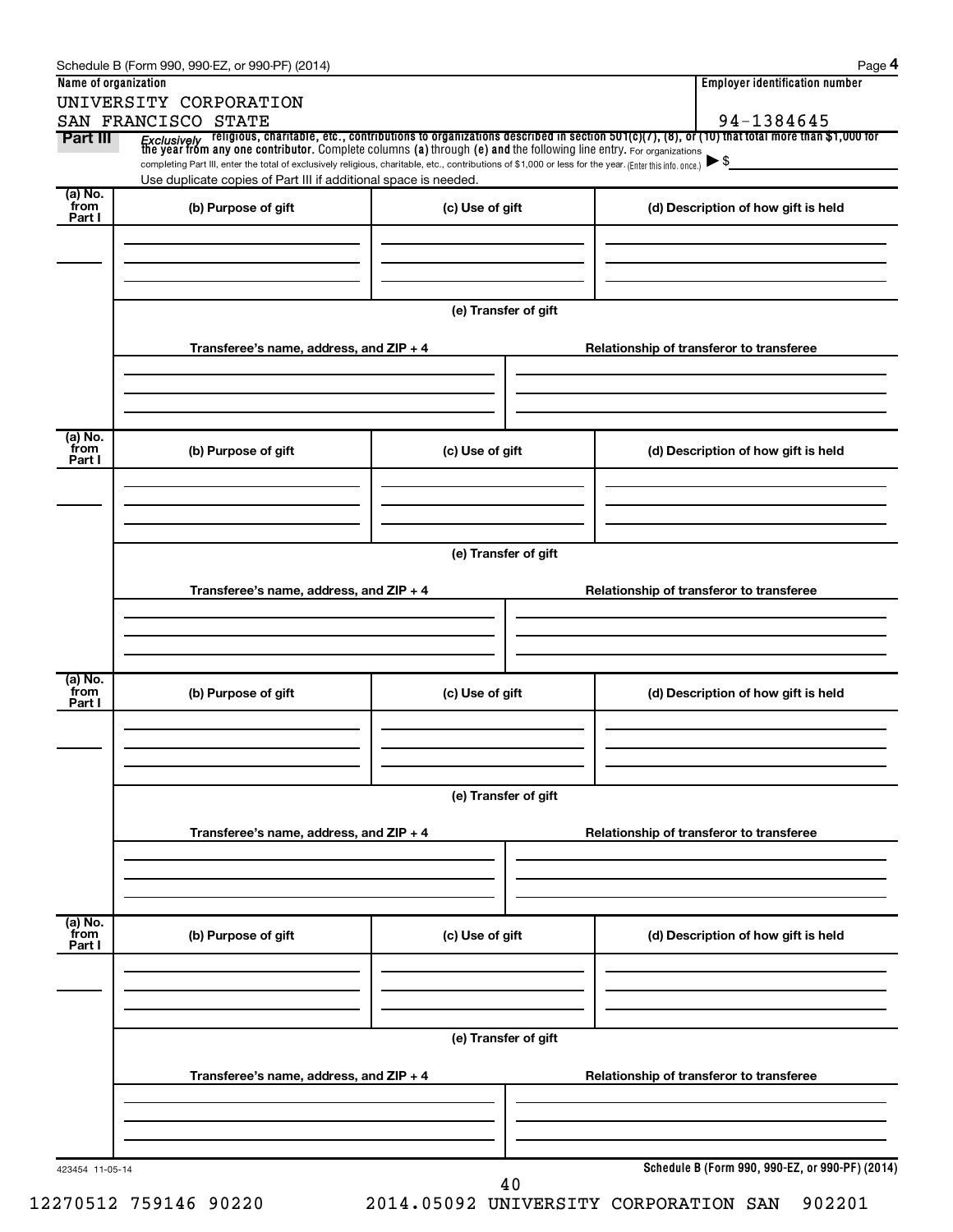Schedule B (Form 990, 990-EZ, or 990-PF) (2014) Page **4**

**Name of organization**

UNIVERSITY CORPORATION
SAN FRANCISCO STATE

**Employer identification number**

94-1384645

**Part III** *Exclusively* religious, charitable, etc., contributions to organizations described in section 501(c)(7), (8), or (10) that total more than $1,000 for the year from any one contributor. Complete columns **(a)** through **(e)** and the following line entry. For organizations completing Part III, enter the total of exclusively religious, charitable, etc., contributions of $1,000 or less for the year. (Enter this info. once.) ▶ $

Use duplicate copies of Part III if additional space is needed.

| (a) No. from Part I | (b) Purpose of gift | (c) Use of gift | (d) Description of how gift is held |
|---|---|---|---|
| | | | |

**(e) Transfer of gift**

| Transferee's name, address, and ZIP + 4 | Relationship of transferor to transferee |
|---|---|
| | |

| (a) No. from Part I | (b) Purpose of gift | (c) Use of gift | (d) Description of how gift is held |
|---|---|---|---|
| | | | |

**(e) Transfer of gift**

| Transferee's name, address, and ZIP + 4 | Relationship of transferor to transferee |
|---|---|
| | |

| (a) No. from Part I | (b) Purpose of gift | (c) Use of gift | (d) Description of how gift is held |
|---|---|---|---|
| | | | |

**(e) Transfer of gift**

| Transferee's name, address, and ZIP + 4 | Relationship of transferor to transferee |
|---|---|
| | |

| (a) No. from Part I | (b) Purpose of gift | (c) Use of gift | (d) Description of how gift is held |
|---|---|---|---|
| | | | |

**(e) Transfer of gift**

| Transferee's name, address, and ZIP + 4 | Relationship of transferor to transferee |
|---|---|
| | |

423454 11-05-14

**Schedule B (Form 990, 990-EZ, or 990-PF) (2014)**

12270512 759146 90220 2014.05092 UNIVERSITY CORPORATION SAN 902201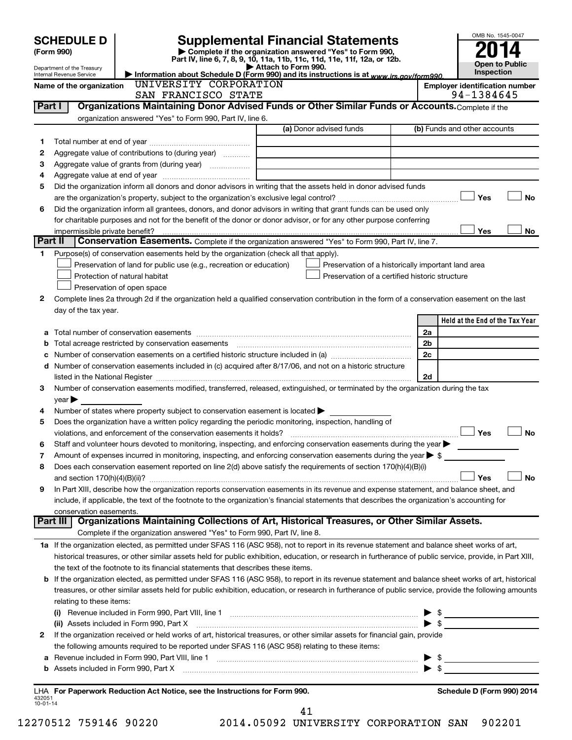# SCHEDULE D (Form 990)

Department of the Treasury
Internal Revenue Service

## Supplemental Financial Statements

▶ Complete if the organization answered "Yes" to Form 990, Part IV, line 6, 7, 8, 9, 10, 11a, 11b, 11c, 11d, 11e, 11f, 12a, or 12b.
▶ Attach to Form 990.
▶ Information about Schedule D (Form 990) and its instructions is at *www.irs.gov/form990.*

OMB No. 1545-0047

**2014**

**Open to Public Inspection**

Name of the organization: UNIVERSITY CORPORATION SAN FRANCISCO STATE

Employer identification number: 94-1384645

### Part I — Organizations Maintaining Donor Advised Funds or Other Similar Funds or Accounts.
Complete if the organization answered "Yes" to Form 990, Part IV, line 6.

| | | (a) Donor advised funds | (b) Funds and other accounts |
|---|---|---|---|
| 1 | Total number at end of year | | |
| 2 | Aggregate value of contributions to (during year) | | |
| 3 | Aggregate value of grants from (during year) | | |
| 4 | Aggregate value at end of year | | |

5 Did the organization inform all donors and donor advisors in writing that the assets held in donor advised funds are the organization's property, subject to the organization's exclusive legal control? ☐ Yes ☐ No

6 Did the organization inform all grantees, donors, and donor advisors in writing that grant funds can be used only for charitable purposes and not for the benefit of the donor or donor advisor, or for any other purpose conferring impermissible private benefit? ☐ Yes ☐ No

### Part II — Conservation Easements.
Complete if the organization answered "Yes" to Form 990, Part IV, line 7.

1 Purpose(s) of conservation easements held by the organization (check all that apply).

- ☐ Preservation of land for public use (e.g., recreation or education)
- ☐ Protection of natural habitat
- ☐ Preservation of open space
- ☐ Preservation of a historically important land area
- ☐ Preservation of a certified historic structure

2 Complete lines 2a through 2d if the organization held a qualified conservation contribution in the form of a conservation easement on the last day of the tax year.

| | | | Held at the End of the Tax Year |
|---|---|---|---|
| a | Total number of conservation easements | 2a | |
| b | Total acreage restricted by conservation easements | 2b | |
| c | Number of conservation easements on a certified historic structure included in (a) | 2c | |
| d | Number of conservation easements included in (c) acquired after 8/17/06, and not on a historic structure listed in the National Register | 2d | |

3 Number of conservation easements modified, transferred, released, extinguished, or terminated by the organization during the tax year ▶

4 Number of states where property subject to conservation easement is located ▶

5 Does the organization have a written policy regarding the periodic monitoring, inspection, handling of violations, and enforcement of the conservation easements it holds? ☐ Yes ☐ No

6 Staff and volunteer hours devoted to monitoring, inspecting, and enforcing conservation easements during the year ▶

7 Amount of expenses incurred in monitoring, inspecting, and enforcing conservation easements during the year ▶ $

8 Does each conservation easement reported on line 2(d) above satisfy the requirements of section 170(h)(4)(B)(i) and section 170(h)(4)(B)(ii)? ☐ Yes ☐ No

9 In Part XIII, describe how the organization reports conservation easements in its revenue and expense statement, and balance sheet, and include, if applicable, the text of the footnote to the organization's financial statements that describes the organization's accounting for conservation easements.

### Part III — Organizations Maintaining Collections of Art, Historical Treasures, or Other Similar Assets.
Complete if the organization answered "Yes" to Form 990, Part IV, line 8.

1a If the organization elected, as permitted under SFAS 116 (ASC 958), not to report in its revenue statement and balance sheet works of art, historical treasures, or other similar assets held for public exhibition, education, or research in furtherance of public service, provide, in Part XIII, the text of the footnote to its financial statements that describes these items.

b If the organization elected, as permitted under SFAS 116 (ASC 958), to report in its revenue statement and balance sheet works of art, historical treasures, or other similar assets held for public exhibition, education, or research in furtherance of public service, provide the following amounts relating to these items:

(i) Revenue included in Form 990, Part VIII, line 1 ▶ $

(ii) Assets included in Form 990, Part X ▶ $

2 If the organization received or held works of art, historical treasures, or other similar assets for financial gain, provide the following amounts required to be reported under SFAS 116 (ASC 958) relating to these items:

a Revenue included in Form 990, Part VIII, line 1 ▶ $

b Assets included in Form 990, Part X ▶ $

LHA For Paperwork Reduction Act Notice, see the Instructions for Form 990. — Schedule D (Form 990) 2014

432051 10-01-14

12270512 759146 90220 2014.05092 UNIVERSITY CORPORATION SAN 902201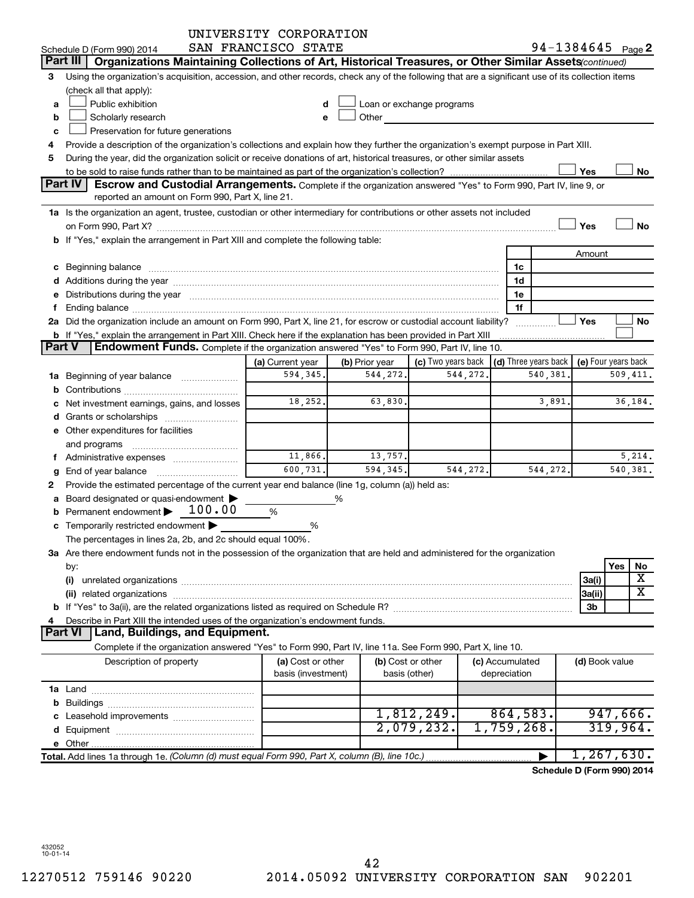UNIVERSITY CORPORATION
Schedule D (Form 990) 2014 SAN FRANCISCO STATE 94-1384645 Page **2**

**Part III | Organizations Maintaining Collections of Art, Historical Treasures, or Other Similar Assets** *(continued)*

**3** Using the organization's acquisition, accession, and other records, check any of the following that are a significant use of its collection items (check all that apply):

- **a** ☐ Public exhibition
- **b** ☐ Scholarly research
- **c** ☐ Preservation for future generations
- **d** ☐ Loan or exchange programs
- **e** ☐ Other

**4** Provide a description of the organization's collections and explain how they further the organization's exempt purpose in Part XIII.

**5** During the year, did the organization solicit or receive donations of art, historical treasures, or other similar assets to be sold to raise funds rather than to be maintained as part of the organization's collection? ☐ Yes ☐ No

**Part IV | Escrow and Custodial Arrangements.** Complete if the organization answered "Yes" to Form 990, Part IV, line 9, or reported an amount on Form 990, Part X, line 21.

**1a** Is the organization an agent, trustee, custodian or other intermediary for contributions or other assets not included on Form 990, Part X? ☐ Yes ☐ No

**b** If "Yes," explain the arrangement in Part XIII and complete the following table:

| | | Amount |
|---|---|---|
| **c** Beginning balance | 1c | |
| **d** Additions during the year | 1d | |
| **e** Distributions during the year | 1e | |
| **f** Ending balance | 1f | |

**2a** Did the organization include an amount on Form 990, Part X, line 21, for escrow or custodial account liability? ☐ Yes ☐ No

**b** If "Yes," explain the arrangement in Part XIII. Check here if the explanation has been provided in Part XIII ☐

**Part V | Endowment Funds.** Complete if the organization answered "Yes" to Form 990, Part IV, line 10.

| | (a) Current year | (b) Prior year | (c) Two years back | (d) Three years back | (e) Four years back |
|---|---|---|---|---|---|
| **1a** Beginning of year balance | 594,345. | 544,272. | 544,272. | 540,381. | 509,411. |
| **b** Contributions | | | | | |
| **c** Net investment earnings, gains, and losses | 18,252. | 63,830. | | 3,891. | 36,184. |
| **d** Grants or scholarships | | | | | |
| **e** Other expenditures for facilities and programs | | | | | |
| **f** Administrative expenses | 11,866. | 13,757. | | | 5,214. |
| **g** End of year balance | 600,731. | 594,345. | 544,272. | 544,272. | 540,381. |

**2** Provide the estimated percentage of the current year end balance (line 1g, column (a)) held as:

- **a** Board designated or quasi-endowment ▶ ______ %
- **b** Permanent endowment ▶ 100.00 %
- **c** Temporarily restricted endowment ▶ ______ %

The percentages in lines 2a, 2b, and 2c should equal 100%.

**3a** Are there endowment funds not in the possession of the organization that are held and administered for the organization by:

| | | Yes | No |
|---|---|---|---|
| **(i)** unrelated organizations | 3a(i) | | X |
| **(ii)** related organizations | 3a(ii) | | X |
| **b** If "Yes" to 3a(ii), are the related organizations listed as required on Schedule R? | 3b | | |

**4** Describe in Part XIII the intended uses of the organization's endowment funds.

**Part VI | Land, Buildings, and Equipment.**

Complete if the organization answered "Yes" to Form 990, Part IV, line 11a. See Form 990, Part X, line 10.

| Description of property | (a) Cost or other basis (investment) | (b) Cost or other basis (other) | (c) Accumulated depreciation | (d) Book value |
|---|---|---|---|---|
| **1a** Land | | | | |
| **b** Buildings | | | | |
| **c** Leasehold improvements | | 1,812,249. | 864,583. | 947,666. |
| **d** Equipment | | 2,079,232. | 1,759,268. | 319,964. |
| **e** Other | | | | |
| **Total.** Add lines 1a through 1e. *(Column (d) must equal Form 990, Part X, column (B), line 10c.)* | | | ▶ | 1,267,630. |

**Schedule D (Form 990) 2014**

432052 10-01-14

12270512 759146 90220 2014.05092 UNIVERSITY CORPORATION SAN 902201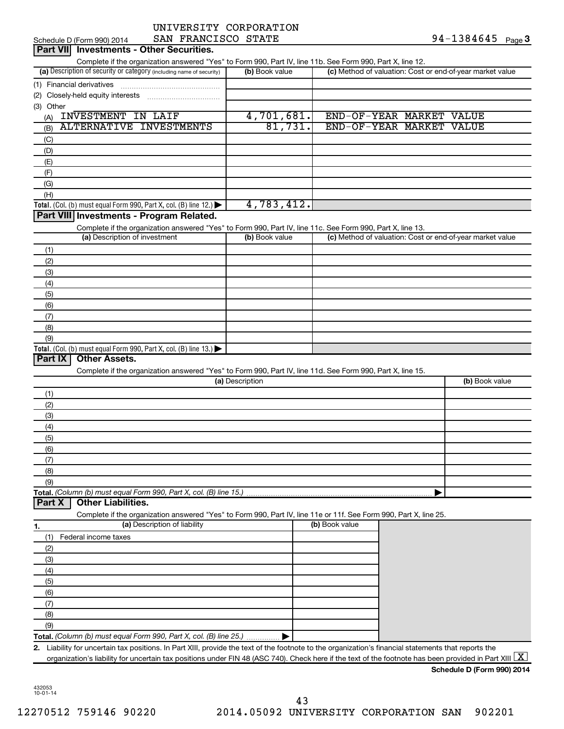UNIVERSITY CORPORATION
Schedule D (Form 990) 2014 SAN FRANCISCO STATE 94-1384645 Page 3

## Part VII Investments - Other Securities.

Complete if the organization answered "Yes" to Form 990, Part IV, line 11b. See Form 990, Part X, line 12.

| (a) Description of security or category (including name of security) | (b) Book value | (c) Method of valuation: Cost or end-of-year market value |
|---|---|---|
| (1) Financial derivatives | | |
| (2) Closely-held equity interests | | |
| (3) Other | | |
| (A) INVESTMENT IN LAIF | 4,701,681. | END-OF-YEAR MARKET VALUE |
| (B) ALTERNATIVE INVESTMENTS | 81,731. | END-OF-YEAR MARKET VALUE |
| (C) | | |
| (D) | | |
| (E) | | |
| (F) | | |
| (G) | | |
| (H) | | |
| **Total.** (Col. (b) must equal Form 990, Part X, col. (B) line 12.) ▶ | 4,783,412. | |

## Part VIII Investments - Program Related.

Complete if the organization answered "Yes" to Form 990, Part IV, line 11c. See Form 990, Part X, line 13.

| (a) Description of investment | (b) Book value | (c) Method of valuation: Cost or end-of-year market value |
|---|---|---|
| (1) | | |
| (2) | | |
| (3) | | |
| (4) | | |
| (5) | | |
| (6) | | |
| (7) | | |
| (8) | | |
| (9) | | |
| **Total.** (Col. (b) must equal Form 990, Part X, col. (B) line 13.) ▶ | | |

## Part IX Other Assets.

Complete if the organization answered "Yes" to Form 990, Part IV, line 11d. See Form 990, Part X, line 15.

| (a) Description | (b) Book value |
|---|---|
| (1) | |
| (2) | |
| (3) | |
| (4) | |
| (5) | |
| (6) | |
| (7) | |
| (8) | |
| (9) | |
| **Total.** *(Column (b) must equal Form 990, Part X, col. (B) line 15.)* ▶ | |

## Part X Other Liabilities.

Complete if the organization answered "Yes" to Form 990, Part IV, line 11e or 11f. See Form 990, Part X, line 25.

| 1. (a) Description of liability | (b) Book value |
|---|---|
| (1) Federal income taxes | |
| (2) | |
| (3) | |
| (4) | |
| (5) | |
| (6) | |
| (7) | |
| (8) | |
| (9) | |
| **Total.** *(Column (b) must equal Form 990, Part X, col. (B) line 25.)* ▶ | |

2. Liability for uncertain tax positions. In Part XIII, provide the text of the footnote to the organization's financial statements that reports the organization's liability for uncertain tax positions under FIN 48 (ASC 740). Check here if the text of the footnote has been provided in Part XIII [X]

**Schedule D (Form 990) 2014**

432053 10-01-14

12270512 759146 90220 2014.05092 UNIVERSITY CORPORATION SAN 902201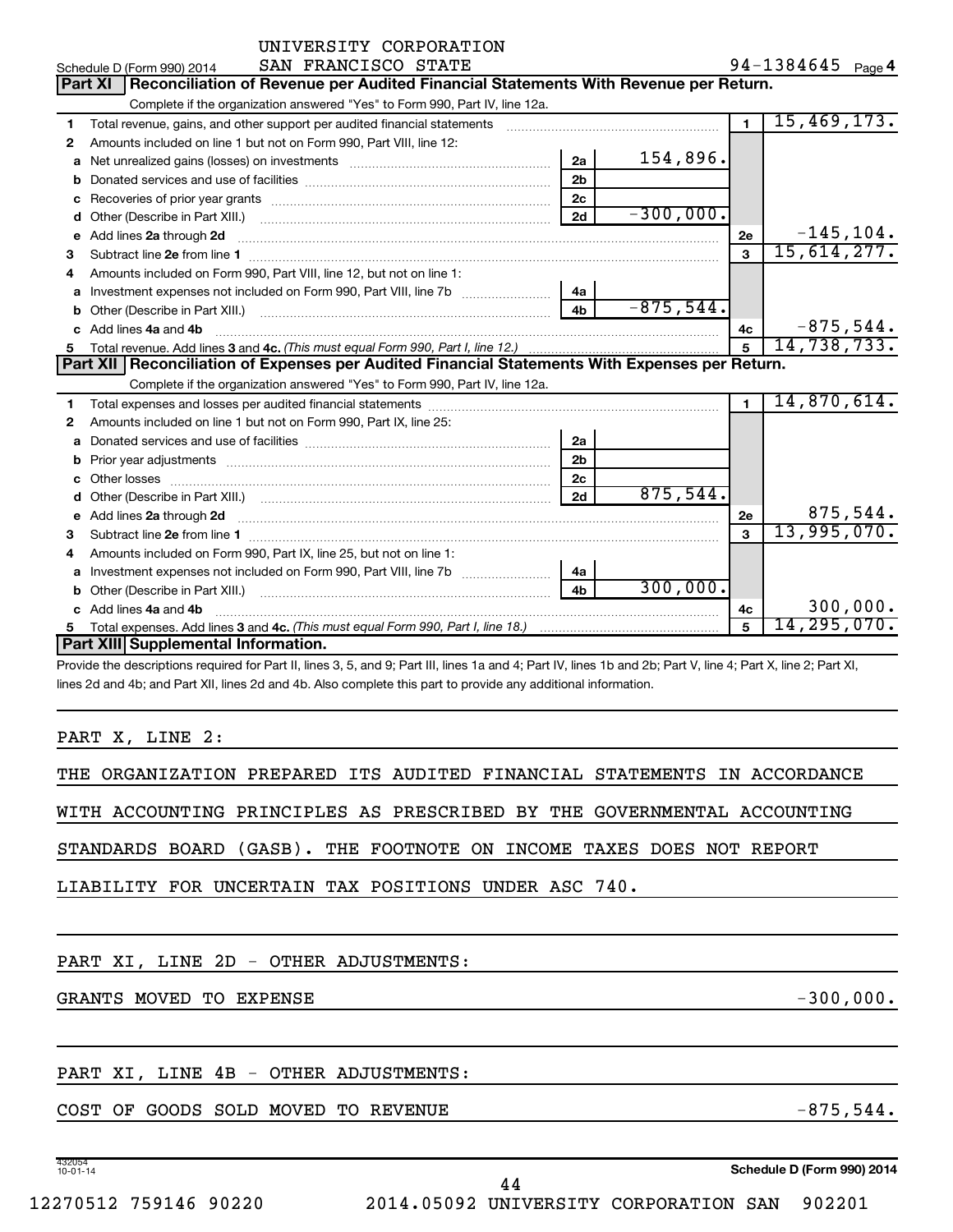UNIVERSITY CORPORATION
Schedule D (Form 990) 2014 SAN FRANCISCO STATE 94-1384645 Page **4**

**Part XI** **Reconciliation of Revenue per Audited Financial Statements With Revenue per Return.**

Complete if the organization answered "Yes" to Form 990, Part IV, line 12a.

| | | | | | |
|---|---|---|---|---|---|
| **1** | Total revenue, gains, and other support per audited financial statements | | | 1 | 15,469,173. |
| **2** | Amounts included on line 1 but not on Form 990, Part VIII, line 12: | | | | |
| **a** | Net unrealized gains (losses) on investments | 2a | 154,896. | | |
| **b** | Donated services and use of facilities | 2b | | | |
| **c** | Recoveries of prior year grants | 2c | | | |
| **d** | Other (Describe in Part XIII.) | 2d | -300,000. | | |
| **e** | Add lines **2a** through **2d** | | | 2e | -145,104. |
| **3** | Subtract line **2e** from line **1** | | | 3 | 15,614,277. |
| **4** | Amounts included on Form 990, Part VIII, line 12, but not on line 1: | | | | |
| **a** | Investment expenses not included on Form 990, Part VIII, line 7b | 4a | | | |
| **b** | Other (Describe in Part XIII.) | 4b | -875,544. | | |
| **c** | Add lines **4a** and **4b** | | | 4c | -875,544. |
| **5** | Total revenue. Add lines **3** and **4c.** *(This must equal Form 990, Part I, line 12.)* | | | 5 | 14,738,733. |

**Part XII** **Reconciliation of Expenses per Audited Financial Statements With Expenses per Return.**

Complete if the organization answered "Yes" to Form 990, Part IV, line 12a.

| | | | | | |
|---|---|---|---|---|---|
| **1** | Total expenses and losses per audited financial statements | | | 1 | 14,870,614. |
| **2** | Amounts included on line 1 but not on Form 990, Part IX, line 25: | | | | |
| **a** | Donated services and use of facilities | 2a | | | |
| **b** | Prior year adjustments | 2b | | | |
| **c** | Other losses | 2c | | | |
| **d** | Other (Describe in Part XIII.) | 2d | 875,544. | | |
| **e** | Add lines **2a** through **2d** | | | 2e | 875,544. |
| **3** | Subtract line **2e** from line **1** | | | 3 | 13,995,070. |
| **4** | Amounts included on Form 990, Part IX, line 25, but not on line 1: | | | | |
| **a** | Investment expenses not included on Form 990, Part VIII, line 7b | 4a | | | |
| **b** | Other (Describe in Part XIII.) | 4b | 300,000. | | |
| **c** | Add lines **4a** and **4b** | | | 4c | 300,000. |
| **5** | Total expenses. Add lines **3** and **4c.** *(This must equal Form 990, Part I, line 18.)* | | | 5 | 14,295,070. |

**Part XIII** **Supplemental Information.**

Provide the descriptions required for Part II, lines 3, 5, and 9; Part III, lines 1a and 4; Part IV, lines 1b and 2b; Part V, line 4; Part X, line 2; Part XI, lines 2d and 4b; and Part XII, lines 2d and 4b. Also complete this part to provide any additional information.

PART X, LINE 2:

THE ORGANIZATION PREPARED ITS AUDITED FINANCIAL STATEMENTS IN ACCORDANCE WITH ACCOUNTING PRINCIPLES AS PRESCRIBED BY THE GOVERNMENTAL ACCOUNTING STANDARDS BOARD (GASB). THE FOOTNOTE ON INCOME TAXES DOES NOT REPORT LIABILITY FOR UNCERTAIN TAX POSITIONS UNDER ASC 740.

PART XI, LINE 2D - OTHER ADJUSTMENTS:

GRANTS MOVED TO EXPENSE -300,000.

PART XI, LINE 4B - OTHER ADJUSTMENTS:

COST OF GOODS SOLD MOVED TO REVENUE -875,544.

432054 10-01-14

**Schedule D (Form 990) 2014**

12270512 759146 90220 2014.05092 UNIVERSITY CORPORATION SAN 902201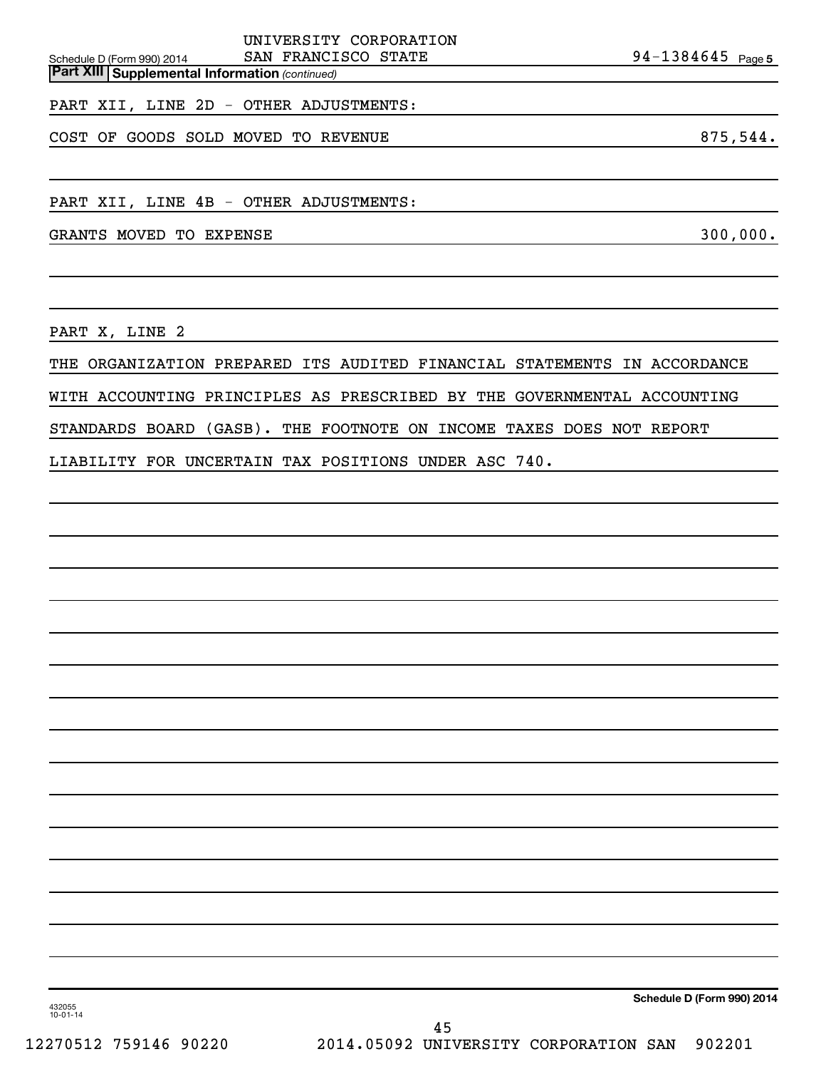UNIVERSITY CORPORATION
SAN FRANCISCO STATE 94-1384645

**Part XIII Supplemental Information** *(continued)*

PART XII, LINE 2D - OTHER ADJUSTMENTS:

| | |
|---|---|
| COST OF GOODS SOLD MOVED TO REVENUE | 875,544. |

PART XII, LINE 4B - OTHER ADJUSTMENTS:

| | |
|---|---|
| GRANTS MOVED TO EXPENSE | 300,000. |

PART X, LINE 2

THE ORGANIZATION PREPARED ITS AUDITED FINANCIAL STATEMENTS IN ACCORDANCE WITH ACCOUNTING PRINCIPLES AS PRESCRIBED BY THE GOVERNMENTAL ACCOUNTING STANDARDS BOARD (GASB). THE FOOTNOTE ON INCOME TAXES DOES NOT REPORT LIABILITY FOR UNCERTAIN TAX POSITIONS UNDER ASC 740.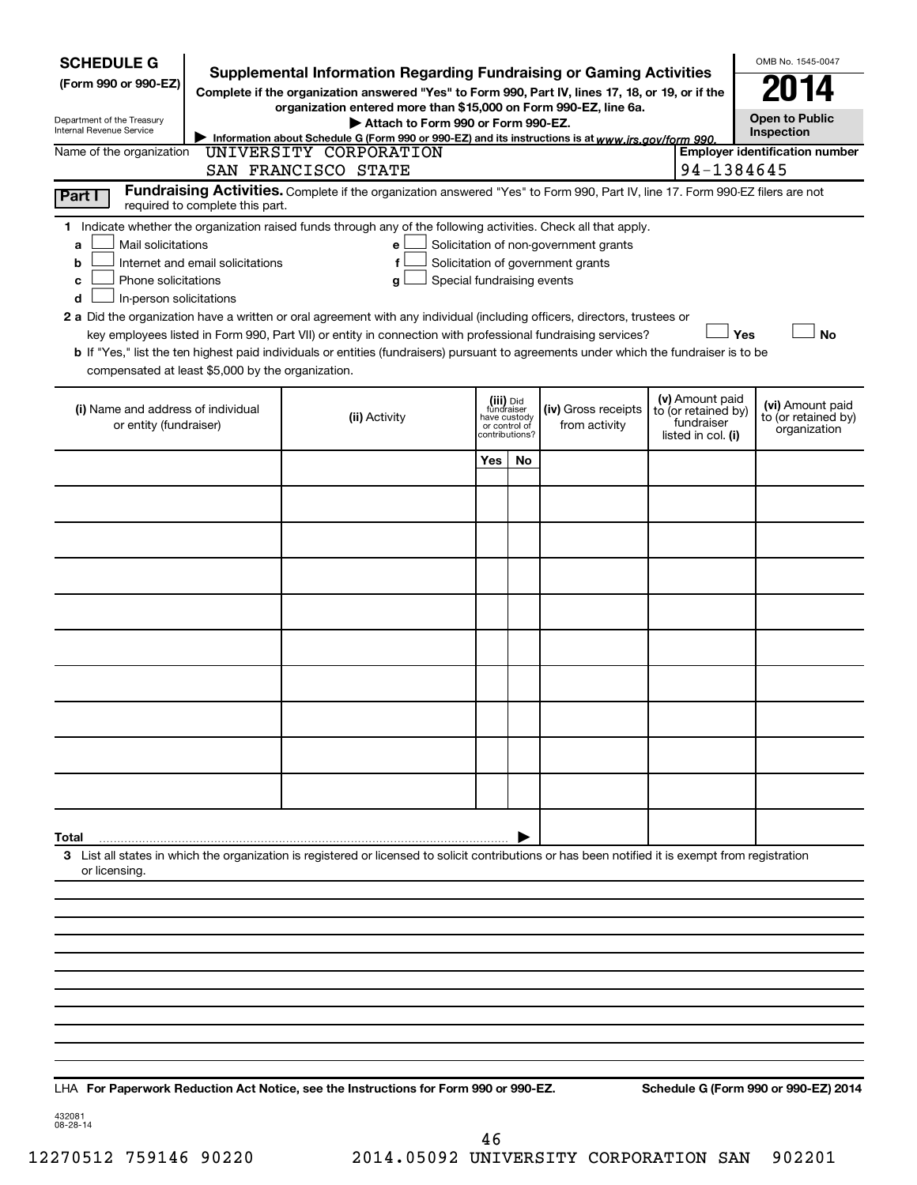**SCHEDULE G**
**(Form 990 or 990-EZ)**

Department of the Treasury
Internal Revenue Service

# Supplemental Information Regarding Fundraising or Gaming Activities

**Complete if the organization answered "Yes" to Form 990, Part IV, lines 17, 18, or 19, or if the organization entered more than $15,000 on Form 990-EZ, line 6a.**

▶ **Attach to Form 990 or Form 990-EZ.**

▶ **Information about Schedule G (Form 990 or 990-EZ) and its instructions is at** *www.irs.gov/form 990.*

OMB No. 1545-0047

**2014**

**Open to Public Inspection**

Name of the organization: UNIVERSITY CORPORATION SAN FRANCISCO STATE

**Employer identification number:** 94-1384645

## Part I Fundraising Activities.

Complete if the organization answered "Yes" to Form 990, Part IV, line 17. Form 990-EZ filers are not required to complete this part.

**1** Indicate whether the organization raised funds through any of the following activities. Check all that apply.

- **a** ☐ Mail solicitations
- **b** ☐ Internet and email solicitations
- **c** ☐ Phone solicitations
- **d** ☐ In-person solicitations
- **e** ☐ Solicitation of non-government grants
- **f** ☐ Solicitation of government grants
- **g** ☐ Special fundraising events

**2 a** Did the organization have a written or oral agreement with any individual (including officers, directors, trustees or key employees listed in Form 990, Part VII) or entity in connection with professional fundraising services? ☐ **Yes** ☐ **No**

**b** If "Yes," list the ten highest paid individuals or entities (fundraisers) pursuant to agreements under which the fundraiser is to be compensated at least $5,000 by the organization.

| **(i)** Name and address of individual or entity (fundraiser) | **(ii)** Activity | **(iii)** Did fundraiser have custody or control of contributions? | | **(iv)** Gross receipts from activity | **(v)** Amount paid to (or retained by) fundraiser listed in col. **(i)** | **(vi)** Amount paid to (or retained by) organization |
|---|---|---|---|---|---|---|
| | | Yes | No | | | |
| | | | | | | |
| | | | | | | |
| | | | | | | |
| | | | | | | |
| | | | | | | |
| | | | | | | |
| | | | | | | |
| | | | | | | |
| | | | | | | |
| | | | | | | |
| **Total** ▶ | | | | | | |

**3** List all states in which the organization is registered or licensed to solicit contributions or has been notified it is exempt from registration or licensing.

LHA **For Paperwork Reduction Act Notice, see the Instructions for Form 990 or 990-EZ.** **Schedule G (Form 990 or 990-EZ) 2014**

432081
08-28-14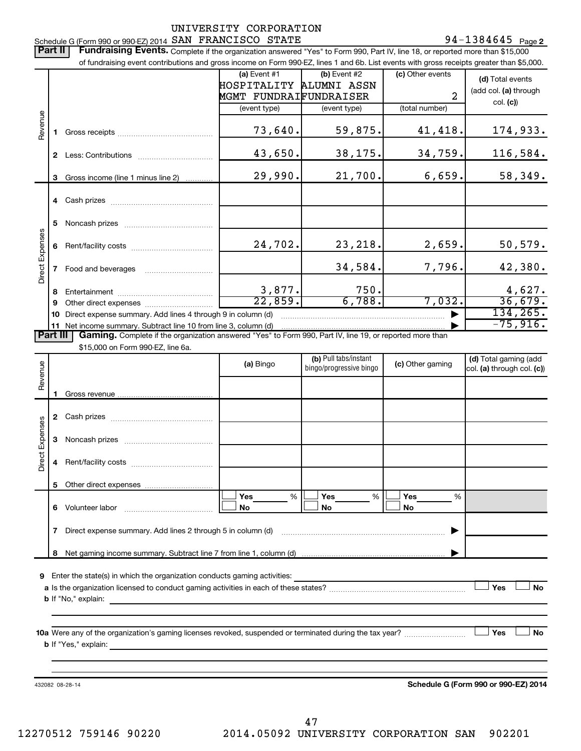Schedule G (Form 990 or 990-EZ) 2014 UNIVERSITY CORPORATION SAN FRANCISCO STATE 94-1384645 Page 2

**Part II** **Fundraising Events.** Complete if the organization answered "Yes" to Form 990, Part IV, line 18, or reported more than $15,000 of fundraising event contributions and gross income on Form 990-EZ, lines 1 and 6b. List events with gross receipts greater than $5,000.

| | | (a) Event #1 HOSPITALITY MGMT FUNDRAI (event type) | (b) Event #2 ALUMNI ASSN FUNDRAISER (event type) | (c) Other events 2 (total number) | (d) Total events (add col. (a) through col. (c)) |
|---|---|---|---|---|---|
| Revenue | 1 Gross receipts | 73,640. | 59,875. | 41,418. | 174,933. |
| | 2 Less: Contributions | 43,650. | 38,175. | 34,759. | 116,584. |
| | 3 Gross income (line 1 minus line 2) | 29,990. | 21,700. | 6,659. | 58,349. |
| Direct Expenses | 4 Cash prizes | | | | |
| | 5 Noncash prizes | | | | |
| | 6 Rent/facility costs | 24,702. | 23,218. | 2,659. | 50,579. |
| | 7 Food and beverages | | 34,584. | 7,796. | 42,380. |
| | 8 Entertainment | 3,877. | 750. | | 4,627. |
| | 9 Other direct expenses | 22,859. | 6,788. | 7,032. | 36,679. |
| | 10 Direct expense summary. Add lines 4 through 9 in column (d) | | | | 134,265. |
| | 11 Net income summary. Subtract line 10 from line 3, column (d) | | | | -75,916. |

**Part III** **Gaming.** Complete if the organization answered "Yes" to Form 990, Part IV, line 19, or reported more than $15,000 on Form 990-EZ, line 6a.

| | | (a) Bingo | (b) Pull tabs/instant bingo/progressive bingo | (c) Other gaming | (d) Total gaming (add col. (a) through col. (c)) |
|---|---|---|---|---|---|
| Revenue | 1 Gross revenue | | | | |
| Direct Expenses | 2 Cash prizes | | | | |
| | 3 Noncash prizes | | | | |
| | 4 Rent/facility costs | | | | |
| | 5 Other direct expenses | | | | |
| | 6 Volunteer labor | ☐ Yes ___% ☐ No | ☐ Yes ___% ☐ No | ☐ Yes ___% ☐ No | |
| | 7 Direct expense summary. Add lines 2 through 5 in column (d) | | | | |
| | 8 Net gaming income summary. Subtract line 7 from line 1, column (d) | | | | |

9 Enter the state(s) in which the organization conducts gaming activities:

a Is the organization licensed to conduct gaming activities in each of these states? ☐ Yes ☐ No

b If "No," explain:

10a Were any of the organization's gaming licenses revoked, suspended or terminated during the tax year? ☐ Yes ☐ No

b If "Yes," explain:

432082 08-28-14 **Schedule G (Form 990 or 990-EZ) 2014**

12270512 759146 90220 2014.05092 UNIVERSITY CORPORATION SAN 902201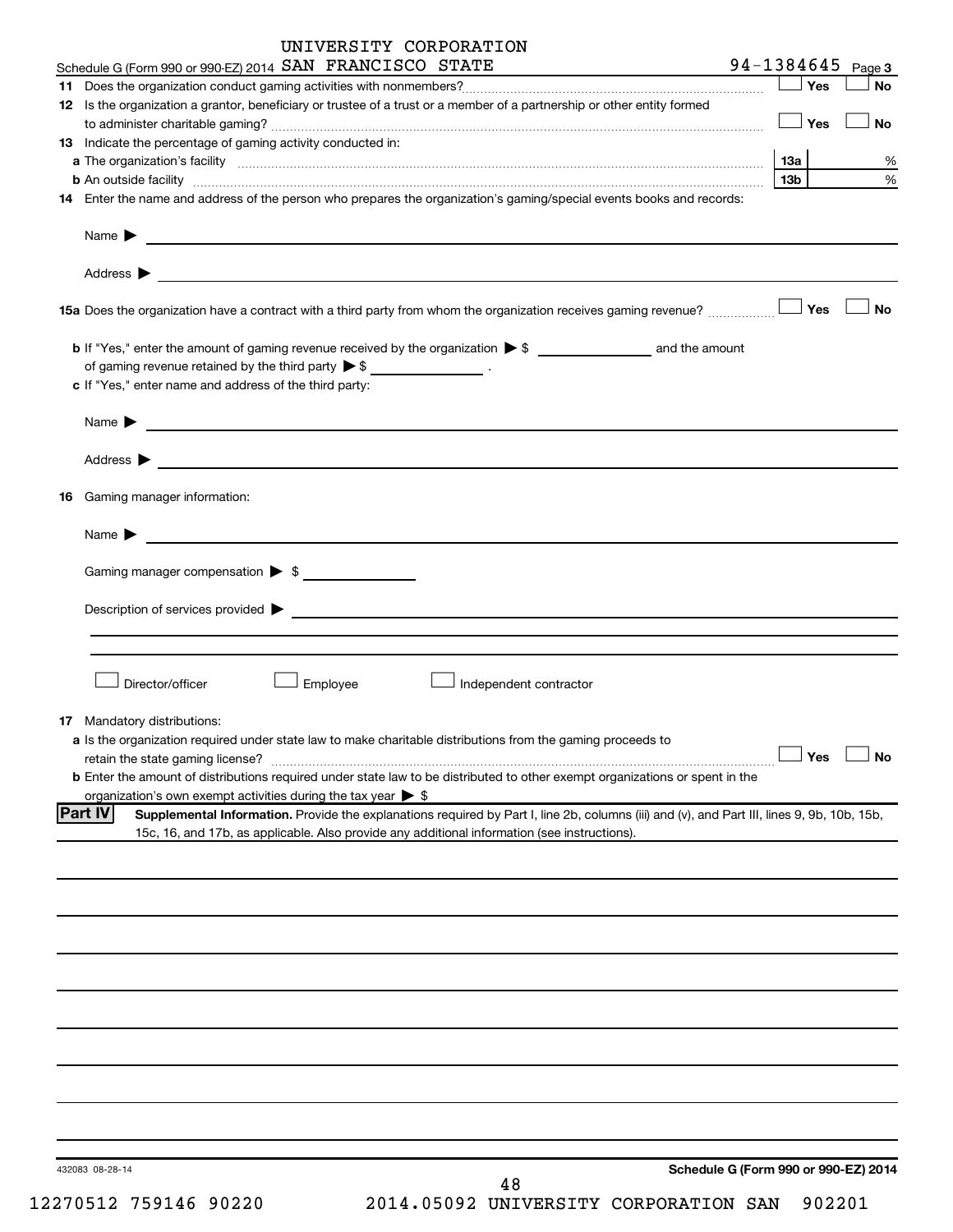Schedule G (Form 990 or 990-EZ) 2014 UNIVERSITY CORPORATION SAN FRANCISCO STATE 94-1384645 Page 3

**11** Does the organization conduct gaming activities with nonmembers? ☐ Yes ☐ No

**12** Is the organization a grantor, beneficiary or trustee of a trust or a member of a partnership or other entity formed to administer charitable gaming? ☐ Yes ☐ No

**13** Indicate the percentage of gaming activity conducted in:

**a** The organization's facility **13a** %

**b** An outside facility **13b** %

**14** Enter the name and address of the person who prepares the organization's gaming/special events books and records:

Name ▶

Address ▶

**15a** Does the organization have a contract with a third party from whom the organization receives gaming revenue? ☐ Yes ☐ No

**b** If "Yes," enter the amount of gaming revenue received by the organization ▶ $ \_\_\_\_\_\_\_\_ and the amount of gaming revenue retained by the third party ▶ $ \_\_\_\_\_\_\_\_ .

**c** If "Yes," enter name and address of the third party:

Name ▶

Address ▶

**16** Gaming manager information:

Name ▶

Gaming manager compensation ▶ $

Description of services provided ▶

☐ Director/officer ☐ Employee ☐ Independent contractor

**17** Mandatory distributions:

**a** Is the organization required under state law to make charitable distributions from the gaming proceeds to retain the state gaming license? ☐ Yes ☐ No

**b** Enter the amount of distributions required under state law to be distributed to other exempt organizations or spent in the organization's own exempt activities during the tax year ▶ $

**Part IV** **Supplemental Information.** Provide the explanations required by Part I, line 2b, columns (iii) and (v), and Part III, lines 9, 9b, 10b, 15b, 15c, 16, and 17b, as applicable. Also provide any additional information (see instructions).

432083 08-28-14 **Schedule G (Form 990 or 990-EZ) 2014**

12270512 759146 90220 2014.05092 UNIVERSITY CORPORATION SAN 902201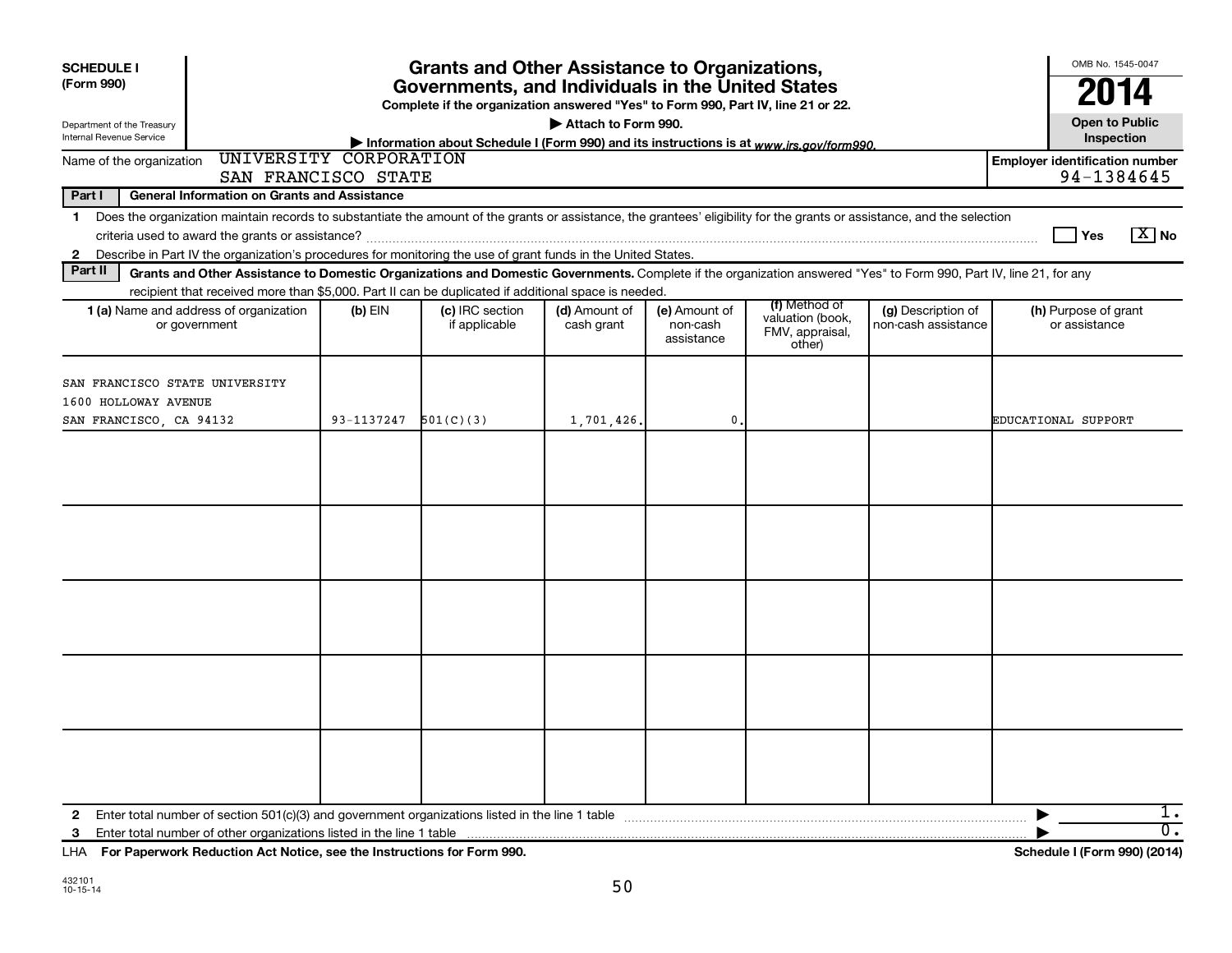**SCHEDULE I (Form 990)**

Department of the Treasury
Internal Revenue Service

# Grants and Other Assistance to Organizations, Governments, and Individuals in the United States

**Complete if the organization answered "Yes" to Form 990, Part IV, line 21 or 22.**

**▶ Attach to Form 990.**

**▶ Information about Schedule I (Form 990) and its instructions is at www.irs.gov/form990.**

OMB No. 1545-0047

**2014**

**Open to Public Inspection**

Name of the organization: UNIVERSITY CORPORATION SAN FRANCISCO STATE

**Employer identification number** 94-1384645

**Part I — General Information on Grants and Assistance**

1 Does the organization maintain records to substantiate the amount of the grants or assistance, the grantees' eligibility for the grants or assistance, and the selection criteria used to award the grants or assistance? ☐ Yes ☒ No

2 Describe in Part IV the organization's procedures for monitoring the use of grant funds in the United States.

**Part II — Grants and Other Assistance to Domestic Organizations and Domestic Governments.** Complete if the organization answered "Yes" to Form 990, Part IV, line 21, for any recipient that received more than $5,000. Part II can be duplicated if additional space is needed.

| 1 (a) Name and address of organization or government | (b) EIN | (c) IRC section if applicable | (d) Amount of cash grant | (e) Amount of non-cash assistance | (f) Method of valuation (book, FMV, appraisal, other) | (g) Description of non-cash assistance | (h) Purpose of grant or assistance |
|---|---|---|---|---|---|---|---|
| SAN FRANCISCO STATE UNIVERSITY 1600 HOLLOWAY AVENUE SAN FRANCISCO, CA 94132 | 93-1137247 | 501(C)(3) | 1,701,426. | 0. | | | EDUCATIONAL SUPPORT |
| | | | | | | | |
| | | | | | | | |
| | | | | | | | |
| | | | | | | | |
| | | | | | | | |

2 Enter total number of section 501(c)(3) and government organizations listed in the line 1 table ▶ 1.

3 Enter total number of other organizations listed in the line 1 table ▶ 0.

LHA **For Paperwork Reduction Act Notice, see the Instructions for Form 990.** **Schedule I (Form 990) (2014)**

432101 10-15-14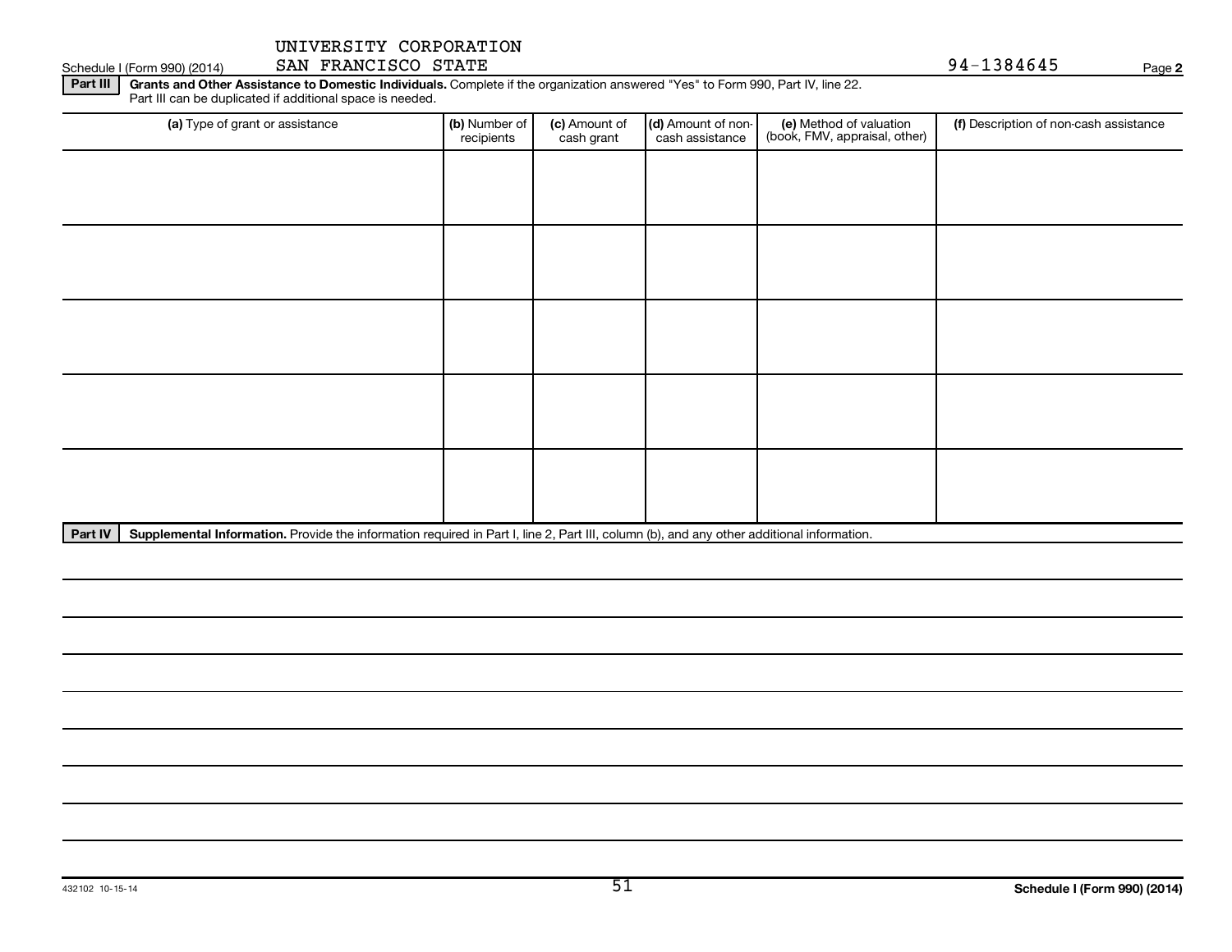UNIVERSITY CORPORATION
SAN FRANCISCO STATE

Schedule I (Form 990) (2014)

94-1384645

**Part III** **Grants and Other Assistance to Domestic Individuals.** Complete if the organization answered "Yes" to Form 990, Part IV, line 22. Part III can be duplicated if additional space is needed.

| (a) Type of grant or assistance | (b) Number of recipients | (c) Amount of cash grant | (d) Amount of non-cash assistance | (e) Method of valuation (book, FMV, appraisal, other) | (f) Description of non-cash assistance |
|---|---|---|---|---|---|
| | | | | | |
| | | | | | |
| | | | | | |
| | | | | | |
| | | | | | |

**Part IV** **Supplemental Information.** Provide the information required in Part I, line 2, Part III, column (b), and any other additional information.

432102 10-15-14

**Schedule I (Form 990) (2014)**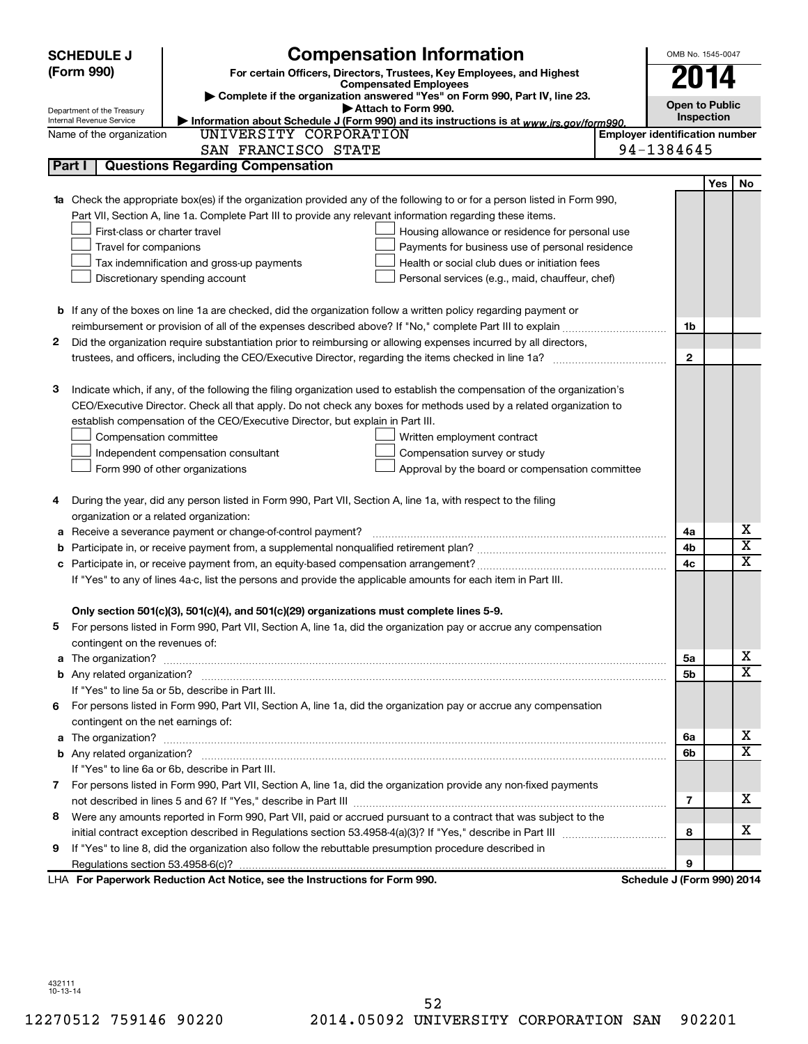# SCHEDULE J (Form 990)

## Compensation Information

**For certain Officers, Directors, Trustees, Key Employees, and Highest Compensated Employees**

▶ Complete if the organization answered "Yes" on Form 990, Part IV, line 23.

▶ Attach to Form 990.

▶ Information about Schedule J (Form 990) and its instructions is at *www.irs.gov/form990.*

Department of the Treasury Internal Revenue Service

OMB No. 1545-0047

**2014**

**Open to Public Inspection**

Name of the organization: UNIVERSITY CORPORATION SAN FRANCISCO STATE

Employer identification number: 94-1384645

## Part I — Questions Regarding Compensation

| | | | Yes | No |
|---|---|---|---|---|
| **1a** | Check the appropriate box(es) if the organization provided any of the following to or for a person listed in Form 990, Part VII, Section A, line 1a. Complete Part III to provide any relevant information regarding these items.<br>☐ First-class or charter travel ☐ Housing allowance or residence for personal use<br>☐ Travel for companions ☐ Payments for business use of personal residence<br>☐ Tax indemnification and gross-up payments ☐ Health or social club dues or initiation fees<br>☐ Discretionary spending account ☐ Personal services (e.g., maid, chauffeur, chef) | | | |
| **b** | If any of the boxes on line 1a are checked, did the organization follow a written policy regarding payment or reimbursement or provision of all of the expenses described above? If "No," complete Part III to explain | 1b | | |
| **2** | Did the organization require substantiation prior to reimbursing or allowing expenses incurred by all directors, trustees, and officers, including the CEO/Executive Director, regarding the items checked in line 1a? | 2 | | |
| **3** | Indicate which, if any, of the following the filing organization used to establish the compensation of the organization's CEO/Executive Director. Check all that apply. Do not check any boxes for methods used by a related organization to establish compensation of the CEO/Executive Director, but explain in Part III.<br>☐ Compensation committee ☐ Written employment contract<br>☐ Independent compensation consultant ☐ Compensation survey or study<br>☐ Form 990 of other organizations ☐ Approval by the board or compensation committee | | | |
| **4** | During the year, did any person listed in Form 990, Part VII, Section A, line 1a, with respect to the filing organization or a related organization: | | | |
| **a** | Receive a severance payment or change-of-control payment? | 4a | | X |
| **b** | Participate in, or receive payment from, a supplemental nonqualified retirement plan? | 4b | | X |
| **c** | Participate in, or receive payment from, an equity-based compensation arrangement? | 4c | | X |
| | If "Yes" to any of lines 4a-c, list the persons and provide the applicable amounts for each item in Part III. | | | |
| | **Only section 501(c)(3), 501(c)(4), and 501(c)(29) organizations must complete lines 5-9.** | | | |
| **5** | For persons listed in Form 990, Part VII, Section A, line 1a, did the organization pay or accrue any compensation contingent on the revenues of: | | | |
| **a** | The organization? | 5a | | X |
| **b** | Any related organization? | 5b | | X |
| | If "Yes" to line 5a or 5b, describe in Part III. | | | |
| **6** | For persons listed in Form 990, Part VII, Section A, line 1a, did the organization pay or accrue any compensation contingent on the net earnings of: | | | |
| **a** | The organization? | 6a | | X |
| **b** | Any related organization? | 6b | | X |
| | If "Yes" to line 6a or 6b, describe in Part III. | | | |
| **7** | For persons listed in Form 990, Part VII, Section A, line 1a, did the organization provide any non-fixed payments not described in lines 5 and 6? If "Yes," describe in Part III | 7 | | X |
| **8** | Were any amounts reported in Form 990, Part VII, paid or accrued pursuant to a contract that was subject to the initial contract exception described in Regulations section 53.4958-4(a)(3)? If "Yes," describe in Part III | 8 | | X |
| **9** | If "Yes" to line 8, did the organization also follow the rebuttable presumption procedure described in Regulations section 53.4958-6(c)? | 9 | | |

LHA **For Paperwork Reduction Act Notice, see the Instructions for Form 990.** **Schedule J (Form 990) 2014**

432111 10-13-14

12270512 759146 90220 2014.05092 UNIVERSITY CORPORATION SAN 902201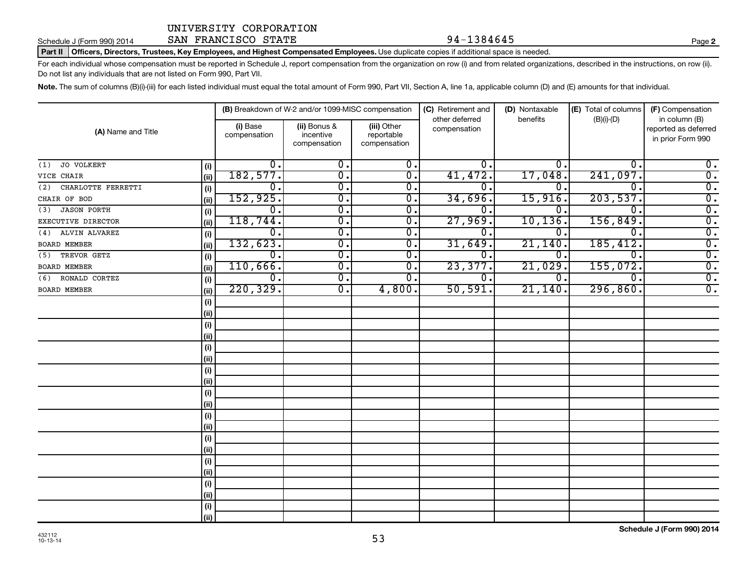UNIVERSITY CORPORATION
SAN FRANCISCO STATE 94-1384645

Schedule J (Form 990) 2014 Page **2**

**Part II Officers, Directors, Trustees, Key Employees, and Highest Compensated Employees.** Use duplicate copies if additional space is needed.

For each individual whose compensation must be reported in Schedule J, report compensation from the organization on row (i) and from related organizations, described in the instructions, on row (ii). Do not list any individuals that are not listed on Form 990, Part VII.

**Note.** The sum of columns (B)(i)-(iii) for each listed individual must equal the total amount of Form 990, Part VII, Section A, line 1a, applicable column (D) and (E) amounts for that individual.

| (A) Name and Title | | (B) Breakdown of W-2 and/or 1099-MISC compensation | | | (C) Retirement and other deferred compensation | (D) Nontaxable benefits | (E) Total of columns (B)(i)-(D) | (F) Compensation in column (B) reported as deferred in prior Form 990 |
|---|---|---|---|---|---|---|---|---|
| | | (i) Base compensation | (ii) Bonus & incentive compensation | (iii) Other reportable compensation | | | | |
| (1) JO VOLKERT | (i) | 0. | 0. | 0. | 0. | 0. | 0. | 0. |
| VICE CHAIR | (ii) | 182,577. | 0. | 0. | 41,472. | 17,048. | 241,097. | 0. |
| (2) CHARLOTTE FERRETTI | (i) | 0. | 0. | 0. | 0. | 0. | 0. | 0. |
| CHAIR OF BOD | (ii) | 152,925. | 0. | 0. | 34,696. | 15,916. | 203,537. | 0. |
| (3) JASON PORTH | (i) | 0. | 0. | 0. | 0. | 0. | 0. | 0. |
| EXECUTIVE DIRECTOR | (ii) | 118,744. | 0. | 0. | 27,969. | 10,136. | 156,849. | 0. |
| (4) ALVIN ALVAREZ | (i) | 0. | 0. | 0. | 0. | 0. | 0. | 0. |
| BOARD MEMBER | (ii) | 132,623. | 0. | 0. | 31,649. | 21,140. | 185,412. | 0. |
| (5) TREVOR GETZ | (i) | 0. | 0. | 0. | 0. | 0. | 0. | 0. |
| BOARD MEMBER | (ii) | 110,666. | 0. | 0. | 23,377. | 21,029. | 155,072. | 0. |
| (6) RONALD CORTEZ | (i) | 0. | 0. | 0. | 0. | 0. | 0. | 0. |
| BOARD MEMBER | (ii) | 220,329. | 0. | 4,800. | 50,591. | 21,140. | 296,860. | 0. |
| | (i) | | | | | | | |
| | (ii) | | | | | | | |
| | (i) | | | | | | | |
| | (ii) | | | | | | | |
| | (i) | | | | | | | |
| | (ii) | | | | | | | |
| | (i) | | | | | | | |
| | (ii) | | | | | | | |
| | (i) | | | | | | | |
| | (ii) | | | | | | | |
| | (i) | | | | | | | |
| | (ii) | | | | | | | |
| | (i) | | | | | | | |
| | (ii) | | | | | | | |
| | (i) | | | | | | | |
| | (ii) | | | | | | | |
| | (i) | | | | | | | |
| | (ii) | | | | | | | |
| | (i) | | | | | | | |
| | (ii) | | | | | | | |

432112
10-13-14

**Schedule J (Form 990) 2014**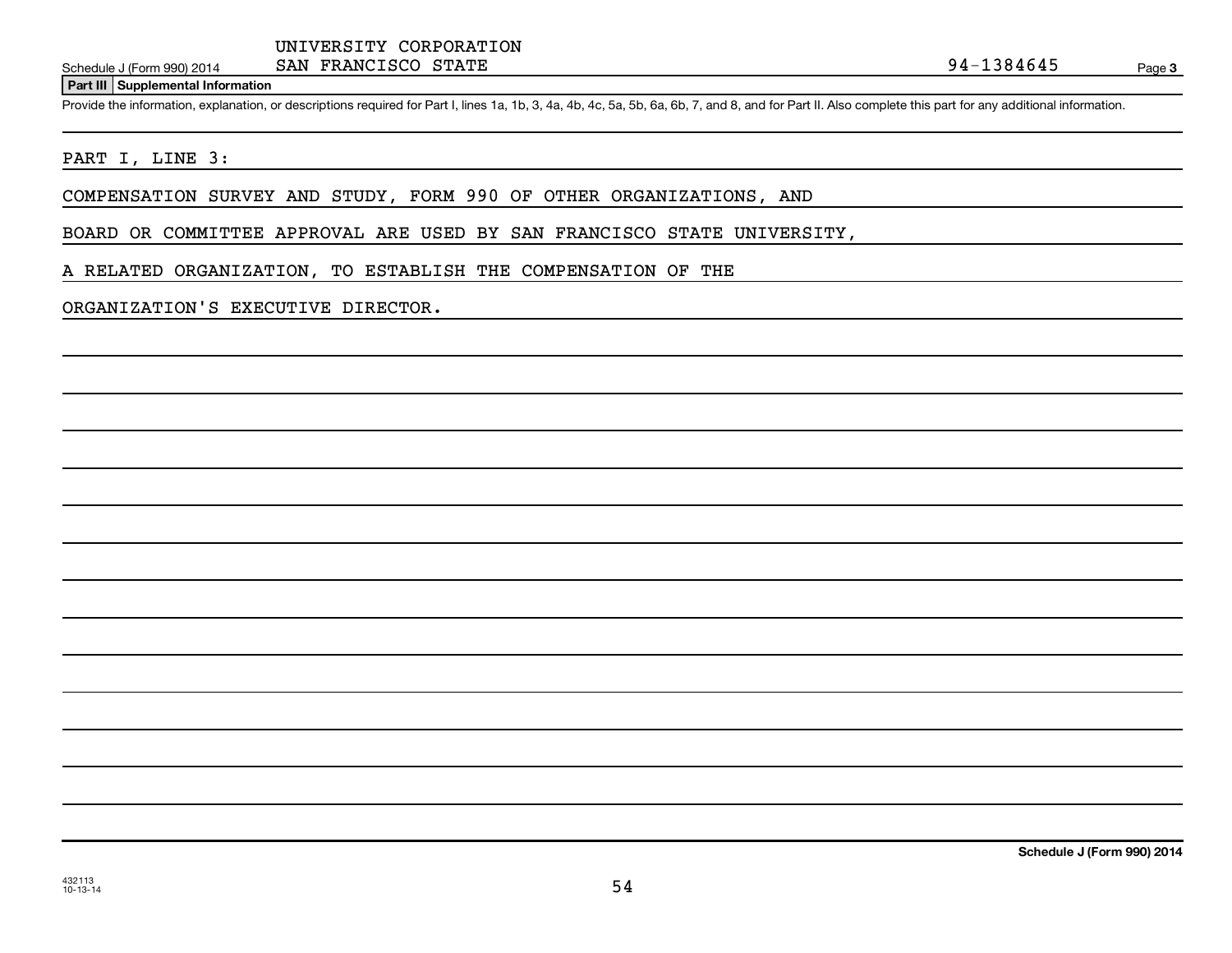Schedule J (Form 990) 2014 UNIVERSITY CORPORATION SAN FRANCISCO STATE 94-1384645 Page **3**

**Part III** **Supplemental Information**

Provide the information, explanation, or descriptions required for Part I, lines 1a, 1b, 3, 4a, 4b, 4c, 5a, 5b, 6a, 6b, 7, and 8, and for Part II. Also complete this part for any additional information.

PART I, LINE 3:

COMPENSATION SURVEY AND STUDY, FORM 990 OF OTHER ORGANIZATIONS, AND BOARD OR COMMITTEE APPROVAL ARE USED BY SAN FRANCISCO STATE UNIVERSITY, A RELATED ORGANIZATION, TO ESTABLISH THE COMPENSATION OF THE ORGANIZATION'S EXECUTIVE DIRECTOR.

**Schedule J (Form 990) 2014**

432113
10-13-14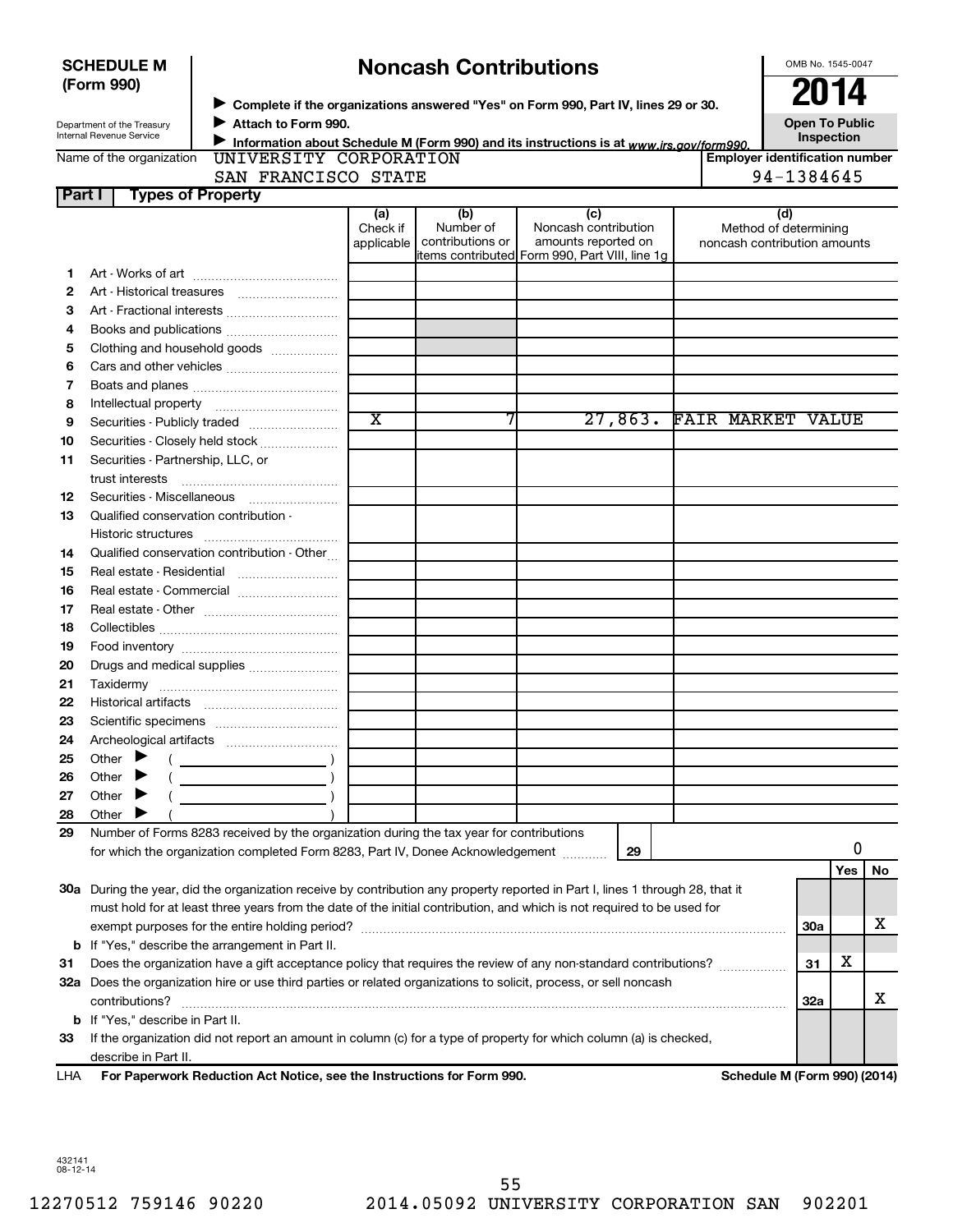**SCHEDULE M (Form 990)**

Department of the Treasury
Internal Revenue Service

# Noncash Contributions

▶ **Complete if the organizations answered "Yes" on Form 990, Part IV, lines 29 or 30.**
▶ **Attach to Form 990.**
▶ **Information about Schedule M (Form 990) and its instructions is at** *www.irs.gov/form990.*

OMB No. 1545-0047

**2014**

**Open To Public Inspection**

Name of the organization: UNIVERSITY CORPORATION SAN FRANCISCO STATE

**Employer identification number** 94-1384645

**Part I — Types of Property**

| | | (a) Check if applicable | (b) Number of contributions or items contributed | (c) Noncash contribution amounts reported on Form 990, Part VIII, line 1g | (d) Method of determining noncash contribution amounts |
|---|---|---|---|---|---|
| 1 | Art - Works of art | | | | |
| 2 | Art - Historical treasures | | | | |
| 3 | Art - Fractional interests | | | | |
| 4 | Books and publications | | | | |
| 5 | Clothing and household goods | | | | |
| 6 | Cars and other vehicles | | | | |
| 7 | Boats and planes | | | | |
| 8 | Intellectual property | | | | |
| 9 | Securities - Publicly traded | X | 7 | 27,863. | FAIR MARKET VALUE |
| 10 | Securities - Closely held stock | | | | |
| 11 | Securities - Partnership, LLC, or trust interests | | | | |
| 12 | Securities - Miscellaneous | | | | |
| 13 | Qualified conservation contribution - Historic structures | | | | |
| 14 | Qualified conservation contribution - Other | | | | |
| 15 | Real estate - Residential | | | | |
| 16 | Real estate - Commercial | | | | |
| 17 | Real estate - Other | | | | |
| 18 | Collectibles | | | | |
| 19 | Food inventory | | | | |
| 20 | Drugs and medical supplies | | | | |
| 21 | Taxidermy | | | | |
| 22 | Historical artifacts | | | | |
| 23 | Scientific specimens | | | | |
| 24 | Archeological artifacts | | | | |
| 25 | Other ▶ ( ) | | | | |
| 26 | Other ▶ ( ) | | | | |
| 27 | Other ▶ ( ) | | | | |
| 28 | Other ▶ ( ) | | | | |

**29** Number of Forms 8283 received by the organization during the tax year for contributions for which the organization completed Form 8283, Part IV, Donee Acknowledgement ..... **29** — 0

| | | | Yes | No |
|---|---|---|---|---|
| 30a | During the year, did the organization receive by contribution any property reported in Part I, lines 1 through 28, that it must hold for at least three years from the date of the initial contribution, and which is not required to be used for exempt purposes for the entire holding period? | 30a | | X |
| b | If "Yes," describe the arrangement in Part II. | | | |
| 31 | Does the organization have a gift acceptance policy that requires the review of any non-standard contributions? | 31 | X | |
| 32a | Does the organization hire or use third parties or related organizations to solicit, process, or sell noncash contributions? | 32a | | X |
| b | If "Yes," describe in Part II. | | | |
| 33 | If the organization did not report an amount in column (c) for a type of property for which column (a) is checked, describe in Part II. | | | |

LHA **For Paperwork Reduction Act Notice, see the Instructions for Form 990.** **Schedule M (Form 990) (2014)**

432141
08-12-14

12270512 759146 90220 2014.05092 UNIVERSITY CORPORATION SAN 902201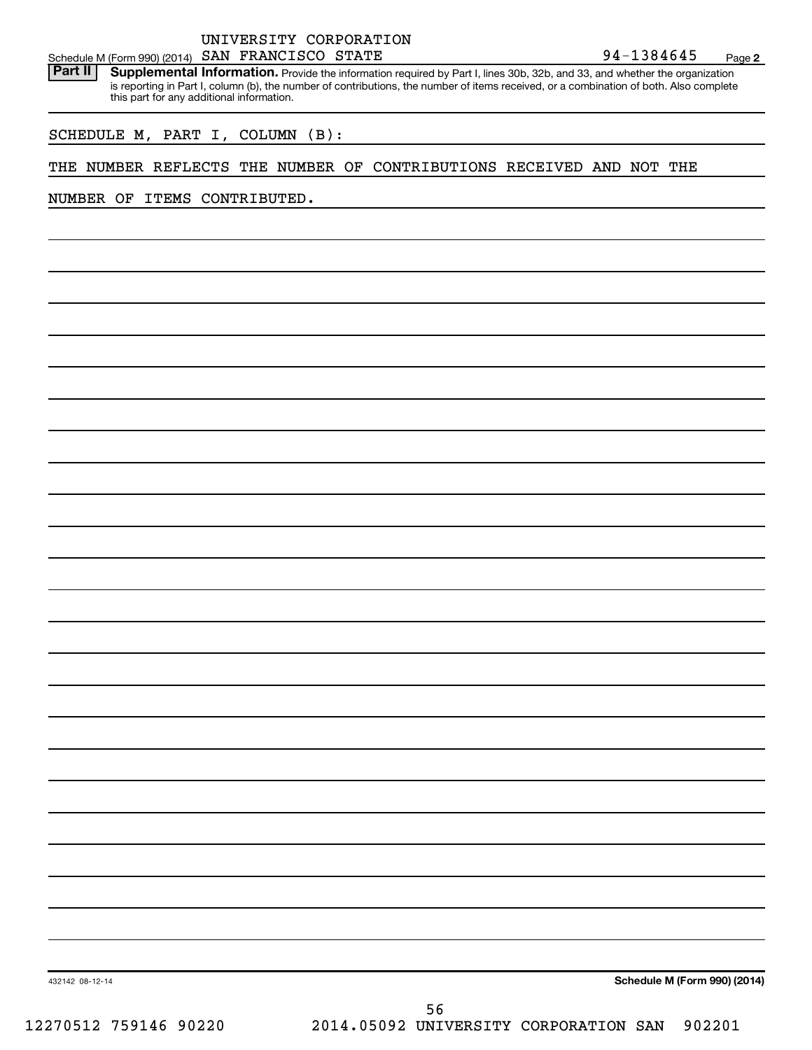UNIVERSITY CORPORATION

Schedule M (Form 990) (2014) SAN FRANCISCO STATE 94-1384645 Page **2**

**Part II** **Supplemental Information.** Provide the information required by Part I, lines 30b, 32b, and 33, and whether the organization is reporting in Part I, column (b), the number of contributions, the number of items received, or a combination of both. Also complete this part for any additional information.

SCHEDULE M, PART I, COLUMN (B):

THE NUMBER REFLECTS THE NUMBER OF CONTRIBUTIONS RECEIVED AND NOT THE NUMBER OF ITEMS CONTRIBUTED.

432142 08-12-14 **Schedule M (Form 990) (2014)**

12270512 759146 90220 2014.05092 UNIVERSITY CORPORATION SAN 902201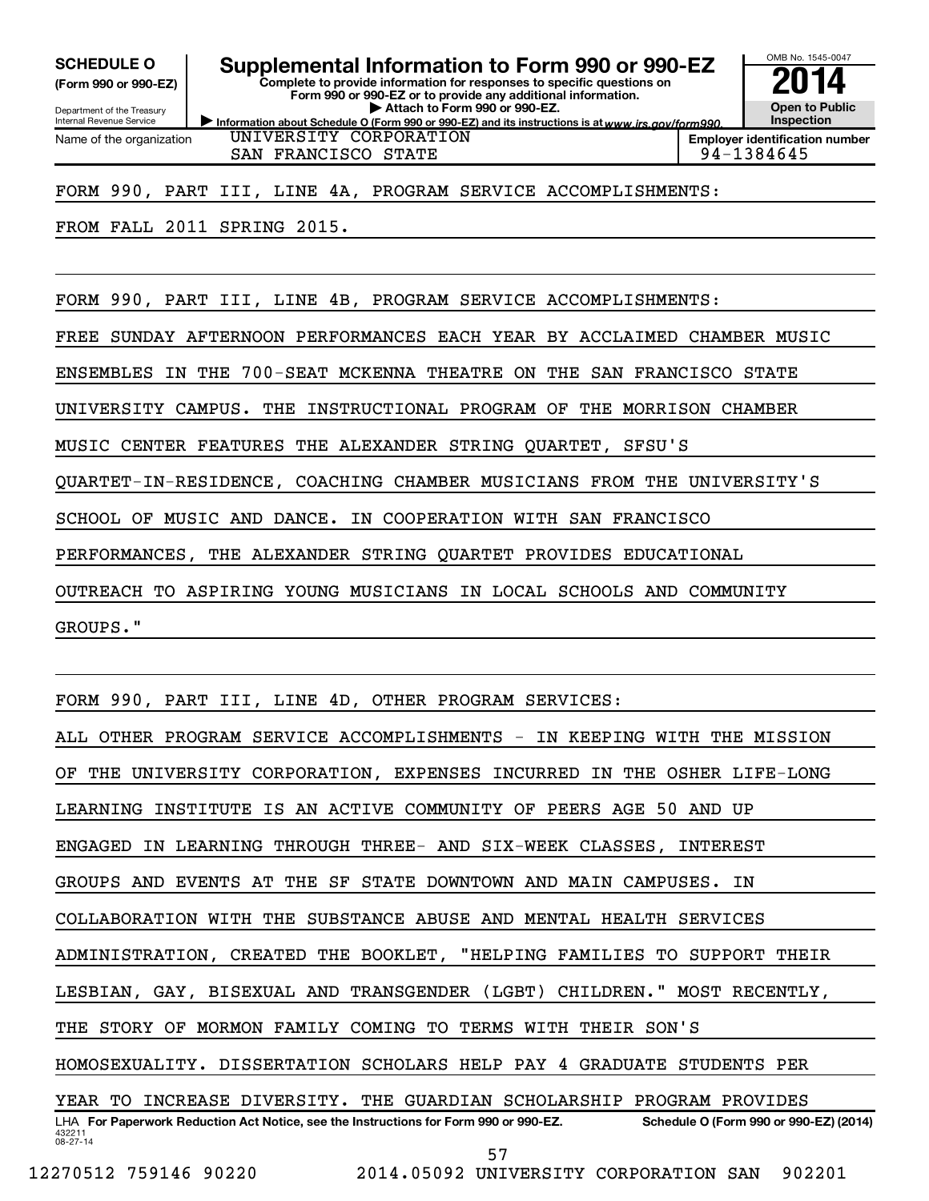**SCHEDULE O** (Form 990 or 990-EZ)

Department of the Treasury
Internal Revenue Service

# Supplemental Information to Form 990 or 990-EZ

**Complete to provide information for responses to specific questions on Form 990 or 990-EZ or to provide any additional information.**

▶ **Attach to Form 990 or 990-EZ.**

▶ **Information about Schedule O (Form 990 or 990-EZ) and its instructions is at** *www.irs.gov/form990.*

OMB No. 1545-0047

**2014**

**Open to Public Inspection**

| Name of the organization | Employer identification number |
|---|---|
| UNIVERSITY CORPORATION SAN FRANCISCO STATE | 94-1384645 |

FORM 990, PART III, LINE 4A, PROGRAM SERVICE ACCOMPLISHMENTS:

FROM FALL 2011 SPRING 2015.

FORM 990, PART III, LINE 4B, PROGRAM SERVICE ACCOMPLISHMENTS:

FREE SUNDAY AFTERNOON PERFORMANCES EACH YEAR BY ACCLAIMED CHAMBER MUSIC ENSEMBLES IN THE 700-SEAT MCKENNA THEATRE ON THE SAN FRANCISCO STATE UNIVERSITY CAMPUS. THE INSTRUCTIONAL PROGRAM OF THE MORRISON CHAMBER MUSIC CENTER FEATURES THE ALEXANDER STRING QUARTET, SFSU'S QUARTET-IN-RESIDENCE, COACHING CHAMBER MUSICIANS FROM THE UNIVERSITY'S SCHOOL OF MUSIC AND DANCE. IN COOPERATION WITH SAN FRANCISCO PERFORMANCES, THE ALEXANDER STRING QUARTET PROVIDES EDUCATIONAL OUTREACH TO ASPIRING YOUNG MUSICIANS IN LOCAL SCHOOLS AND COMMUNITY GROUPS."

FORM 990, PART III, LINE 4D, OTHER PROGRAM SERVICES:

ALL OTHER PROGRAM SERVICE ACCOMPLISHMENTS - IN KEEPING WITH THE MISSION OF THE UNIVERSITY CORPORATION, EXPENSES INCURRED IN THE OSHER LIFE-LONG LEARNING INSTITUTE IS AN ACTIVE COMMUNITY OF PEERS AGE 50 AND UP ENGAGED IN LEARNING THROUGH THREE- AND SIX-WEEK CLASSES, INTEREST GROUPS AND EVENTS AT THE SF STATE DOWNTOWN AND MAIN CAMPUSES. IN COLLABORATION WITH THE SUBSTANCE ABUSE AND MENTAL HEALTH SERVICES ADMINISTRATION, CREATED THE BOOKLET, "HELPING FAMILIES TO SUPPORT THEIR LESBIAN, GAY, BISEXUAL AND TRANSGENDER (LGBT) CHILDREN." MOST RECENTLY, THE STORY OF MORMON FAMILY COMING TO TERMS WITH THEIR SON'S HOMOSEXUALITY. DISSERTATION SCHOLARS HELP PAY 4 GRADUATE STUDENTS PER YEAR TO INCREASE DIVERSITY. THE GUARDIAN SCHOLARSHIP PROGRAM PROVIDES

LHA **For Paperwork Reduction Act Notice, see the Instructions for Form 990 or 990-EZ.** **Schedule O (Form 990 or 990-EZ) (2014)**

432211 08-27-14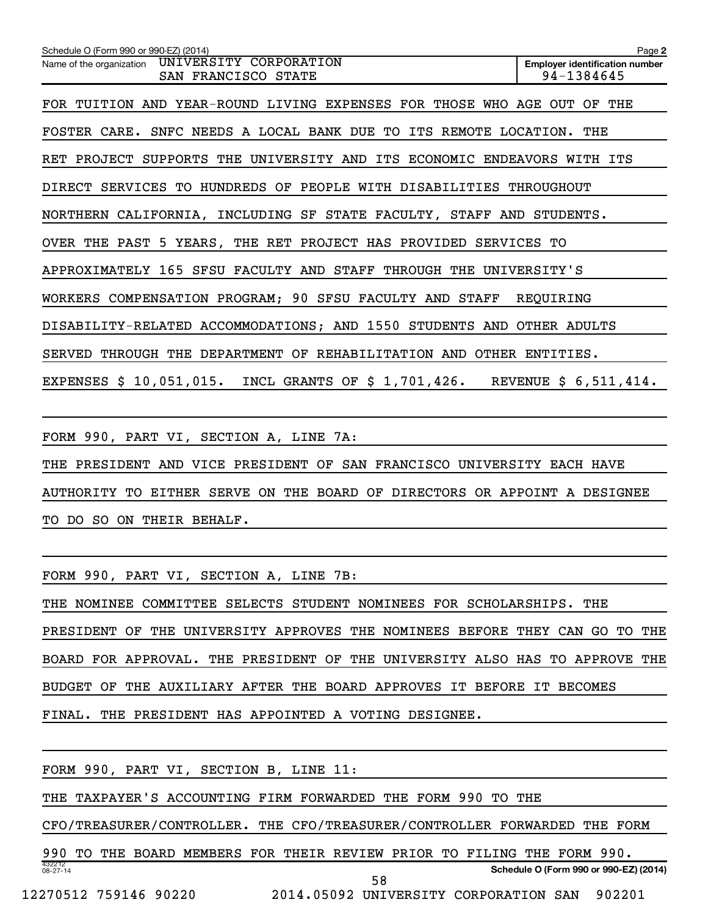Schedule O (Form 990 or 990-EZ) (2014)

Name of the organization: UNIVERSITY CORPORATION SAN FRANCISCO STATE

Employer identification number: 94-1384645

FOR TUITION AND YEAR-ROUND LIVING EXPENSES FOR THOSE WHO AGE OUT OF THE FOSTER CARE. SNFC NEEDS A LOCAL BANK DUE TO ITS REMOTE LOCATION. THE RET PROJECT SUPPORTS THE UNIVERSITY AND ITS ECONOMIC ENDEAVORS WITH ITS DIRECT SERVICES TO HUNDREDS OF PEOPLE WITH DISABILITIES THROUGHOUT NORTHERN CALIFORNIA, INCLUDING SF STATE FACULTY, STAFF AND STUDENTS. OVER THE PAST 5 YEARS, THE RET PROJECT HAS PROVIDED SERVICES TO APPROXIMATELY 165 SFSU FACULTY AND STAFF THROUGH THE UNIVERSITY'S WORKERS COMPENSATION PROGRAM; 90 SFSU FACULTY AND STAFF REQUIRING DISABILITY-RELATED ACCOMMODATIONS; AND 1550 STUDENTS AND OTHER ADULTS SERVED THROUGH THE DEPARTMENT OF REHABILITATION AND OTHER ENTITIES.

EXPENSES $ 10,051,015. INCL GRANTS OF $ 1,701,426. REVENUE $ 6,511,414.

FORM 990, PART VI, SECTION A, LINE 7A:

THE PRESIDENT AND VICE PRESIDENT OF SAN FRANCISCO UNIVERSITY EACH HAVE AUTHORITY TO EITHER SERVE ON THE BOARD OF DIRECTORS OR APPOINT A DESIGNEE TO DO SO ON THEIR BEHALF.

FORM 990, PART VI, SECTION A, LINE 7B:

THE NOMINEE COMMITTEE SELECTS STUDENT NOMINEES FOR SCHOLARSHIPS. THE PRESIDENT OF THE UNIVERSITY APPROVES THE NOMINEES BEFORE THEY CAN GO TO THE BOARD FOR APPROVAL. THE PRESIDENT OF THE UNIVERSITY ALSO HAS TO APPROVE THE BUDGET OF THE AUXILIARY AFTER THE BOARD APPROVES IT BEFORE IT BECOMES FINAL. THE PRESIDENT HAS APPOINTED A VOTING DESIGNEE.

FORM 990, PART VI, SECTION B, LINE 11:

THE TAXPAYER'S ACCOUNTING FIRM FORWARDED THE FORM 990 TO THE CFO/TREASURER/CONTROLLER. THE CFO/TREASURER/CONTROLLER FORWARDED THE FORM 990 TO THE BOARD MEMBERS FOR THEIR REVIEW PRIOR TO FILING THE FORM 990.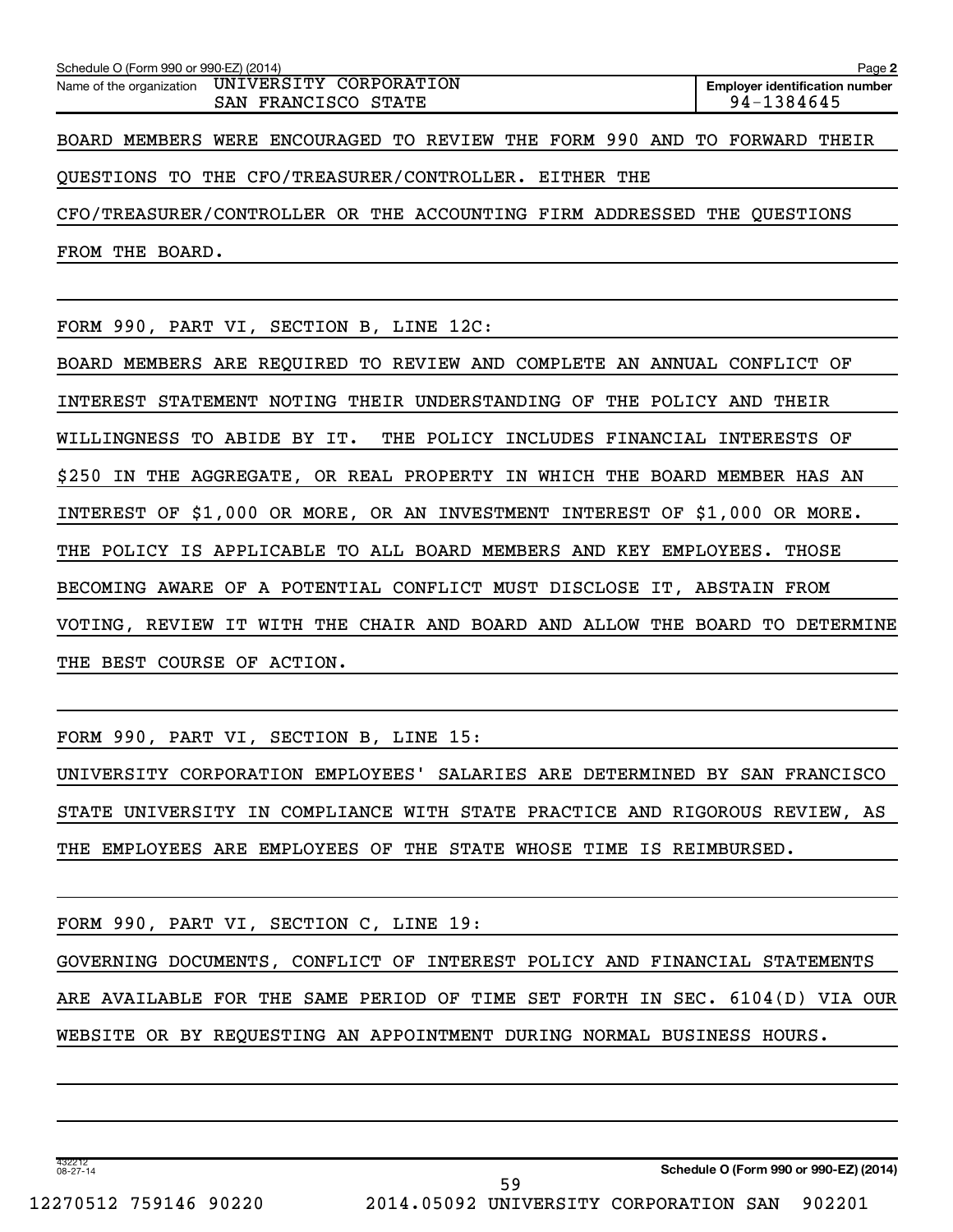Schedule O (Form 990 or 990-EZ) (2014)

Name of the organization UNIVERSITY CORPORATION SAN FRANCISCO STATE

Employer identification number 94-1384645

BOARD MEMBERS WERE ENCOURAGED TO REVIEW THE FORM 990 AND TO FORWARD THEIR QUESTIONS TO THE CFO/TREASURER/CONTROLLER. EITHER THE CFO/TREASURER/CONTROLLER OR THE ACCOUNTING FIRM ADDRESSED THE QUESTIONS FROM THE BOARD.

FORM 990, PART VI, SECTION B, LINE 12C:

BOARD MEMBERS ARE REQUIRED TO REVIEW AND COMPLETE AN ANNUAL CONFLICT OF INTEREST STATEMENT NOTING THEIR UNDERSTANDING OF THE POLICY AND THEIR WILLINGNESS TO ABIDE BY IT. THE POLICY INCLUDES FINANCIAL INTERESTS OF $250 IN THE AGGREGATE, OR REAL PROPERTY IN WHICH THE BOARD MEMBER HAS AN INTEREST OF $1,000 OR MORE, OR AN INVESTMENT INTEREST OF $1,000 OR MORE. THE POLICY IS APPLICABLE TO ALL BOARD MEMBERS AND KEY EMPLOYEES. THOSE BECOMING AWARE OF A POTENTIAL CONFLICT MUST DISCLOSE IT, ABSTAIN FROM VOTING, REVIEW IT WITH THE CHAIR AND BOARD AND ALLOW THE BOARD TO DETERMINE THE BEST COURSE OF ACTION.

FORM 990, PART VI, SECTION B, LINE 15:

UNIVERSITY CORPORATION EMPLOYEES' SALARIES ARE DETERMINED BY SAN FRANCISCO STATE UNIVERSITY IN COMPLIANCE WITH STATE PRACTICE AND RIGOROUS REVIEW, AS THE EMPLOYEES ARE EMPLOYEES OF THE STATE WHOSE TIME IS REIMBURSED.

FORM 990, PART VI, SECTION C, LINE 19:

GOVERNING DOCUMENTS, CONFLICT OF INTEREST POLICY AND FINANCIAL STATEMENTS ARE AVAILABLE FOR THE SAME PERIOD OF TIME SET FORTH IN SEC. 6104(D) VIA OUR WEBSITE OR BY REQUESTING AN APPOINTMENT DURING NORMAL BUSINESS HOURS.

432212 08-27-14

Schedule O (Form 990 or 990-EZ) (2014)

12270512 759146 90220 2014.05092 UNIVERSITY CORPORATION SAN 902201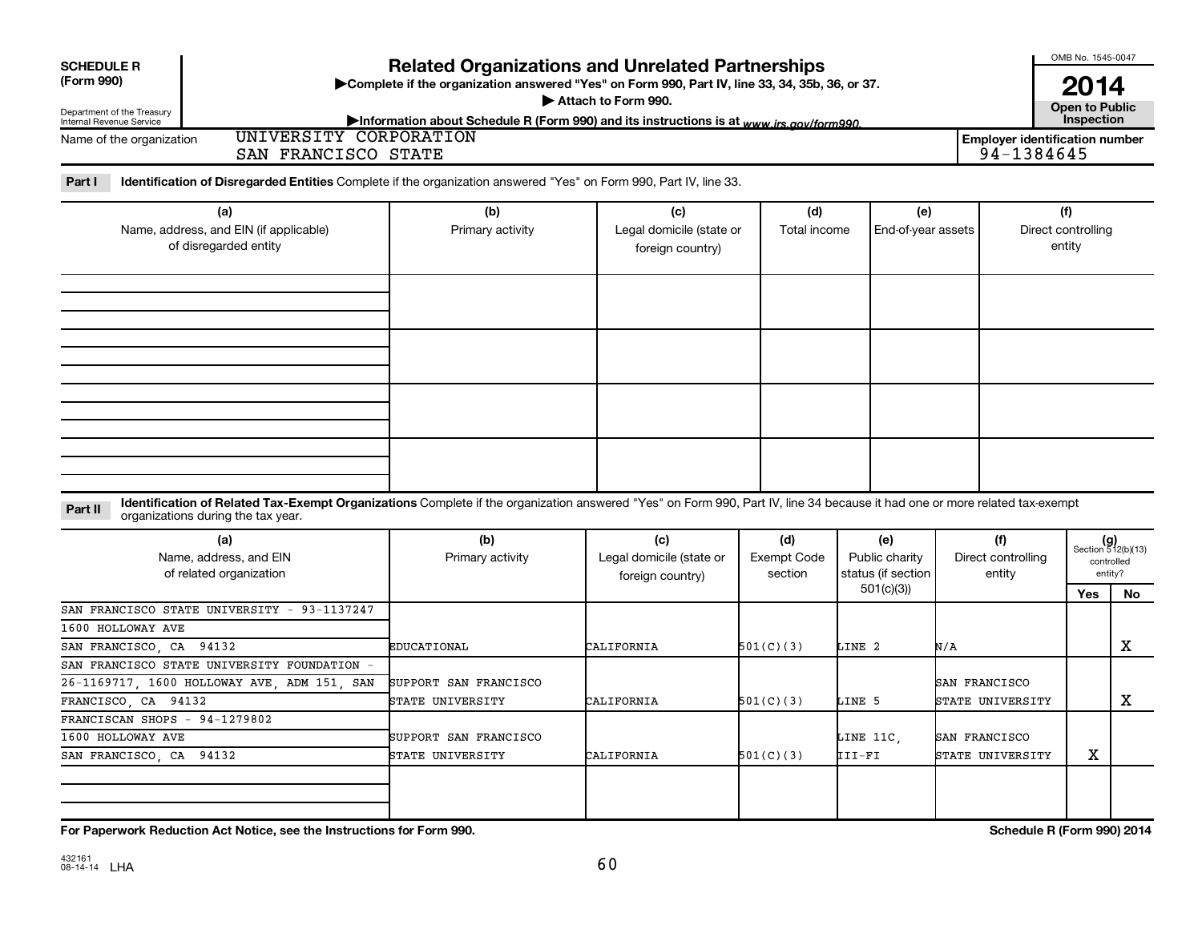**SCHEDULE R**
**(Form 990)**

Department of the Treasury
Internal Revenue Service

# Related Organizations and Unrelated Partnerships

▶Complete if the organization answered "Yes" on Form 990, Part IV, line 33, 34, 35b, 36, or 37.
▶ Attach to Form 990.
▶Information about Schedule R (Form 990) and its instructions is at www.irs.gov/form990.

OMB No. 1545-0047

**2014**

**Open to Public Inspection**

Name of the organization: UNIVERSITY CORPORATION SAN FRANCISCO STATE

**Employer identification number** 94-1384645

**Part I** **Identification of Disregarded Entities** Complete if the organization answered "Yes" on Form 990, Part IV, line 33.

| (a) Name, address, and EIN (if applicable) of disregarded entity | (b) Primary activity | (c) Legal domicile (state or foreign country) | (d) Total income | (e) End-of-year assets | (f) Direct controlling entity |
|---|---|---|---|---|---|
| | | | | | |
| | | | | | |
| | | | | | |
| | | | | | |

**Part II** **Identification of Related Tax-Exempt Organizations** Complete if the organization answered "Yes" on Form 990, Part IV, line 34 because it had one or more related tax-exempt organizations during the tax year.

| (a) Name, address, and EIN of related organization | (b) Primary activity | (c) Legal domicile (state or foreign country) | (d) Exempt Code section | (e) Public charity status (if section 501(c)(3)) | (f) Direct controlling entity | (g) Section 512(b)(13) controlled entity? Yes | No |
|---|---|---|---|---|---|---|---|
| SAN FRANCISCO STATE UNIVERSITY - 93-1137247, 1600 HOLLOWAY AVE, SAN FRANCISCO, CA 94132 | EDUCATIONAL | CALIFORNIA | 501(C)(3) | LINE 2 | N/A | | X |
| SAN FRANCISCO STATE UNIVERSITY FOUNDATION - 26-1169717, 1600 HOLLOWAY AVE, ADM 151, SAN FRANCISCO, CA 94132 | SUPPORT SAN FRANCISCO STATE UNIVERSITY | CALIFORNIA | 501(C)(3) | LINE 5 | SAN FRANCISCO STATE UNIVERSITY | | X |
| FRANCISCAN SHOPS - 94-1279802, 1600 HOLLOWAY AVE, SAN FRANCISCO, CA 94132 | SUPPORT SAN FRANCISCO STATE UNIVERSITY | CALIFORNIA | 501(C)(3) | LINE 11C, III-FI | SAN FRANCISCO STATE UNIVERSITY | X | |
| | | | | | | | |

**For Paperwork Reduction Act Notice, see the Instructions for Form 990.** **Schedule R (Form 990) 2014**

432161 08-14-14 LHA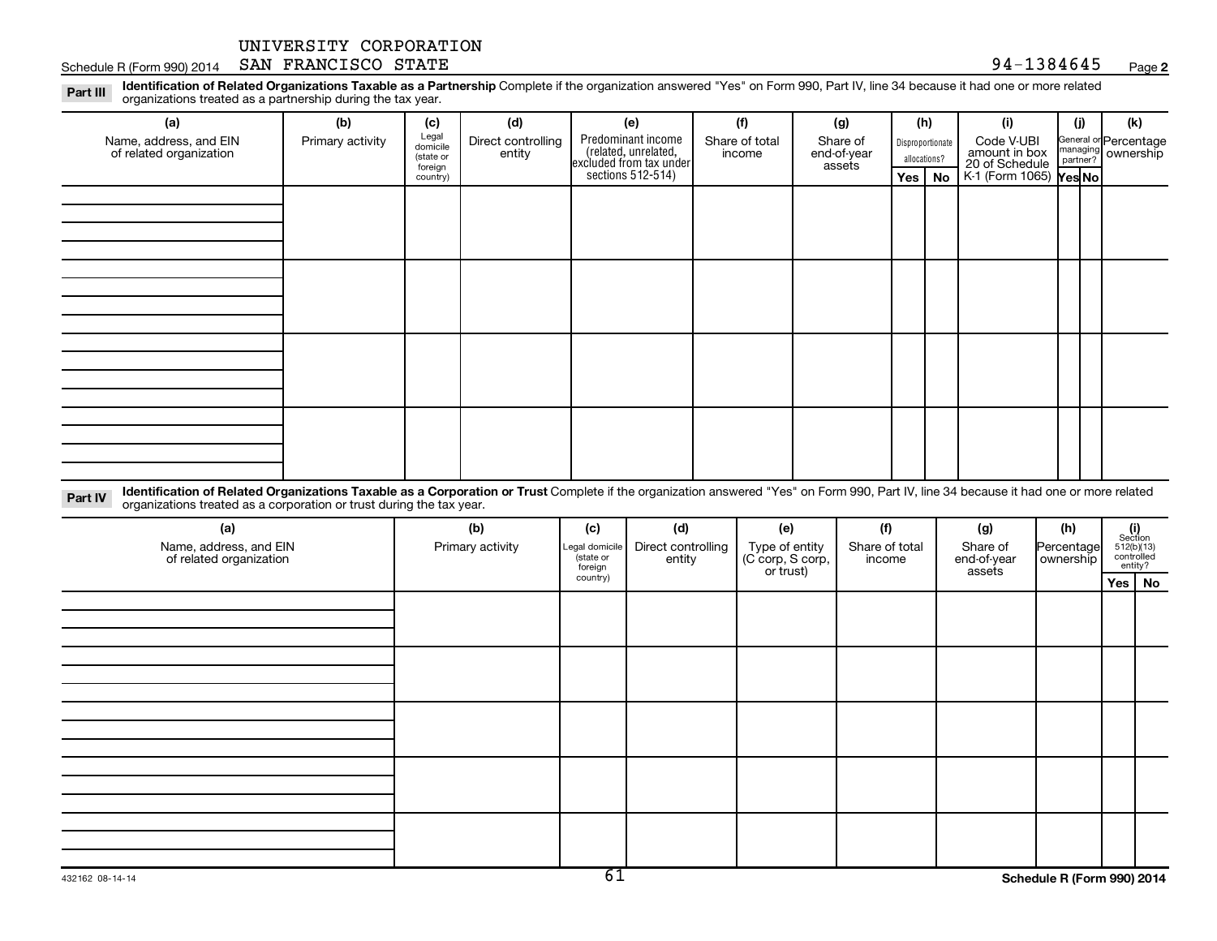UNIVERSITY CORPORATION
Schedule R (Form 990) 2014 SAN FRANCISCO STATE 94-1384645 Page 2

**Part III** **Identification of Related Organizations Taxable as a Partnership** Complete if the organization answered "Yes" on Form 990, Part IV, line 34 because it had one or more related organizations treated as a partnership during the tax year.

| (a) Name, address, and EIN of related organization | (b) Primary activity | (c) Legal domicile (state or foreign country) | (d) Direct controlling entity | (e) Predominant income (related, unrelated, excluded from tax under sections 512-514) | (f) Share of total income | (g) Share of end-of-year assets | (h) Disproportionate allocations? Yes | No | (i) Code V-UBI amount in box 20 of Schedule K-1 (Form 1065) | (j) General or managing partner? Yes | No | (k) Percentage ownership |
|---|---|---|---|---|---|---|---|---|---|---|---|---|
| | | | | | | | | | | | | |
| | | | | | | | | | | | | |
| | | | | | | | | | | | | |
| | | | | | | | | | | | | |

**Part IV** **Identification of Related Organizations Taxable as a Corporation or Trust** Complete if the organization answered "Yes" on Form 990, Part IV, line 34 because it had one or more related organizations treated as a corporation or trust during the tax year.

| (a) Name, address, and EIN of related organization | (b) Primary activity | (c) Legal domicile (state or foreign country) | (d) Direct controlling entity | (e) Type of entity (C corp, S corp, or trust) | (f) Share of total income | (g) Share of end-of-year assets | (h) Percentage ownership | (i) Section 512(b)(13) controlled entity? Yes | No |
|---|---|---|---|---|---|---|---|---|---|
| | | | | | | | | | |
| | | | | | | | | | |
| | | | | | | | | | |
| | | | | | | | | | |
| | | | | | | | | | |

432162 08-14-14 Schedule R (Form 990) 2014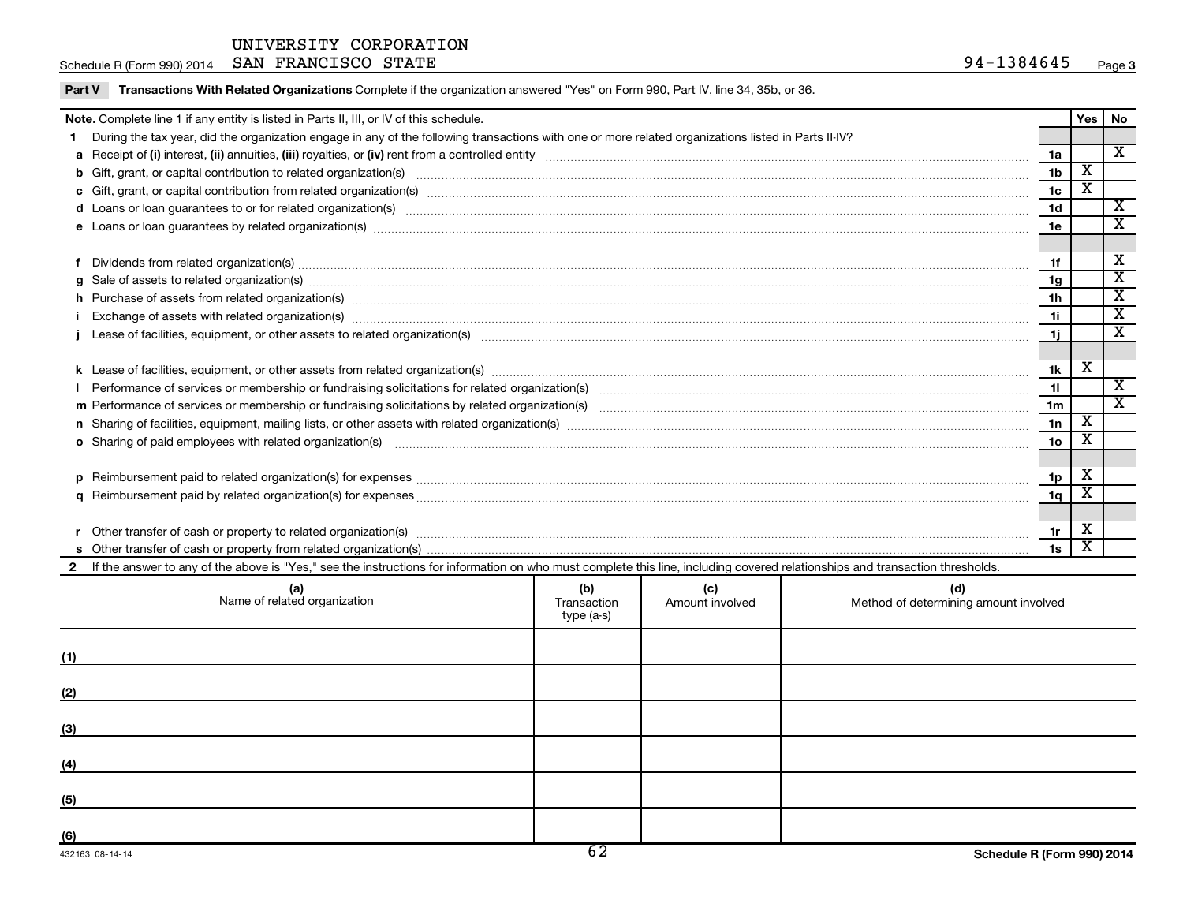UNIVERSITY CORPORATION
SAN FRANCISCO STATE 94-1384645

Schedule R (Form 990) 2014

**Part V** **Transactions With Related Organizations** Complete if the organization answered "Yes" on Form 990, Part IV, line 34, 35b, or 36.

| **Note.** Complete line 1 if any entity is listed in Parts II, III, or IV of this schedule. | | Yes | No |
|---|---|---|---|
| **1** During the tax year, did the organization engage in any of the following transactions with one or more related organizations listed in Parts II-IV? | | | |
| **a** Receipt of **(i)** interest, **(ii)** annuities, **(iii)** royalties, or **(iv)** rent from a controlled entity | 1a | | X |
| **b** Gift, grant, or capital contribution to related organization(s) | 1b | X | |
| **c** Gift, grant, or capital contribution from related organization(s) | 1c | X | |
| **d** Loans or loan guarantees to or for related organization(s) | 1d | | X |
| **e** Loans or loan guarantees by related organization(s) | 1e | | X |
| **f** Dividends from related organization(s) | 1f | | X |
| **g** Sale of assets to related organization(s) | 1g | | X |
| **h** Purchase of assets from related organization(s) | 1h | | X |
| **i** Exchange of assets with related organization(s) | 1i | | X |
| **j** Lease of facilities, equipment, or other assets to related organization(s) | 1j | | X |
| **k** Lease of facilities, equipment, or other assets from related organization(s) | 1k | X | |
| **l** Performance of services or membership or fundraising solicitations for related organization(s) | 1l | | X |
| **m** Performance of services or membership or fundraising solicitations by related organization(s) | 1m | | X |
| **n** Sharing of facilities, equipment, mailing lists, or other assets with related organization(s) | 1n | X | |
| **o** Sharing of paid employees with related organization(s) | 1o | X | |
| **p** Reimbursement paid to related organization(s) for expenses | 1p | X | |
| **q** Reimbursement paid by related organization(s) for expenses | 1q | X | |
| **r** Other transfer of cash or property to related organization(s) | 1r | X | |
| **s** Other transfer of cash or property from related organization(s) | 1s | X | |

**2** If the answer to any of the above is "Yes," see the instructions for information on who must complete this line, including covered relationships and transaction thresholds.

| | (a) Name of related organization | (b) Transaction type (a-s) | (c) Amount involved | (d) Method of determining amount involved |
|---|---|---|---|---|
| (1) | | | | |
| (2) | | | | |
| (3) | | | | |
| (4) | | | | |
| (5) | | | | |
| (6) | | | | |

432163 08-14-14

Schedule R (Form 990) 2014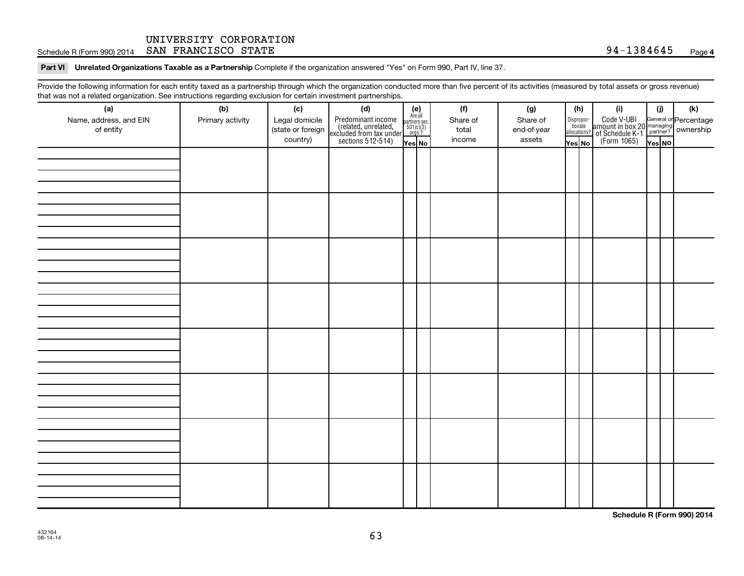UNIVERSITY CORPORATION
Schedule R (Form 990) 2014 SAN FRANCISCO STATE 94-1384645 Page **4**

**Part VI** **Unrelated Organizations Taxable as a Partnership** Complete if the organization answered "Yes" on Form 990, Part IV, line 37.

Provide the following information for each entity taxed as a partnership through which the organization conducted more than five percent of its activities (measured by total assets or gross revenue) that was not a related organization. See instructions regarding exclusion for certain investment partnerships.

| (a) Name, address, and EIN of entity | (b) Primary activity | (c) Legal domicile (state or foreign country) | (d) Predominant income (related, unrelated, excluded from tax under sections 512-514) | (e) Are all partners sec. 501(c)(3) orgs.? Yes | (e) No | (f) Share of total income | (g) Share of end-of-year assets | (h) Disproportionate allocations? Yes | (h) No | (i) Code V-UBI amount in box 20 of Schedule K-1 (Form 1065) | (j) General or managing partner? Yes | (j) No | (k) Percentage ownership |
|---|---|---|---|---|---|---|---|---|---|---|---|---|---|
| | | | | | | | | | | | | | |
| | | | | | | | | | | | | | |
| | | | | | | | | | | | | | |
| | | | | | | | | | | | | | |
| | | | | | | | | | | | | | |
| | | | | | | | | | | | | | |
| | | | | | | | | | | | | | |
| | | | | | | | | | | | | | |

**Schedule R (Form 990) 2014**

432164
08-14-14